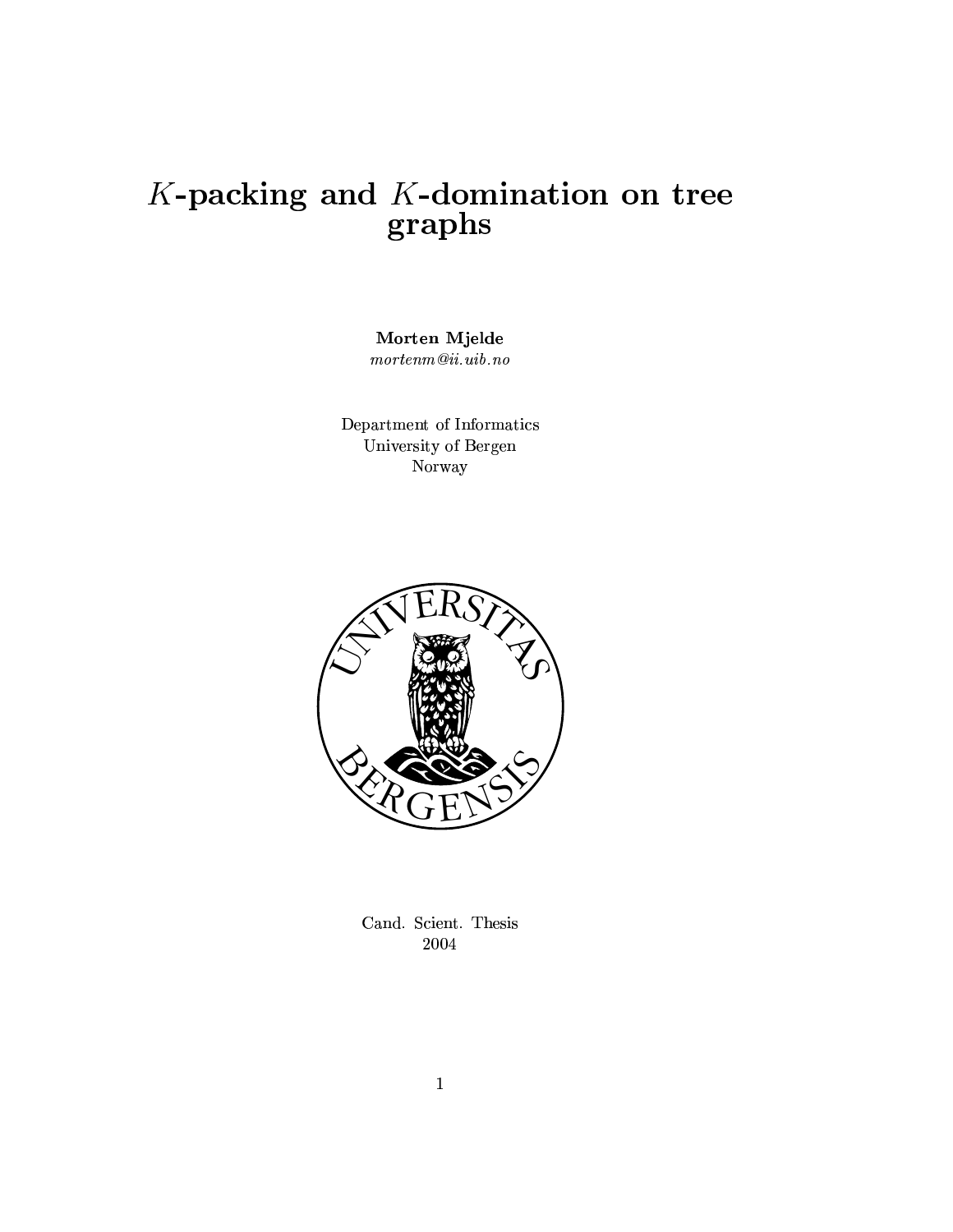# $K$-packing and $K$-domination on tree graphs

**Morten Mjelde**

*mortenm@ii.uib.no*

Department of Informatics
University of Bergen
Norway

Cand. Scient. Thesis
2004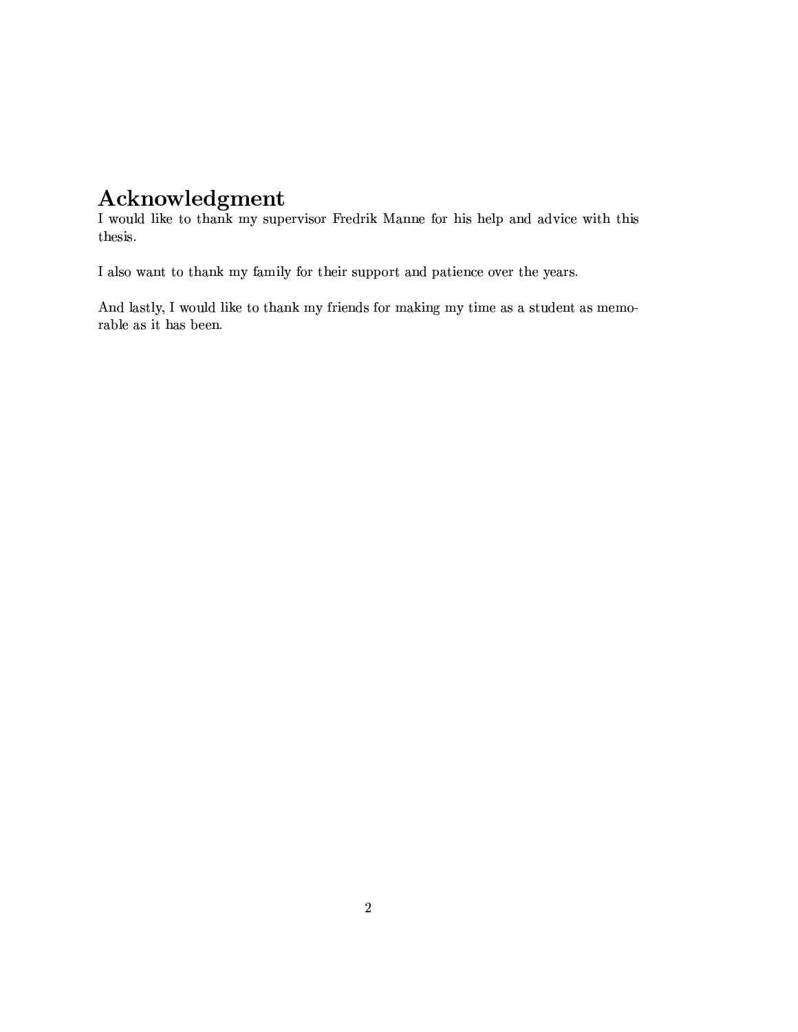# Acknowledgment

I would like to thank my supervisor Fredrik Manne for his help and advice with this thesis.

I also want to thank my family for their support and patience over the years.

And lastly, I would like to thank my friends for making my time as a student as memorable as it has been.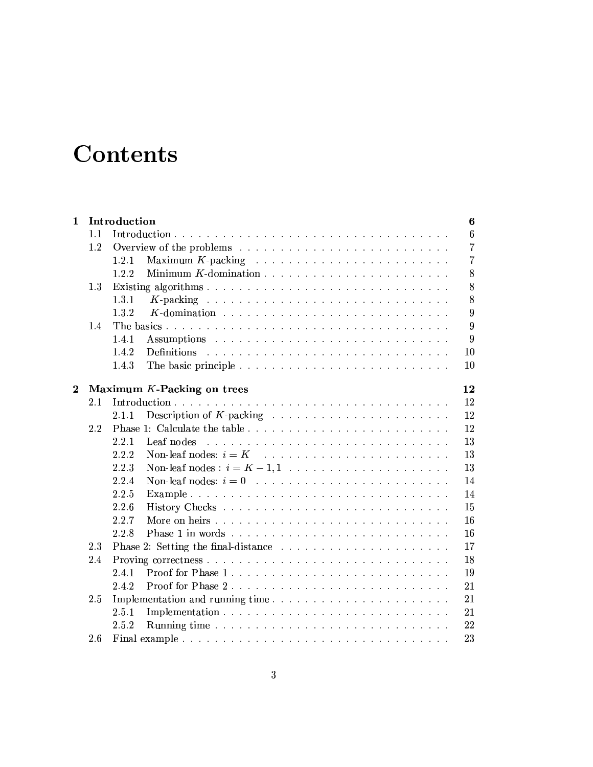# Contents

**1 Introduction** — 6

- 1.1 Introduction — 6
- 1.2 Overview of the problems — 7
  - 1.2.1 Maximum $K$-packing — 7
  - 1.2.2 Minimum $K$-domination — 8
- 1.3 Existing algorithms — 8
  - 1.3.1 $K$-packing — 8
  - 1.3.2 $K$-domination — 9
- 1.4 The basics — 9
  - 1.4.1 Assumptions — 9
  - 1.4.2 Definitions — 10
  - 1.4.3 The basic principle — 10

**2 Maximum $K$-Packing on trees** — 12

- 2.1 Introduction — 12
  - 2.1.1 Description of $K$-packing — 12
- 2.2 Phase 1: Calculate the table — 12
  - 2.2.1 Leaf nodes — 13
  - 2.2.2 Non-leaf nodes: $i = K$ — 13
  - 2.2.3 Non-leaf nodes : $i = K - 1, 1$ — 13
  - 2.2.4 Non-leaf nodes: $i = 0$ — 14
  - 2.2.5 Example — 14
  - 2.2.6 History Checks — 15
  - 2.2.7 More on heirs — 16
  - 2.2.8 Phase 1 in words — 16
- 2.3 Phase 2: Setting the final-distance — 17
- 2.4 Proving correctness — 18
  - 2.4.1 Proof for Phase 1 — 19
  - 2.4.2 Proof for Phase 2 — 21
- 2.5 Implementation and running time — 21
  - 2.5.1 Implementation — 21
  - 2.5.2 Running time — 22
- 2.6 Final example — 23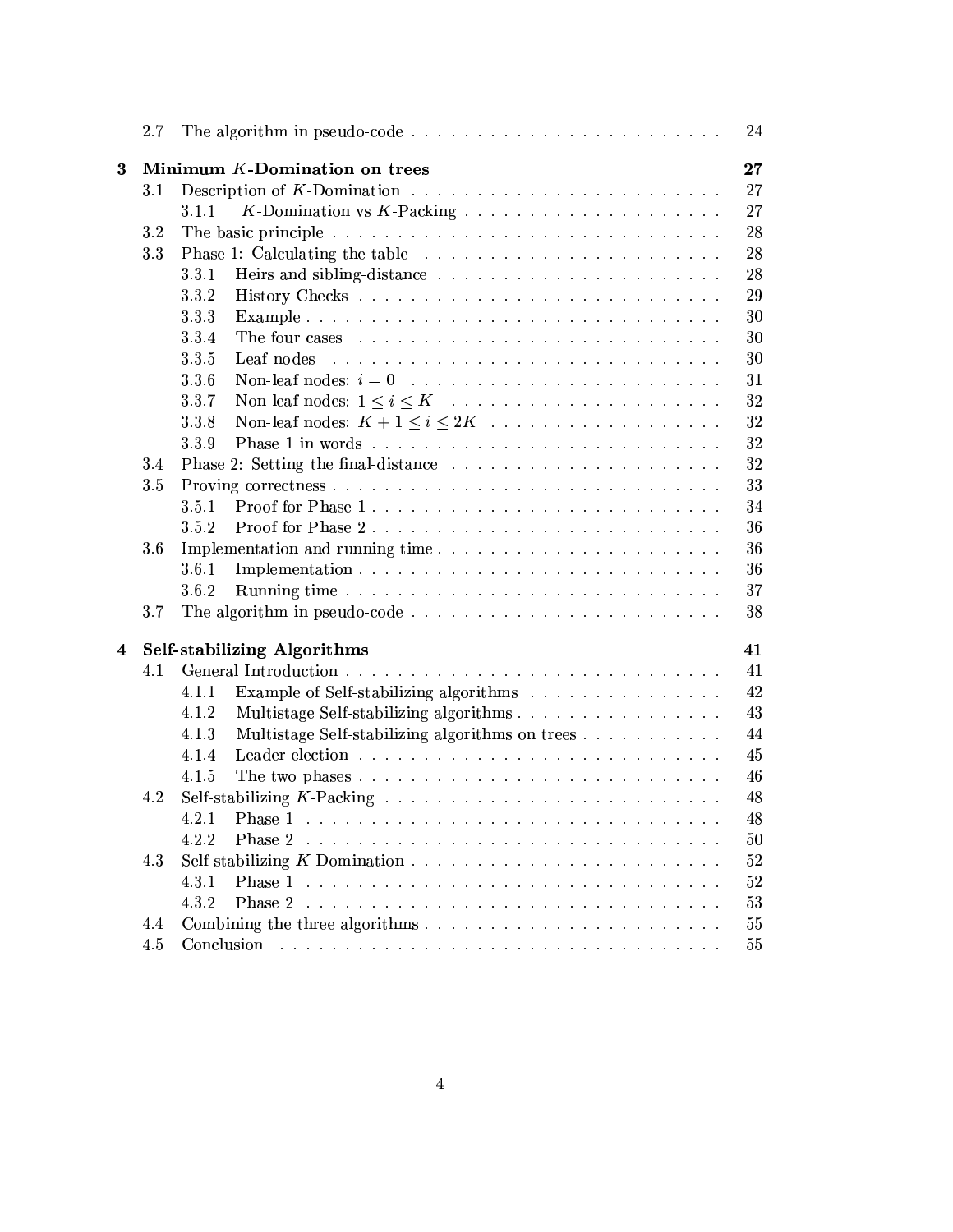| | | |
|---|---|---|
| 2.7 | The algorithm in pseudo-code | 24 |
| **3** | **Minimum $K$-Domination on trees** | **27** |
| 3.1 | Description of $K$-Domination | 27 |
| 3.1.1 | $K$-Domination vs $K$-Packing | 27 |
| 3.2 | The basic principle | 28 |
| 3.3 | Phase 1: Calculating the table | 28 |
| 3.3.1 | Heirs and sibling-distance | 28 |
| 3.3.2 | History Checks | 29 |
| 3.3.3 | Example | 30 |
| 3.3.4 | The four cases | 30 |
| 3.3.5 | Leaf nodes | 30 |
| 3.3.6 | Non-leaf nodes: $i = 0$ | 31 |
| 3.3.7 | Non-leaf nodes: $1 \leq i \leq K$ | 32 |
| 3.3.8 | Non-leaf nodes: $K + 1 \leq i \leq 2K$ | 32 |
| 3.3.9 | Phase 1 in words | 32 |
| 3.4 | Phase 2: Setting the final-distance | 32 |
| 3.5 | Proving correctness | 33 |
| 3.5.1 | Proof for Phase 1 | 34 |
| 3.5.2 | Proof for Phase 2 | 36 |
| 3.6 | Implementation and running time | 36 |
| 3.6.1 | Implementation | 36 |
| 3.6.2 | Running time | 37 |
| 3.7 | The algorithm in pseudo-code | 38 |
| **4** | **Self-stabilizing Algorithms** | **41** |
| 4.1 | General Introduction | 41 |
| 4.1.1 | Example of Self-stabilizing algorithms | 42 |
| 4.1.2 | Multistage Self-stabilizing algorithms | 43 |
| 4.1.3 | Multistage Self-stabilizing algorithms on trees | 44 |
| 4.1.4 | Leader election | 45 |
| 4.1.5 | The two phases | 46 |
| 4.2 | Self-stabilizing $K$-Packing | 48 |
| 4.2.1 | Phase 1 | 48 |
| 4.2.2 | Phase 2 | 50 |
| 4.3 | Self-stabilizing $K$-Domination | 52 |
| 4.3.1 | Phase 1 | 52 |
| 4.3.2 | Phase 2 | 53 |
| 4.4 | Combining the three algorithms | 55 |
| 4.5 | Conclusion | 55 |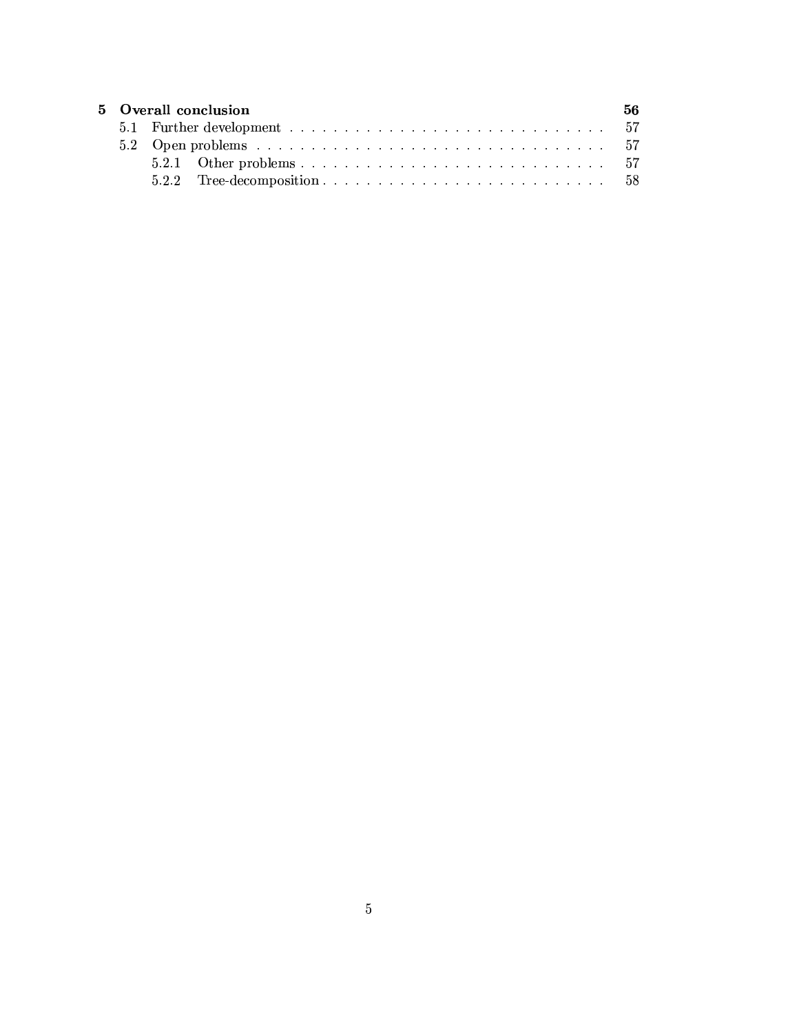**5 Overall conclusion** **56**

- 5.1 Further development . . . . . . . . . . . . . . . . . . . . . . . . . . . . . . 57
- 5.2 Open problems . . . . . . . . . . . . . . . . . . . . . . . . . . . . . . . . . 57
  - 5.2.1 Other problems . . . . . . . . . . . . . . . . . . . . . . . . . . . . 57
  - 5.2.2 Tree-decomposition . . . . . . . . . . . . . . . . . . . . . . . . . 58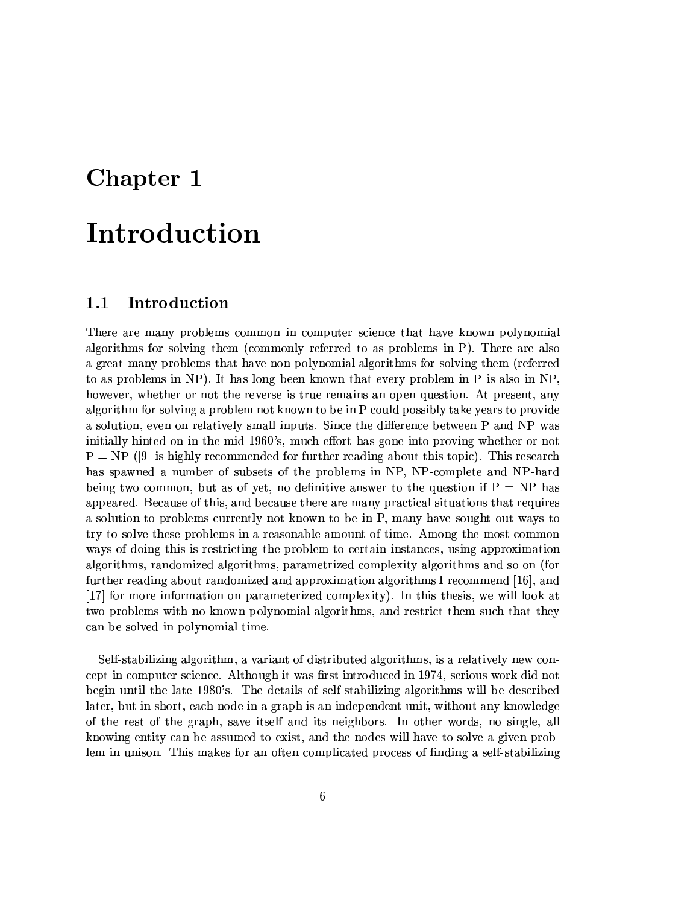# Chapter 1

# Introduction

## 1.1 Introduction

There are many problems common in computer science that have known polynomial algorithms for solving them (commonly referred to as problems in P). There are also a great many problems that have non-polynomial algorithms for solving them (referred to as problems in NP). It has long been known that every problem in P is also in NP, however, whether or not the reverse is true remains an open question. At present, any algorithm for solving a problem not known to be in P could possibly take years to provide a solution, even on relatively small inputs. Since the difference between P and NP was initially hinted on in the mid 1960's, much effort has gone into proving whether or not P = NP ([9] is highly recommended for further reading about this topic). This research has spawned a number of subsets of the problems in NP, NP-complete and NP-hard being two common, but as of yet, no definitive answer to the question if P = NP has appeared. Because of this, and because there are many practical situations that requires a solution to problems currently not known to be in P, many have sought out ways to try to solve these problems in a reasonable amount of time. Among the most common ways of doing this is restricting the problem to certain instances, using approximation algorithms, randomized algorithms, parametrized complexity algorithms and so on (for further reading about randomized and approximation algorithms I recommend [16], and [17] for more information on parameterized complexity). In this thesis, we will look at two problems with no known polynomial algorithms, and restrict them such that they can be solved in polynomial time.

Self-stabilizing algorithm, a variant of distributed algorithms, is a relatively new concept in computer science. Although it was first introduced in 1974, serious work did not begin until the late 1980's. The details of self-stabilizing algorithms will be described later, but in short, each node in a graph is an independent unit, without any knowledge of the rest of the graph, save itself and its neighbors. In other words, no single, all knowing entity can be assumed to exist, and the nodes will have to solve a given problem in unison. This makes for an often complicated process of finding a self-stabilizing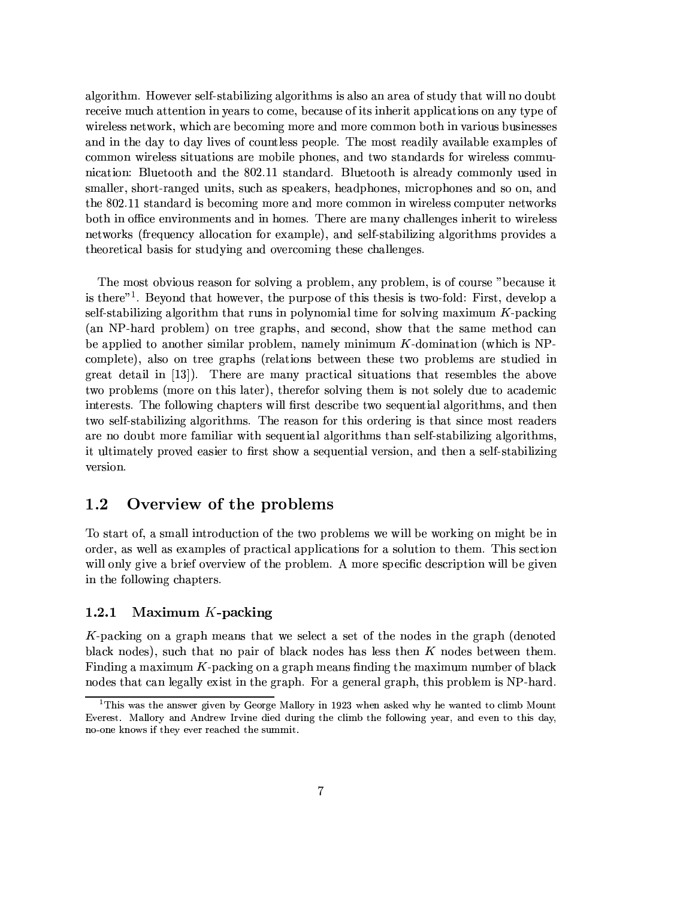algorithm. However self-stabilizing algorithms is also an area of study that will no doubt receive much attention in years to come, because of its inherit applications on any type of wireless network, which are becoming more and more common both in various businesses and in the day to day lives of countless people. The most readily available examples of common wireless situations are mobile phones, and two standards for wireless communication: Bluetooth and the 802.11 standard. Bluetooth is already commonly used in smaller, short-ranged units, such as speakers, headphones, microphones and so on, and the 802.11 standard is becoming more and more common in wireless computer networks both in office environments and in homes. There are many challenges inherit to wireless networks (frequency allocation for example), and self-stabilizing algorithms provides a theoretical basis for studying and overcoming these challenges.

The most obvious reason for solving a problem, any problem, is of course "because it is there"[1]. Beyond that however, the purpose of this thesis is two-fold: First, develop a self-stabilizing algorithm that runs in polynomial time for solving maximum $K$-packing (an NP-hard problem) on tree graphs, and second, show that the same method can be applied to another similar problem, namely minimum $K$-domination (which is NP-complete), also on tree graphs (relations between these two problems are studied in great detail in [13]). There are many practical situations that resembles the above two problems (more on this later), therefor solving them is not solely due to academic interests. The following chapters will first describe two sequential algorithms, and then two self-stabilizing algorithms. The reason for this ordering is that since most readers are no doubt more familiar with sequential algorithms than self-stabilizing algorithms, it ultimately proved easier to first show a sequential version, and then a self-stabilizing version.

## 1.2 Overview of the problems

To start of, a small introduction of the two problems we will be working on might be in order, as well as examples of practical applications for a solution to them. This section will only give a brief overview of the problem. A more specific description will be given in the following chapters.

### 1.2.1 Maximum $K$-packing

$K$-packing on a graph means that we select a set of the nodes in the graph (denoted black nodes), such that no pair of black nodes has less then $K$ nodes between them. Finding a maximum $K$-packing on a graph means finding the maximum number of black nodes that can legally exist in the graph. For a general graph, this problem is NP-hard.

[1] This was the answer given by George Mallory in 1923 when asked why he wanted to climb Mount Everest. Mallory and Andrew Irvine died during the climb the following year, and even to this day, no-one knows if they ever reached the summit.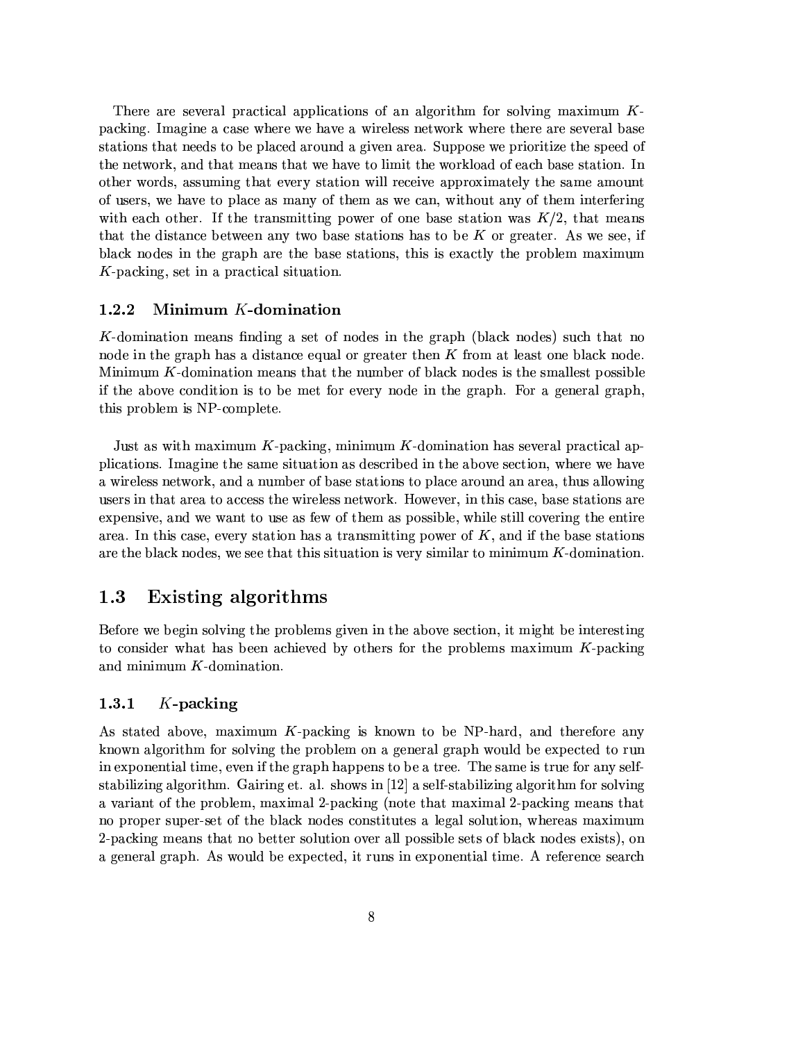There are several practical applications of an algorithm for solving maximum $K$-packing. Imagine a case where we have a wireless network where there are several base stations that needs to be placed around a given area. Suppose we prioritize the speed of the network, and that means that we have to limit the workload of each base station. In other words, assuming that every station will receive approximately the same amount of users, we have to place as many of them as we can, without any of them interfering with each other. If the transmitting power of one base station was $K/2$, that means that the distance between any two base stations has to be $K$ or greater. As we see, if black nodes in the graph are the base stations, this is exactly the problem maximum $K$-packing, set in a practical situation.

### 1.2.2 Minimum $K$-domination

$K$-domination means finding a set of nodes in the graph (black nodes) such that no node in the graph has a distance equal or greater then $K$ from at least one black node. Minimum $K$-domination means that the number of black nodes is the smallest possible if the above condition is to be met for every node in the graph. For a general graph, this problem is NP-complete.

Just as with maximum $K$-packing, minimum $K$-domination has several practical applications. Imagine the same situation as described in the above section, where we have a wireless network, and a number of base stations to place around an area, thus allowing users in that area to access the wireless network. However, in this case, base stations are expensive, and we want to use as few of them as possible, while still covering the entire area. In this case, every station has a transmitting power of $K$, and if the base stations are the black nodes, we see that this situation is very similar to minimum $K$-domination.

## 1.3 Existing algorithms

Before we begin solving the problems given in the above section, it might be interesting to consider what has been achieved by others for the problems maximum $K$-packing and minimum $K$-domination.

### 1.3.1 $K$-packing

As stated above, maximum $K$-packing is known to be NP-hard, and therefore any known algorithm for solving the problem on a general graph would be expected to run in exponential time, even if the graph happens to be a tree. The same is true for any self-stabilizing algorithm. Gairing et. al. shows in [12] a self-stabilizing algorithm for solving a variant of the problem, maximal 2-packing (note that maximal 2-packing means that no proper super-set of the black nodes constitutes a legal solution, whereas maximum 2-packing means that no better solution over all possible sets of black nodes exists), on a general graph. As would be expected, it runs in exponential time. A reference search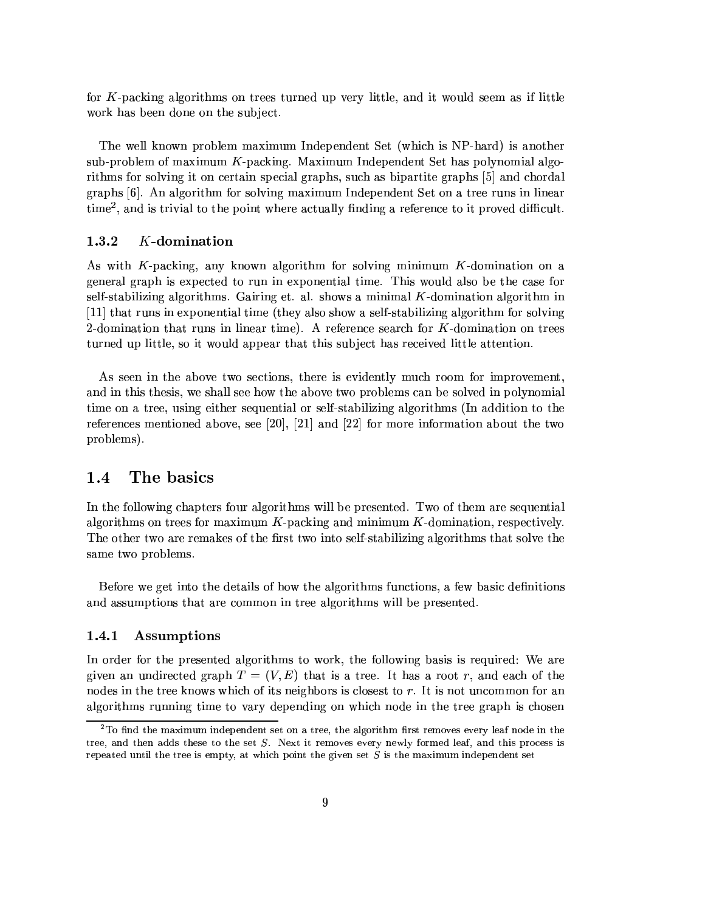for $K$-packing algorithms on trees turned up very little, and it would seem as if little work has been done on the subject.

The well known problem maximum Independent Set (which is NP-hard) is another sub-problem of maximum $K$-packing. Maximum Independent Set has polynomial algorithms for solving it on certain special graphs, such as bipartite graphs [5] and chordal graphs [6]. An algorithm for solving maximum Independent Set on a tree runs in linear time[2], and is trivial to the point where actually finding a reference to it proved difficult.

### 1.3.2 $K$-domination

As with $K$-packing, any known algorithm for solving minimum $K$-domination on a general graph is expected to run in exponential time. This would also be the case for self-stabilizing algorithms. Gairing et. al. shows a minimal $K$-domination algorithm in [11] that runs in exponential time (they also show a self-stabilizing algorithm for solving 2-domination that runs in linear time). A reference search for $K$-domination on trees turned up little, so it would appear that this subject has received little attention.

As seen in the above two sections, there is evidently much room for improvement, and in this thesis, we shall see how the above two problems can be solved in polynomial time on a tree, using either sequential or self-stabilizing algorithms (In addition to the references mentioned above, see [20], [21] and [22] for more information about the two problems).

## 1.4 The basics

In the following chapters four algorithms will be presented. Two of them are sequential algorithms on trees for maximum $K$-packing and minimum $K$-domination, respectively. The other two are remakes of the first two into self-stabilizing algorithms that solve the same two problems.

Before we get into the details of how the algorithms functions, a few basic definitions and assumptions that are common in tree algorithms will be presented.

### 1.4.1 Assumptions

In order for the presented algorithms to work, the following basis is required: We are given an undirected graph $T = (V, E)$ that is a tree. It has a root $r$, and each of the nodes in the tree knows which of its neighbors is closest to $r$. It is not uncommon for an algorithms running time to vary depending on which node in the tree graph is chosen

[2]To find the maximum independent set on a tree, the algorithm first removes every leaf node in the tree, and then adds these to the set $S$. Next it removes every newly formed leaf, and this process is repeated until the tree is empty, at which point the given set $S$ is the maximum independent set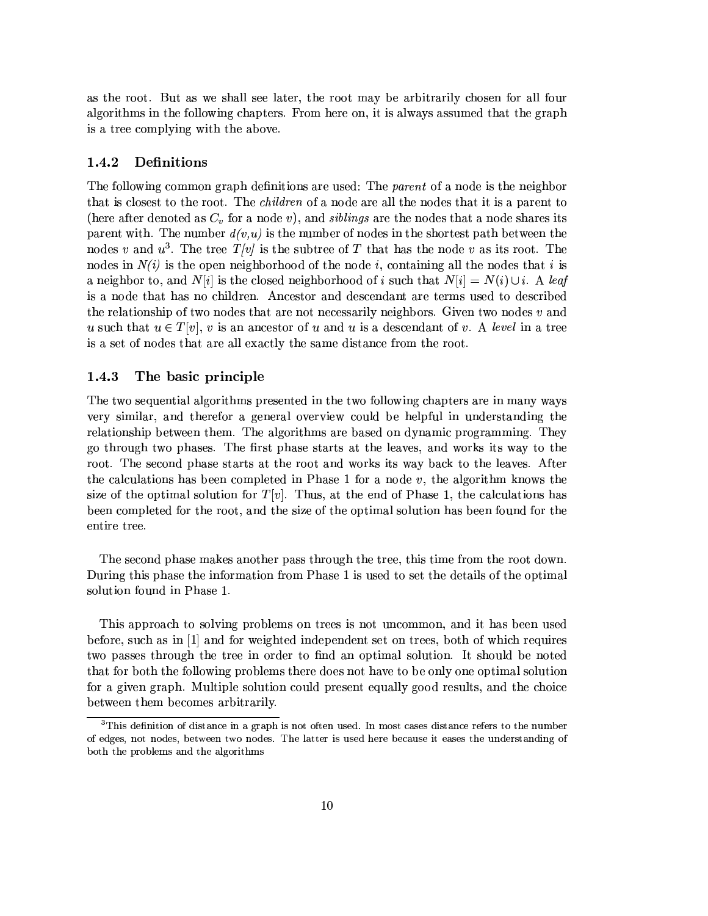as the root. But as we shall see later, the root may be arbitrarily chosen for all four algorithms in the following chapters. From here on, it is always assumed that the graph is a tree complying with the above.

### 1.4.2 Definitions

The following common graph definitions are used: The *parent* of a node is the neighbor that is closest to the root. The *children* of a node are all the nodes that it is a parent to (here after denoted as $C_v$ for a node $v$), and *siblings* are the nodes that a node shares its parent with. The number *d(v,u)* is the number of nodes in the shortest path between the nodes $v$ and $u$[3]. The tree *T[v]* is the subtree of $T$ that has the node $v$ as its root. The nodes in *N(i)* is the open neighborhood of the node $i$, containing all the nodes that $i$ is a neighbor to, and $N[i]$ is the closed neighborhood of $i$ such that $N[i] = N(i) \cup i$. A *leaf* is a node that has no children. Ancestor and descendant are terms used to described the relationship of two nodes that are not necessarily neighbors. Given two nodes $v$ and $u$ such that $u \in T[v]$, $v$ is an ancestor of $u$ and $u$ is a descendant of $v$. A *level* in a tree is a set of nodes that are all exactly the same distance from the root.

### 1.4.3 The basic principle

The two sequential algorithms presented in the two following chapters are in many ways very similar, and therefor a general overview could be helpful in understanding the relationship between them. The algorithms are based on dynamic programming. They go through two phases. The first phase starts at the leaves, and works its way to the root. The second phase starts at the root and works its way back to the leaves. After the calculations has been completed in Phase 1 for a node $v$, the algorithm knows the size of the optimal solution for $T[v]$. Thus, at the end of Phase 1, the calculations has been completed for the root, and the size of the optimal solution has been found for the entire tree.

The second phase makes another pass through the tree, this time from the root down. During this phase the information from Phase 1 is used to set the details of the optimal solution found in Phase 1.

This approach to solving problems on trees is not uncommon, and it has been used before, such as in [1] and for weighted independent set on trees, both of which requires two passes through the tree in order to find an optimal solution. It should be noted that for both the following problems there does not have to be only one optimal solution for a given graph. Multiple solution could present equally good results, and the choice between them becomes arbitrarily.

---

[3] This definition of distance in a graph is not often used. In most cases distance refers to the number of edges, not nodes, between two nodes. The latter is used here because it eases the understanding of both the problems and the algorithms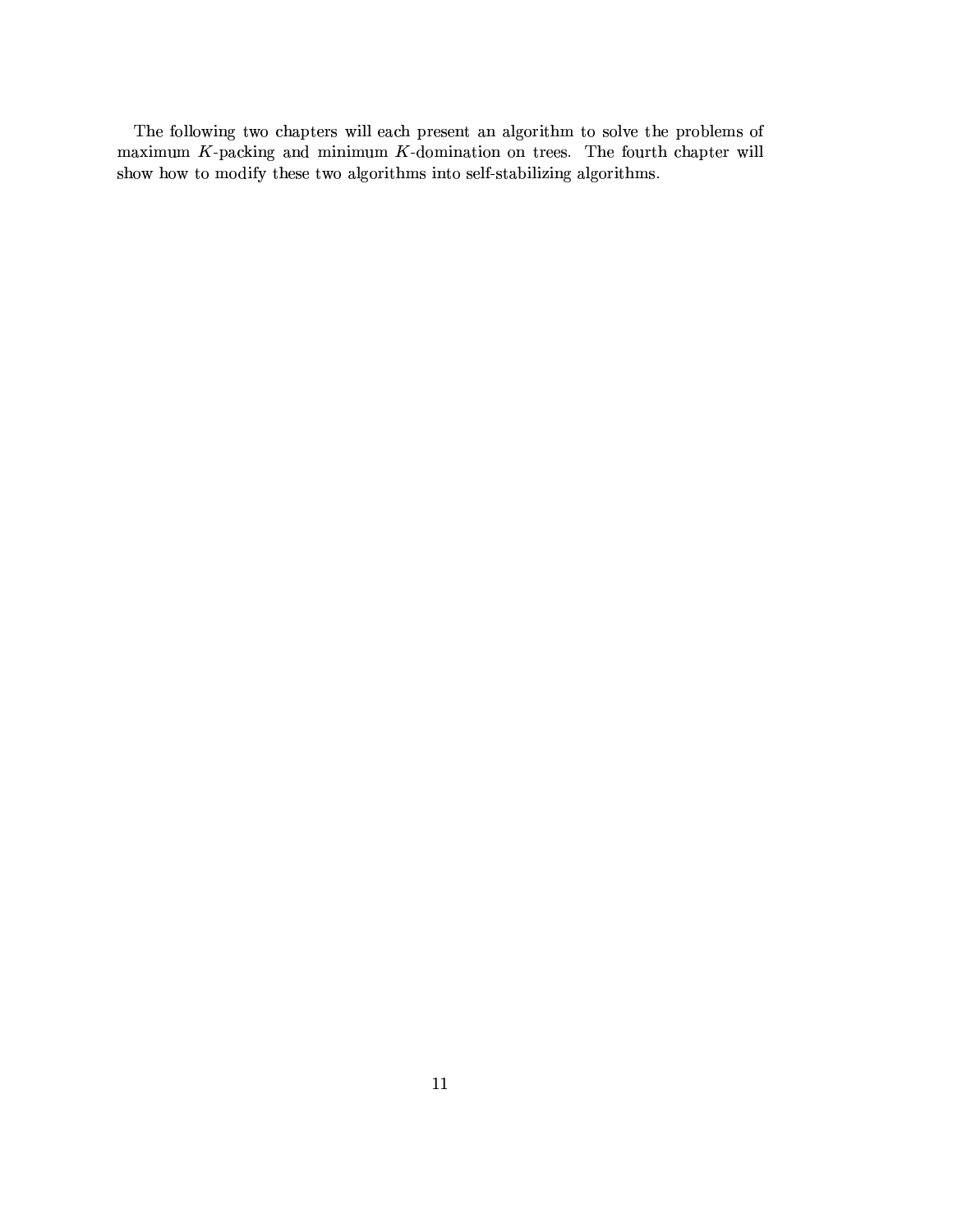The following two chapters will each present an algorithm to solve the problems of maximum $K$-packing and minimum $K$-domination on trees. The fourth chapter will show how to modify these two algorithms into self-stabilizing algorithms.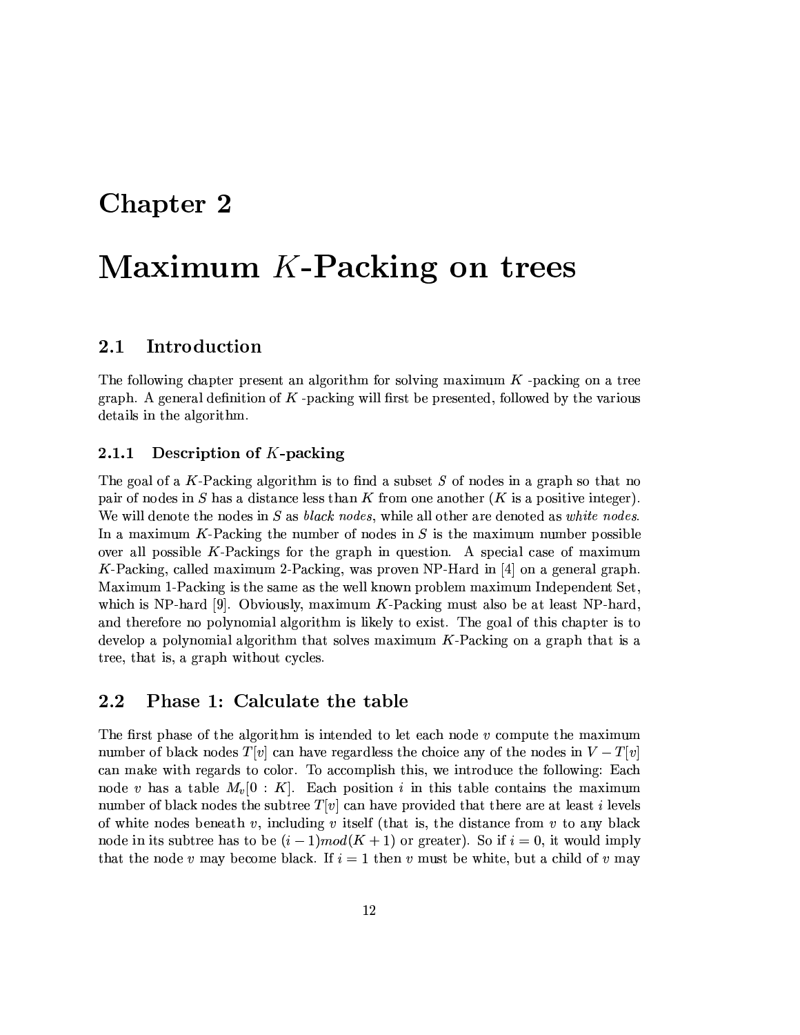# Chapter 2

# Maximum $K$-Packing on trees

## 2.1 Introduction

The following chapter present an algorithm for solving maximum $K$ -packing on a tree graph. A general definition of $K$ -packing will first be presented, followed by the various details in the algorithm.

### 2.1.1 Description of $K$-packing

The goal of a $K$-Packing algorithm is to find a subset $S$ of nodes in a graph so that no pair of nodes in $S$ has a distance less than $K$ from one another ($K$ is a positive integer). We will denote the nodes in $S$ as *black nodes*, while all other are denoted as *white nodes*. In a maximum $K$-Packing the number of nodes in $S$ is the maximum number possible over all possible $K$-Packings for the graph in question. A special case of maximum $K$-Packing, called maximum 2-Packing, was proven NP-Hard in [4] on a general graph. Maximum 1-Packing is the same as the well known problem maximum Independent Set, which is NP-hard [9]. Obviously, maximum $K$-Packing must also be at least NP-hard, and therefore no polynomial algorithm is likely to exist. The goal of this chapter is to develop a polynomial algorithm that solves maximum $K$-Packing on a graph that is a tree, that is, a graph without cycles.

## 2.2 Phase 1: Calculate the table

The first phase of the algorithm is intended to let each node $v$ compute the maximum number of black nodes $T[v]$ can have regardless the choice any of the nodes in $V - T[v]$ can make with regards to color. To accomplish this, we introduce the following: Each node $v$ has a table $M_v[0 : K]$. Each position $i$ in this table contains the maximum number of black nodes the subtree $T[v]$ can have provided that there are at least $i$ levels of white nodes beneath $v$, including $v$ itself (that is, the distance from $v$ to any black node in its subtree has to be $(i-1) mod (K+1)$ or greater). So if $i = 0$, it would imply that the node $v$ may become black. If $i = 1$ then $v$ must be white, but a child of $v$ may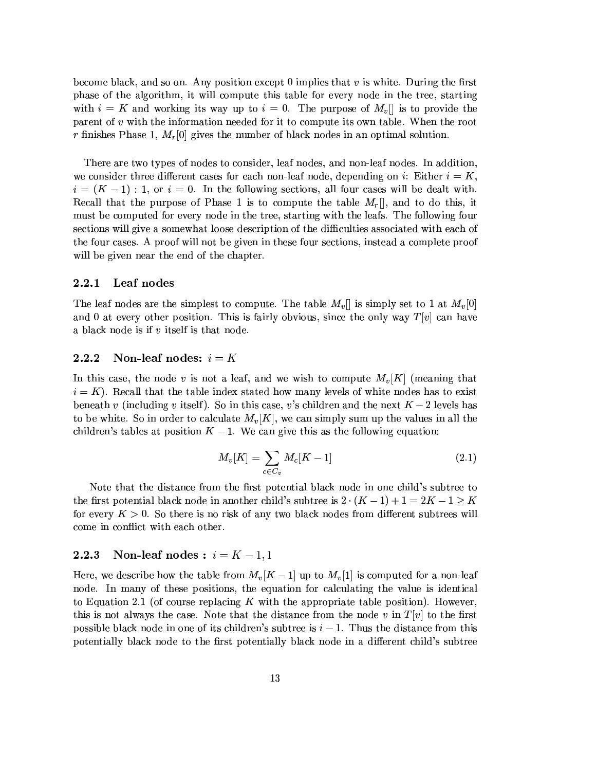become black, and so on. Any position except 0 implies that $v$ is white. During the first phase of the algorithm, it will compute this table for every node in the tree, starting with $i = K$ and working its way up to $i = 0$. The purpose of $M_v[]$ is to provide the parent of $v$ with the information needed for it to compute its own table. When the root $r$ finishes Phase 1, $M_r[0]$ gives the number of black nodes in an optimal solution.

There are two types of nodes to consider, leaf nodes, and non-leaf nodes. In addition, we consider three different cases for each non-leaf node, depending on $i$: Either $i = K$, $i = (K-1) : 1$, or $i = 0$. In the following sections, all four cases will be dealt with. Recall that the purpose of Phase 1 is to compute the table $M_r[]$, and to do this, it must be computed for every node in the tree, starting with the leafs. The following four sections will give a somewhat loose description of the difficulties associated with each of the four cases. A proof will not be given in these four sections, instead a complete proof will be given near the end of the chapter.

### 2.2.1 Leaf nodes

The leaf nodes are the simplest to compute. The table $M_v[]$ is simply set to 1 at $M_v[0]$ and 0 at every other position. This is fairly obvious, since the only way $T[v]$ can have a black node is if $v$ itself is that node.

### 2.2.2 Non-leaf nodes: $i = K$

In this case, the node $v$ is not a leaf, and we wish to compute $M_v[K]$ (meaning that $i = K$). Recall that the table index stated how many levels of white nodes has to exist beneath $v$ (including $v$ itself). So in this case, $v$'s children and the next $K-2$ levels has to be white. So in order to calculate $M_v[K]$, we can simply sum up the values in all the children's tables at position $K-1$. We can give this as the following equation:

$$M_v[K] = \sum_{c \in C_v} M_c[K-1] \tag{2.1}$$

Note that the distance from the first potential black node in one child's subtree to the first potential black node in another child's subtree is $2 \cdot (K-1) + 1 = 2K - 1 \geq K$ for every $K > 0$. So there is no risk of any two black nodes from different subtrees will come in conflict with each other.

### 2.2.3 Non-leaf nodes : $i = K - 1, 1$

Here, we describe how the table from $M_v[K-1]$ up to $M_v[1]$ is computed for a non-leaf node. In many of these positions, the equation for calculating the value is identical to Equation 2.1 (of course replacing $K$ with the appropriate table position). However, this is not always the case. Note that the distance from the node $v$ in $T[v]$ to the first possible black node in one of its children's subtree is $i - 1$. Thus the distance from this potentially black node to the first potentially black node in a different child's subtree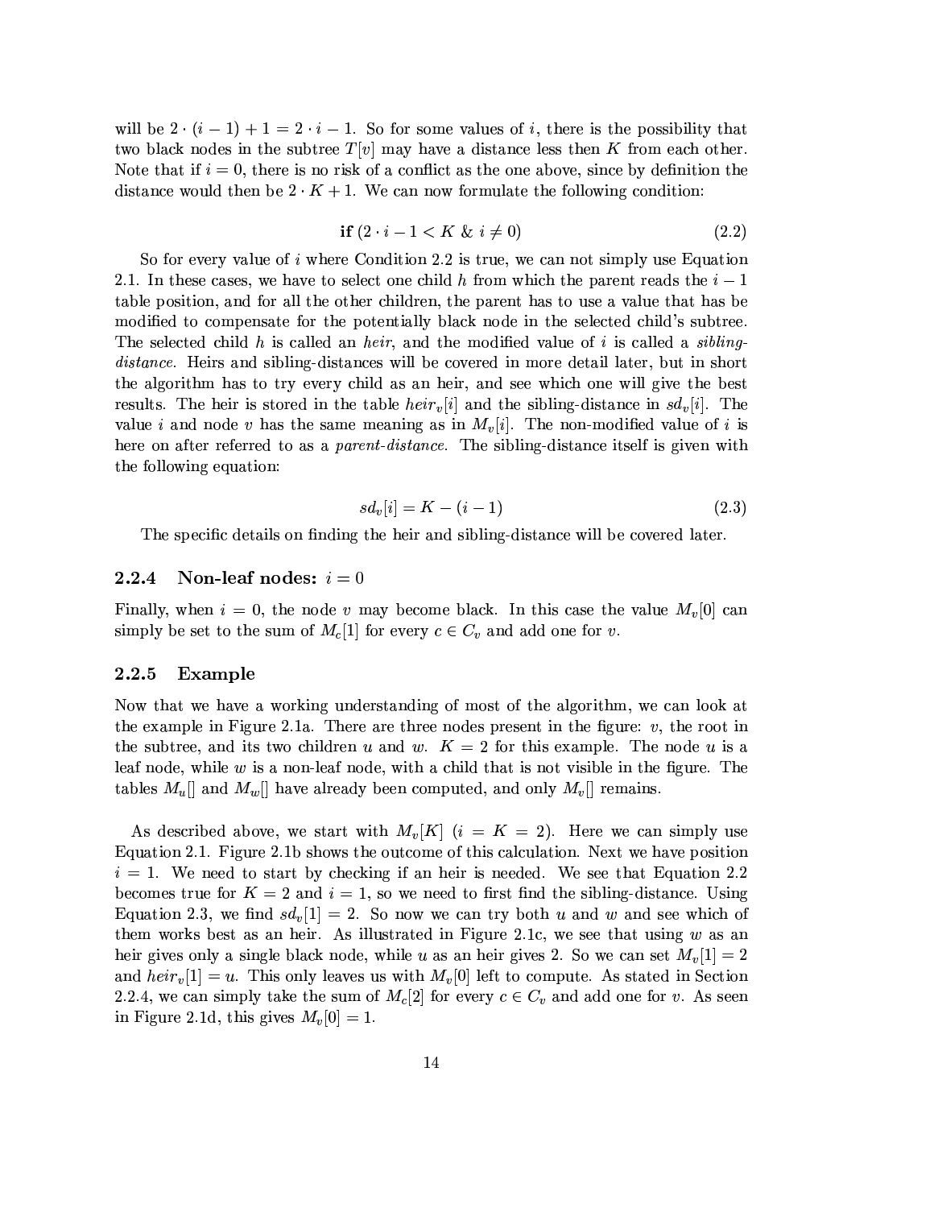will be $2 \cdot (i-1) + 1 = 2 \cdot i - 1$. So for some values of $i$, there is the possibility that two black nodes in the subtree $T[v]$ may have a distance less then $K$ from each other. Note that if $i = 0$, there is no risk of a conflict as the one above, since by definition the distance would then be $2 \cdot K + 1$. We can now formulate the following condition:

$$\textbf{if } (2 \cdot i - 1 < K \ \& \ i \neq 0) \tag{2.2}$$

So for every value of $i$ where Condition 2.2 is true, we can not simply use Equation 2.1. In these cases, we have to select one child $h$ from which the parent reads the $i-1$ table position, and for all the other children, the parent has to use a value that has be modified to compensate for the potentially black node in the selected child's subtree. The selected child $h$ is called an *heir*, and the modified value of $i$ is called a *sibling-distance*. Heirs and sibling-distances will be covered in more detail later, but in short the algorithm has to try every child as an heir, and see which one will give the best results. The heir is stored in the table $heir_v[i]$ and the sibling-distance in $sd_v[i]$. The value $i$ and node $v$ has the same meaning as in $M_v[i]$. The non-modified value of $i$ is here on after referred to as a *parent-distance*. The sibling-distance itself is given with the following equation:

$$sd_v[i] = K - (i-1) \tag{2.3}$$

The specific details on finding the heir and sibling-distance will be covered later.

### 2.2.4 Non-leaf nodes: $i = 0$

Finally, when $i = 0$, the node $v$ may become black. In this case the value $M_v[0]$ can simply be set to the sum of $M_c[1]$ for every $c \in C_v$ and add one for $v$.

### 2.2.5 Example

Now that we have a working understanding of most of the algorithm, we can look at the example in Figure 2.1a. There are three nodes present in the figure: $v$, the root in the subtree, and its two children $u$ and $w$. $K = 2$ for this example. The node $u$ is a leaf node, while $w$ is a non-leaf node, with a child that is not visible in the figure. The tables $M_u[]$ and $M_w[]$ have already been computed, and only $M_v[]$ remains.

As described above, we start with $M_v[K]$ ($i = K = 2$). Here we can simply use Equation 2.1. Figure 2.1b shows the outcome of this calculation. Next we have position $i = 1$. We need to start by checking if an heir is needed. We see that Equation 2.2 becomes true for $K = 2$ and $i = 1$, so we need to first find the sibling-distance. Using Equation 2.3, we find $sd_v[1] = 2$. So now we can try both $u$ and $w$ and see which of them works best as an heir. As illustrated in Figure 2.1c, we see that using $w$ as an heir gives only a single black node, while $u$ as an heir gives 2. So we can set $M_v[1] = 2$ and $heir_v[1] = u$. This only leaves us with $M_v[0]$ left to compute. As stated in Section 2.2.4, we can simply take the sum of $M_c[2]$ for every $c \in C_v$ and add one for $v$. As seen in Figure 2.1d, this gives $M_v[0] = 1$.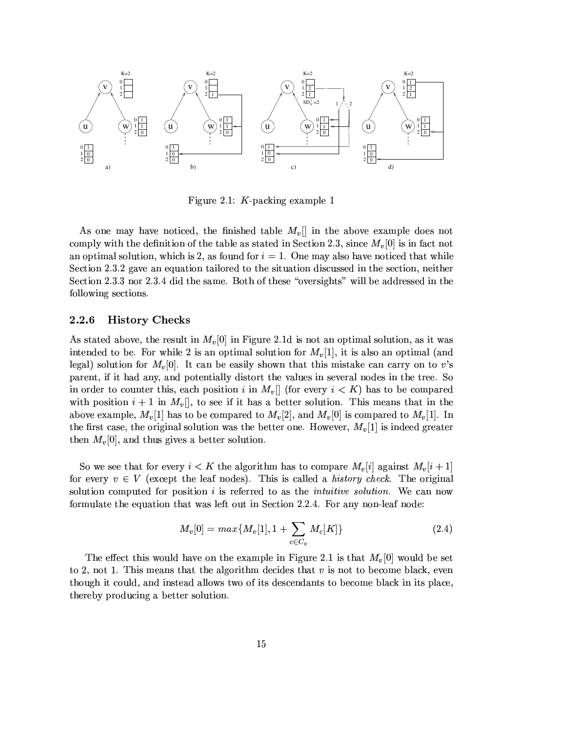Figure 2.1: $K$-packing example 1

As one may have noticed, the finished table $M_v[]$ in the above example does not comply with the definition of the table as stated in Section 2.3, since $M_v[0]$ is in fact not an optimal solution, which is 2, as found for $i = 1$. One may also have noticed that while Section 2.3.2 gave an equation tailored to the situation discussed in the section, neither Section 2.3.3 nor 2.3.4 did the same. Both of these "oversights" will be addressed in the following sections.

### 2.2.6 History Checks

As stated above, the result in $M_v[0]$ in Figure 2.1d is not an optimal solution, as it was intended to be. For while 2 is an optimal solution for $M_v[1]$, it is also an optimal (and legal) solution for $M_v[0]$. It can be easily shown that this mistake can carry on to $v$'s parent, if it had any, and potentially distort the values in several nodes in the tree. So in order to counter this, each position $i$ in $M_v[]$ (for every $i < K$) has to be compared with position $i+1$ in $M_v[]$, to see if it has a better solution. This means that in the above example, $M_v[1]$ has to be compared to $M_v[2]$, and $M_v[0]$ is compared to $M_v[1]$. In the first case, the original solution was the better one. However, $M_v[1]$ is indeed greater then $M_v[0]$, and thus gives a better solution.

So we see that for every $i < K$ the algorithm has to compare $M_v[i]$ against $M_v[i+1]$ for every $v \in V$ (except the leaf nodes). This is called a *history check*. The original solution computed for position $i$ is referred to as the *intuitive solution*. We can now formulate the equation that was left out in Section 2.2.4. For any non-leaf node:

$$M_v[0] = max\{M_v[1], 1 + \sum_{c \in C_v} M_c[K]\} \tag{2.4}$$

The effect this would have on the example in Figure 2.1 is that $M_v[0]$ would be set to 2, not 1. This means that the algorithm decides that $v$ is not to become black, even though it could, and instead allows two of its descendants to become black in its place, thereby producing a better solution.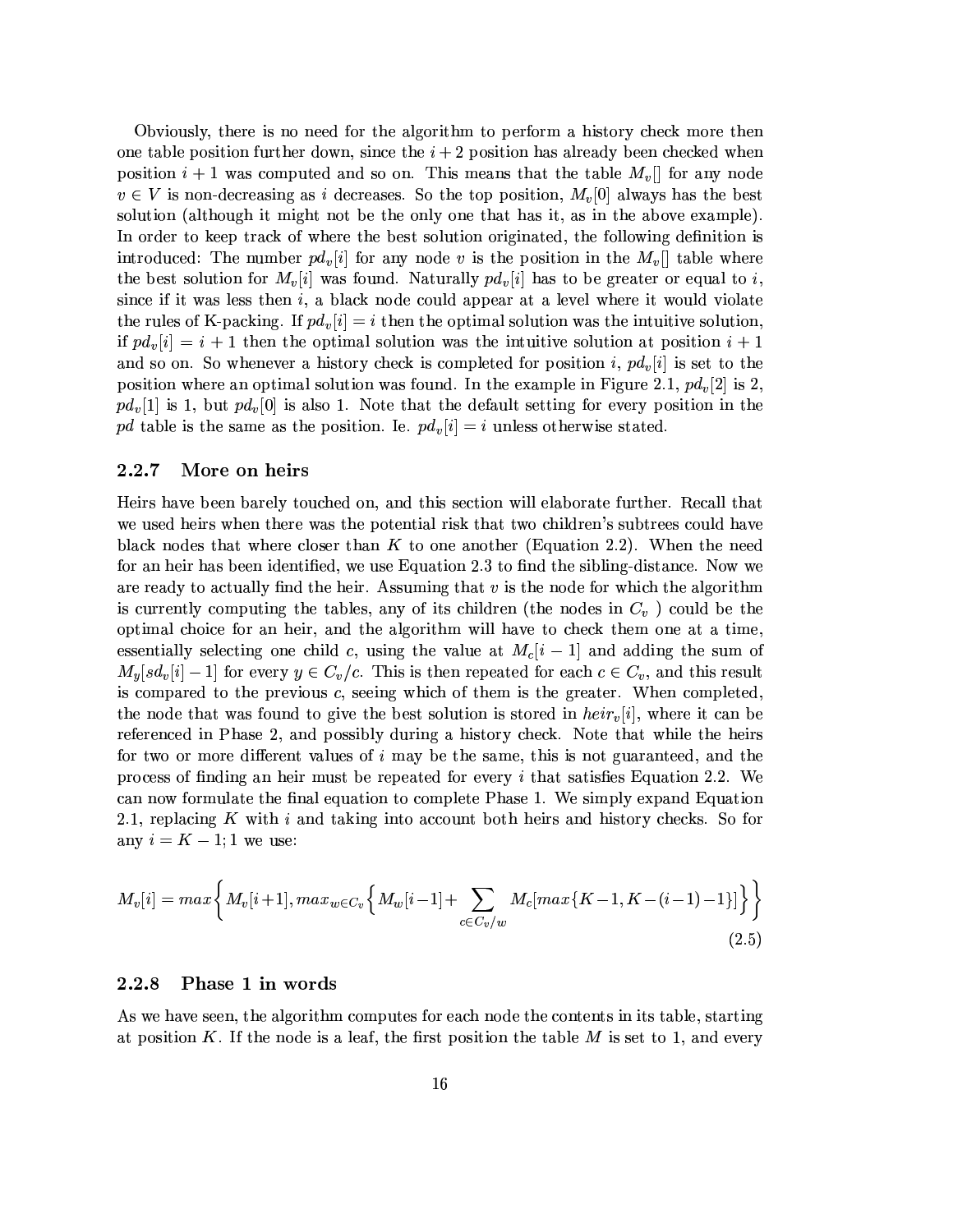Obviously, there is no need for the algorithm to perform a history check more then one table position further down, since the $i+2$ position has already been checked when position $i+1$ was computed and so on. This means that the table $M_v[]$ for any node $v \in V$ is non-decreasing as $i$ decreases. So the top position, $M_v[0]$ always has the best solution (although it might not be the only one that has it, as in the above example). In order to keep track of where the best solution originated, the following definition is introduced: The number $pd_v[i]$ for any node $v$ is the position in the $M_v[]$ table where the best solution for $M_v[i]$ was found. Naturally $pd_v[i]$ has to be greater or equal to $i$, since if it was less then $i$, a black node could appear at a level where it would violate the rules of K-packing. If $pd_v[i] = i$ then the optimal solution was the intuitive solution, if $pd_v[i] = i+1$ then the optimal solution was the intuitive solution at position $i+1$ and so on. So whenever a history check is completed for position $i$, $pd_v[i]$ is set to the position where an optimal solution was found. In the example in Figure 2.1, $pd_v[2]$ is 2, $pd_v[1]$ is 1, but $pd_v[0]$ is also 1. Note that the default setting for every position in the $pd$ table is the same as the position. Ie. $pd_v[i] = i$ unless otherwise stated.

### 2.2.7 More on heirs

Heirs have been barely touched on, and this section will elaborate further. Recall that we used heirs when there was the potential risk that two children's subtrees could have black nodes that where closer than $K$ to one another (Equation 2.2). When the need for an heir has been identified, we use Equation 2.3 to find the sibling-distance. Now we are ready to actually find the heir. Assuming that $v$ is the node for which the algorithm is currently computing the tables, any of its children (the nodes in $C_v$ ) could be the optimal choice for an heir, and the algorithm will have to check them one at a time, essentially selecting one child $c$, using the value at $M_c[i-1]$ and adding the sum of $M_y[sd_v[i]-1]$ for every $y \in C_v/c$. This is then repeated for each $c \in C_v$, and this result is compared to the previous $c$, seeing which of them is the greater. When completed, the node that was found to give the best solution is stored in $heir_v[i]$, where it can be referenced in Phase 2, and possibly during a history check. Note that while the heirs for two or more different values of $i$ may be the same, this is not guaranteed, and the process of finding an heir must be repeated for every $i$ that satisfies Equation 2.2. We can now formulate the final equation to complete Phase 1. We simply expand Equation 2.1, replacing $K$ with $i$ and taking into account both heirs and history checks. So for any $i = K-1; 1$ we use:

$$M_v[i] = max\left\{ M_v[i+1], max_{w \in C_v}\left\{ M_w[i-1] + \sum_{c \in C_v/w} M_c[max\{K-1, K-(i-1)-1\}] \right\} \right\} \tag{2.5}$$

### 2.2.8 Phase 1 in words

As we have seen, the algorithm computes for each node the contents in its table, starting at position $K$. If the node is a leaf, the first position the table $M$ is set to 1, and every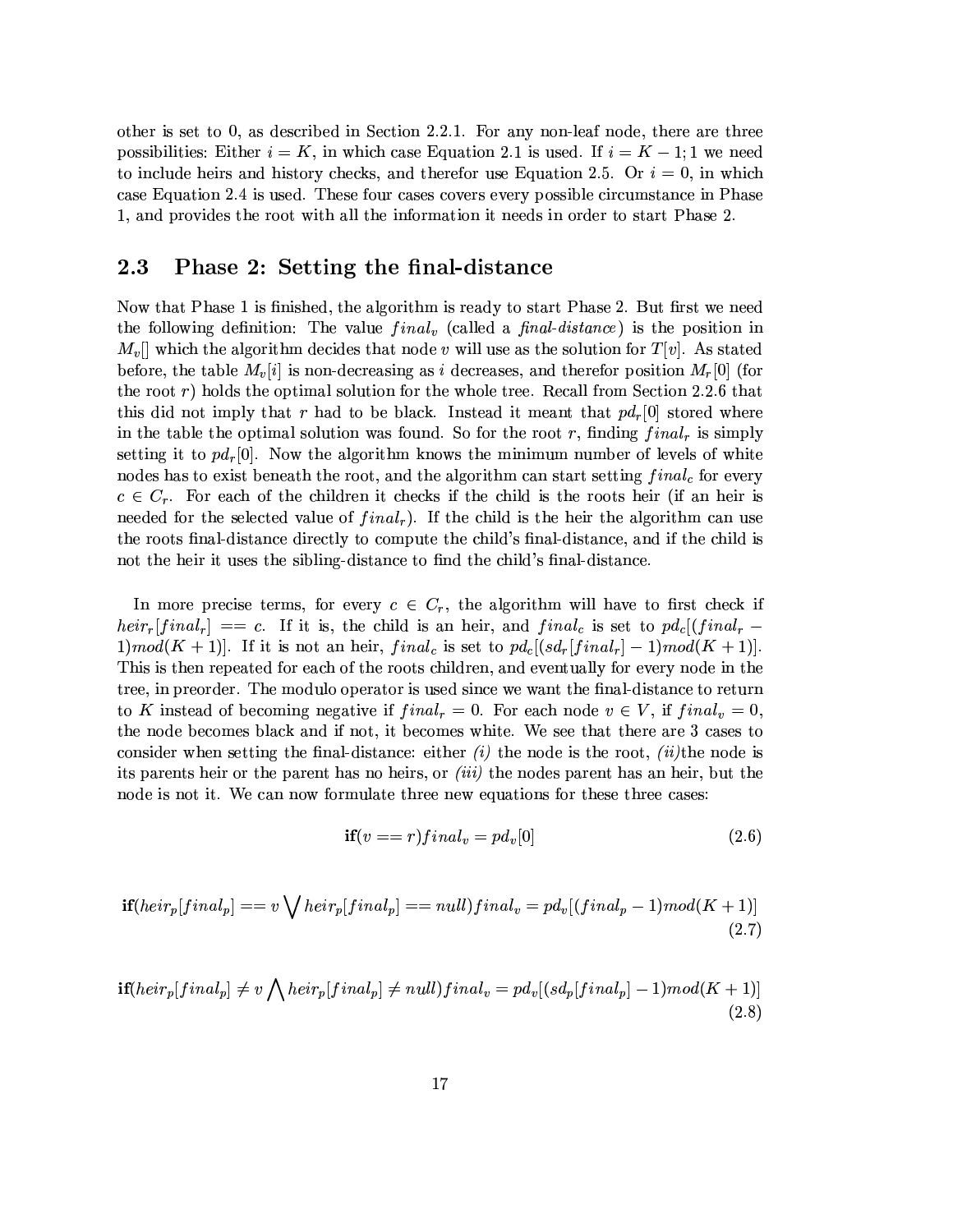other is set to 0, as described in Section 2.2.1. For any non-leaf node, there are three possibilities: Either $i = K$, in which case Equation 2.1 is used. If $i = K - 1; 1$ we need to include heirs and history checks, and therefor use Equation 2.5. Or $i = 0$, in which case Equation 2.4 is used. These four cases covers every possible circumstance in Phase 1, and provides the root with all the information it needs in order to start Phase 2.

## 2.3 Phase 2: Setting the final-distance

Now that Phase 1 is finished, the algorithm is ready to start Phase 2. But first we need the following definition: The value $final_v$ (called a *final-distance*) is the position in $M_v[]$ which the algorithm decides that node $v$ will use as the solution for $T[v]$. As stated before, the table $M_v[i]$ is non-decreasing as $i$ decreases, and therefor position $M_r[0]$ (for the root $r$) holds the optimal solution for the whole tree. Recall from Section 2.2.6 that this did not imply that $r$ had to be black. Instead it meant that $pd_r[0]$ stored where in the table the optimal solution was found. So for the root $r$, finding $final_r$ is simply setting it to $pd_r[0]$. Now the algorithm knows the minimum number of levels of white nodes has to exist beneath the root, and the algorithm can start setting $final_c$ for every $c \in C_r$. For each of the children it checks if the child is the roots heir (if an heir is needed for the selected value of $final_r$). If the child is the heir the algorithm can use the roots final-distance directly to compute the child's final-distance, and if the child is not the heir it uses the sibling-distance to find the child's final-distance.

In more precise terms, for every $c \in C_r$, the algorithm will have to first check if $heir_r[final_r] == c$. If it is, the child is an heir, and $final_c$ is set to $pd_c[(final_r - 1)mod(K+1)]$. If it is not an heir, $final_c$ is set to $pd_c[(sd_r[final_r] - 1)mod(K+1)]$. This is then repeated for each of the roots children, and eventually for every node in the tree, in preorder. The modulo operator is used since we want the final-distance to return to $K$ instead of becoming negative if $final_r = 0$. For each node $v \in V$, if $final_v = 0$, the node becomes black and if not, it becomes white. We see that there are 3 cases to consider when setting the final-distance: either *(i)* the node is the root, *(ii)*the node is its parents heir or the parent has no heirs, or *(iii)* the nodes parent has an heir, but the node is not it. We can now formulate three new equations for these three cases:

$$\textbf{if}(v == r) final_v = pd_v[0] \tag{2.6}$$

$$\textbf{if}(heir_p[final_p] == v \bigvee heir_p[final_p] == null) final_v = pd_v[(final_p - 1)mod(K+1)] \tag{2.7}$$

$$\textbf{if}(heir_p[final_p] \neq v \bigwedge heir_p[final_p] \neq null) final_v = pd_v[(sd_p[final_p] - 1)mod(K+1)] \tag{2.8}$$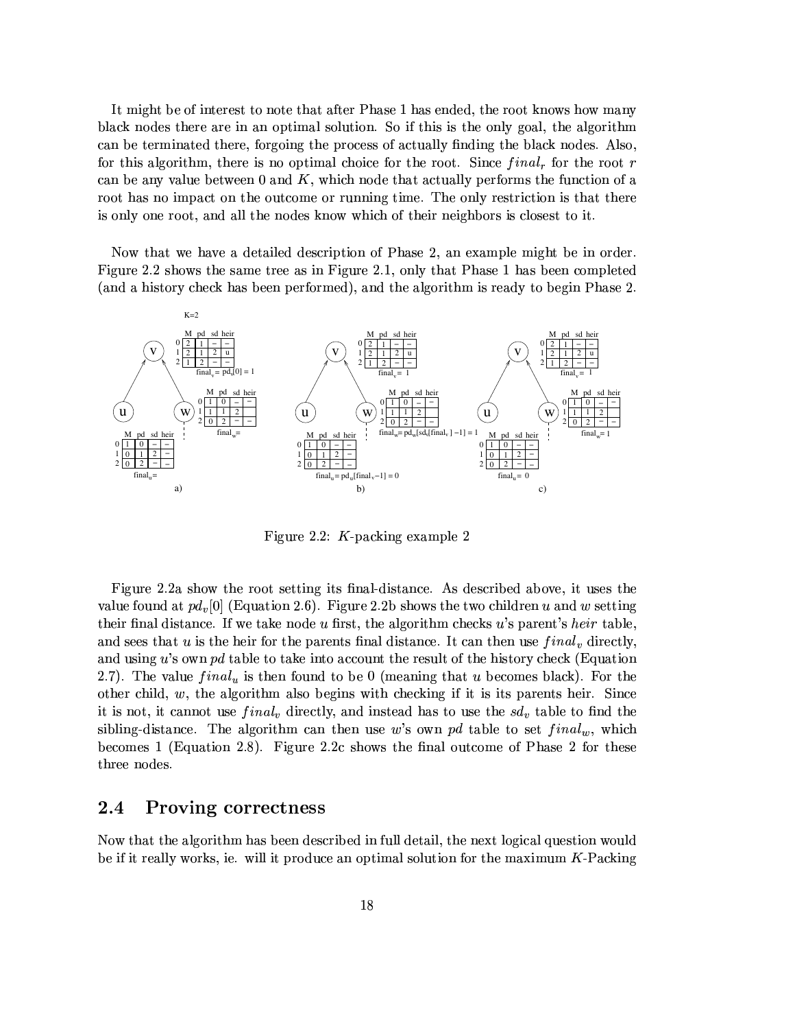It might be of interest to note that after Phase 1 has ended, the root knows how many black nodes there are in an optimal solution. So if this is the only goal, the algorithm can be terminated there, forgoing the process of actually finding the black nodes. Also, for this algorithm, there is no optimal choice for the root. Since $final_r$ for the root $r$ can be any value between 0 and $K$, which node that actually performs the function of a root has no impact on the outcome or running time. The only restriction is that there is only one root, and all the nodes know which of their neighbors is closest to it.

Now that we have a detailed description of Phase 2, an example might be in order. Figure 2.2 shows the same tree as in Figure 2.1, only that Phase 1 has been completed (and a history check has been performed), and the algorithm is ready to begin Phase 2.

Figure 2.2: $K$-packing example 2

Figure 2.2a show the root setting its final-distance. As described above, it uses the value found at $pd_v[0]$ (Equation 2.6). Figure 2.2b shows the two children $u$ and $w$ setting their final distance. If we take node $u$ first, the algorithm checks $u$'s parent's *heir* table, and sees that $u$ is the heir for the parents final distance. It can then use $final_v$ directly, and using $u$'s own *pd* table to take into account the result of the history check (Equation 2.7). The value $final_u$ is then found to be 0 (meaning that $u$ becomes black). For the other child, $w$, the algorithm also begins with checking if it is its parents heir. Since it is not, it cannot use $final_v$ directly, and instead has to use the $sd_v$ table to find the sibling-distance. The algorithm can then use $w$'s own *pd* table to set $final_w$, which becomes 1 (Equation 2.8). Figure 2.2c shows the final outcome of Phase 2 for these three nodes.

## 2.4 Proving correctness

Now that the algorithm has been described in full detail, the next logical question would be if it really works, ie. will it produce an optimal solution for the maximum $K$-Packing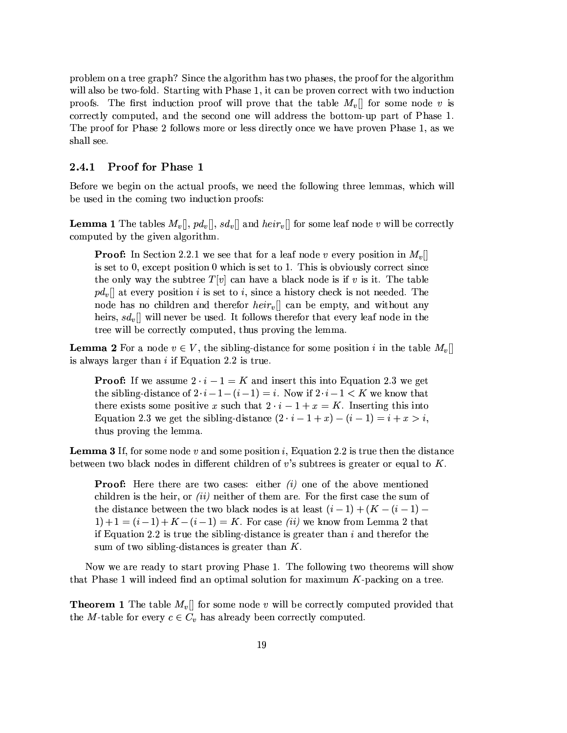problem on a tree graph? Since the algorithm has two phases, the proof for the algorithm will also be two-fold. Starting with Phase 1, it can be proven correct with two induction proofs. The first induction proof will prove that the table $M_v[]$ for some node $v$ is correctly computed, and the second one will address the bottom-up part of Phase 1. The proof for Phase 2 follows more or less directly once we have proven Phase 1, as we shall see.

### 2.4.1 Proof for Phase 1

Before we begin on the actual proofs, we need the following three lemmas, which will be used in the coming two induction proofs:

**Lemma 1** The tables $M_v[]$, $pd_v[]$, $sd_v[]$ and $heir_v[]$ for some leaf node $v$ will be correctly computed by the given algorithm.

> **Proof:** In Section 2.2.1 we see that for a leaf node $v$ every position in $M_v[]$ is set to 0, except position 0 which is set to 1. This is obviously correct since the only way the subtree $T[v]$ can have a black node is if $v$ is it. The table $pd_v[]$ at every position $i$ is set to $i$, since a history check is not needed. The node has no children and therefor $heir_v[]$ can be empty, and without any heirs, $sd_v[]$ will never be used. It follows therefor that every leaf node in the tree will be correctly computed, thus proving the lemma.

**Lemma 2** For a node $v \in V$, the sibling-distance for some position $i$ in the table $M_v[]$ is always larger than $i$ if Equation 2.2 is true.

> **Proof:** If we assume $2 \cdot i - 1 = K$ and insert this into Equation 2.3 we get the sibling-distance of $2 \cdot i - 1 - (i-1) = i$. Now if $2 \cdot i - 1 < K$ we know that there exists some positive $x$ such that $2 \cdot i - 1 + x = K$. Inserting this into Equation 2.3 we get the sibling-distance $(2 \cdot i - 1 + x) - (i-1) = i + x > i$, thus proving the lemma.

**Lemma 3** If, for some node $v$ and some position $i$, Equation 2.2 is true then the distance between two black nodes in different children of $v$'s subtrees is greater or equal to $K$.

> **Proof:** Here there are two cases: either *(i)* one of the above mentioned children is the heir, or *(ii)* neither of them are. For the first case the sum of the distance between the two black nodes is at least $(i-1) + (K - (i-1) - 1) + 1 = (i-1) + K - (i-1) = K$. For case *(ii)* we know from Lemma 2 that if Equation 2.2 is true the sibling-distance is greater than $i$ and therefor the sum of two sibling-distances is greater than $K$.

Now we are ready to start proving Phase 1. The following two theorems will show that Phase 1 will indeed find an optimal solution for maximum $K$-packing on a tree.

**Theorem 1** The table $M_v[]$ for some node $v$ will be correctly computed provided that the $M$-table for every $c \in C_v$ has already been correctly computed.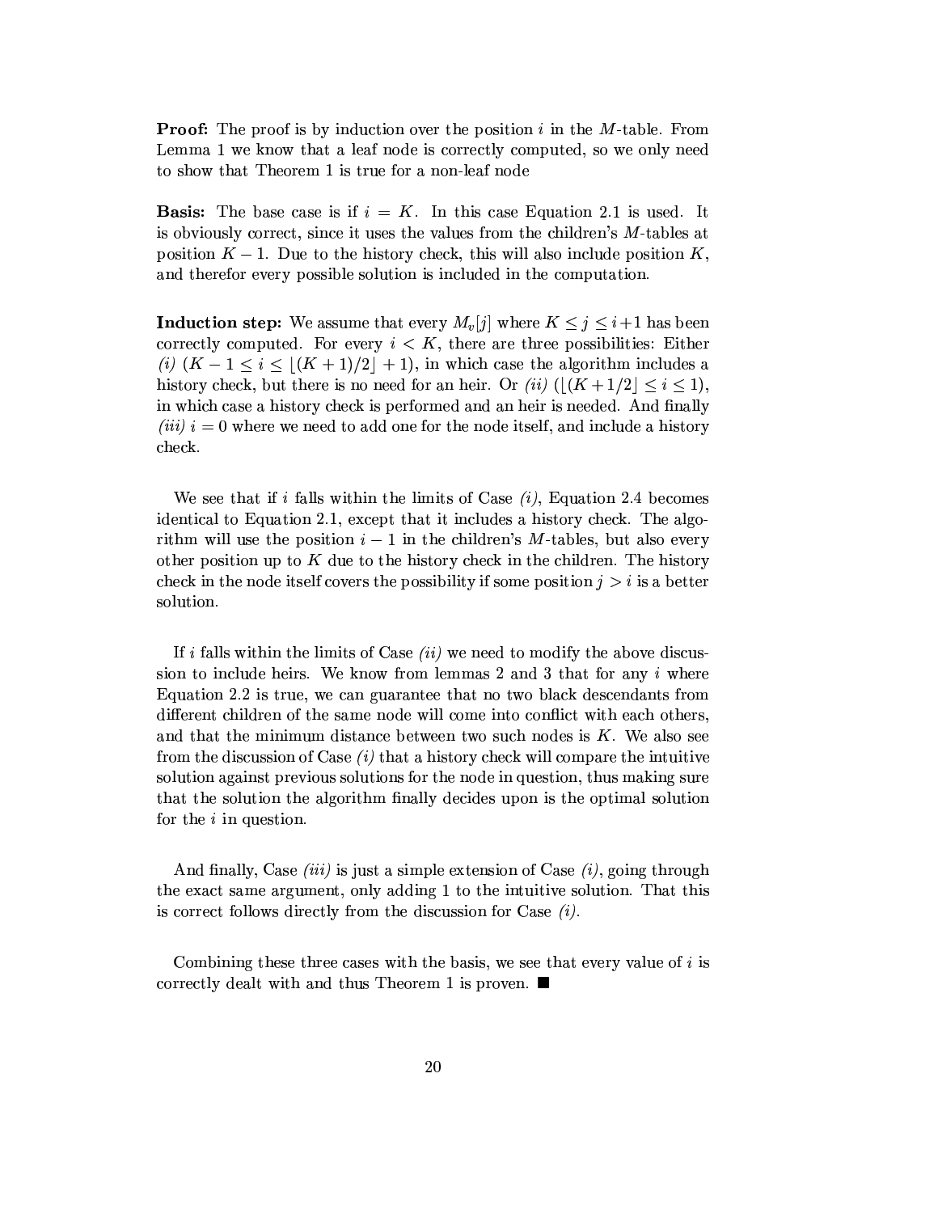**Proof:** The proof is by induction over the position $i$ in the $M$-table. From Lemma 1 we know that a leaf node is correctly computed, so we only need to show that Theorem 1 is true for a non-leaf node

**Basis:** The base case is if $i = K$. In this case Equation 2.1 is used. It is obviously correct, since it uses the values from the children's $M$-tables at position $K-1$. Due to the history check, this will also include position $K$, and therefor every possible solution is included in the computation.

**Induction step:** We assume that every $M_v[j]$ where $K \leq j \leq i+1$ has been correctly computed. For every $i < K$, there are three possibilities: Either *(i)* $(K-1 \leq i \leq \lfloor (K+1)/2 \rfloor + 1)$, in which case the algorithm includes a history check, but there is no need for an heir. Or *(ii)* $(\lfloor (K+1/2 \rfloor \leq i \leq 1)$, in which case a history check is performed and an heir is needed. And finally *(iii)* $i = 0$ where we need to add one for the node itself, and include a history check.

We see that if $i$ falls within the limits of Case *(i)*, Equation 2.4 becomes identical to Equation 2.1, except that it includes a history check. The algorithm will use the position $i-1$ in the children's $M$-tables, but also every other position up to $K$ due to the history check in the children. The history check in the node itself covers the possibility if some position $j > i$ is a better solution.

If $i$ falls within the limits of Case *(ii)* we need to modify the above discussion to include heirs. We know from lemmas 2 and 3 that for any $i$ where Equation 2.2 is true, we can guarantee that no two black descendants from different children of the same node will come into conflict with each others, and that the minimum distance between two such nodes is $K$. We also see from the discussion of Case *(i)* that a history check will compare the intuitive solution against previous solutions for the node in question, thus making sure that the solution the algorithm finally decides upon is the optimal solution for the $i$ in question.

And finally, Case *(iii)* is just a simple extension of Case *(i)*, going through the exact same argument, only adding 1 to the intuitive solution. That this is correct follows directly from the discussion for Case *(i)*.

Combining these three cases with the basis, we see that every value of $i$ is correctly dealt with and thus Theorem 1 is proven. ■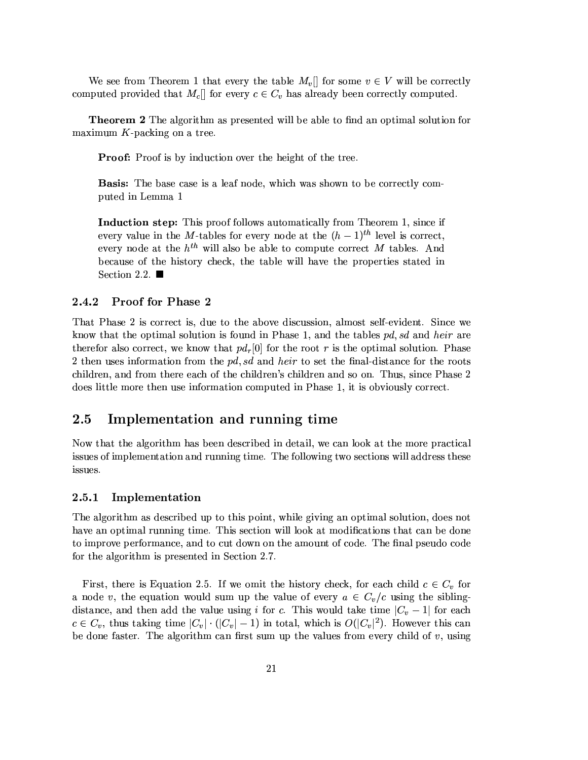We see from Theorem 1 that every the table $M_v[]$ for some $v \in V$ will be correctly computed provided that $M_c[]$ for every $c \in C_v$ has already been correctly computed.

**Theorem 2** The algorithm as presented will be able to find an optimal solution for maximum $K$-packing on a tree.

> **Proof:** Proof is by induction over the height of the tree.
>
> **Basis:** The base case is a leaf node, which was shown to be correctly computed in Lemma 1
>
> **Induction step:** This proof follows automatically from Theorem 1, since if every value in the $M$-tables for every node at the $(h-1)^{th}$ level is correct, every node at the $h^{th}$ will also be able to compute correct $M$ tables. And because of the history check, the table will have the properties stated in Section 2.2. ■

### 2.4.2 Proof for Phase 2

That Phase 2 is correct is, due to the above discussion, almost self-evident. Since we know that the optimal solution is found in Phase 1, and the tables *pd*, *sd* and *heir* are therefor also correct, we know that $pd_r[0]$ for the root $r$ is the optimal solution. Phase 2 then uses information from the *pd*, *sd* and *heir* to set the final-distance for the roots children, and from there each of the children's children and so on. Thus, since Phase 2 does little more then use information computed in Phase 1, it is obviously correct.

## 2.5 Implementation and running time

Now that the algorithm has been described in detail, we can look at the more practical issues of implementation and running time. The following two sections will address these issues.

### 2.5.1 Implementation

The algorithm as described up to this point, while giving an optimal solution, does not have an optimal running time. This section will look at modifications that can be done to improve performance, and to cut down on the amount of code. The final pseudo code for the algorithm is presented in Section 2.7.

First, there is Equation 2.5. If we omit the history check, for each child $c \in C_v$ for a node $v$, the equation would sum up the value of every $a \in C_v/c$ using the sibling-distance, and then add the value using $i$ for $c$. This would take time $|C_v - 1|$ for each $c \in C_v$, thus taking time $|C_v| \cdot (|C_v| - 1)$ in total, which is $O(|C_v|^2)$. However this can be done faster. The algorithm can first sum up the values from every child of $v$, using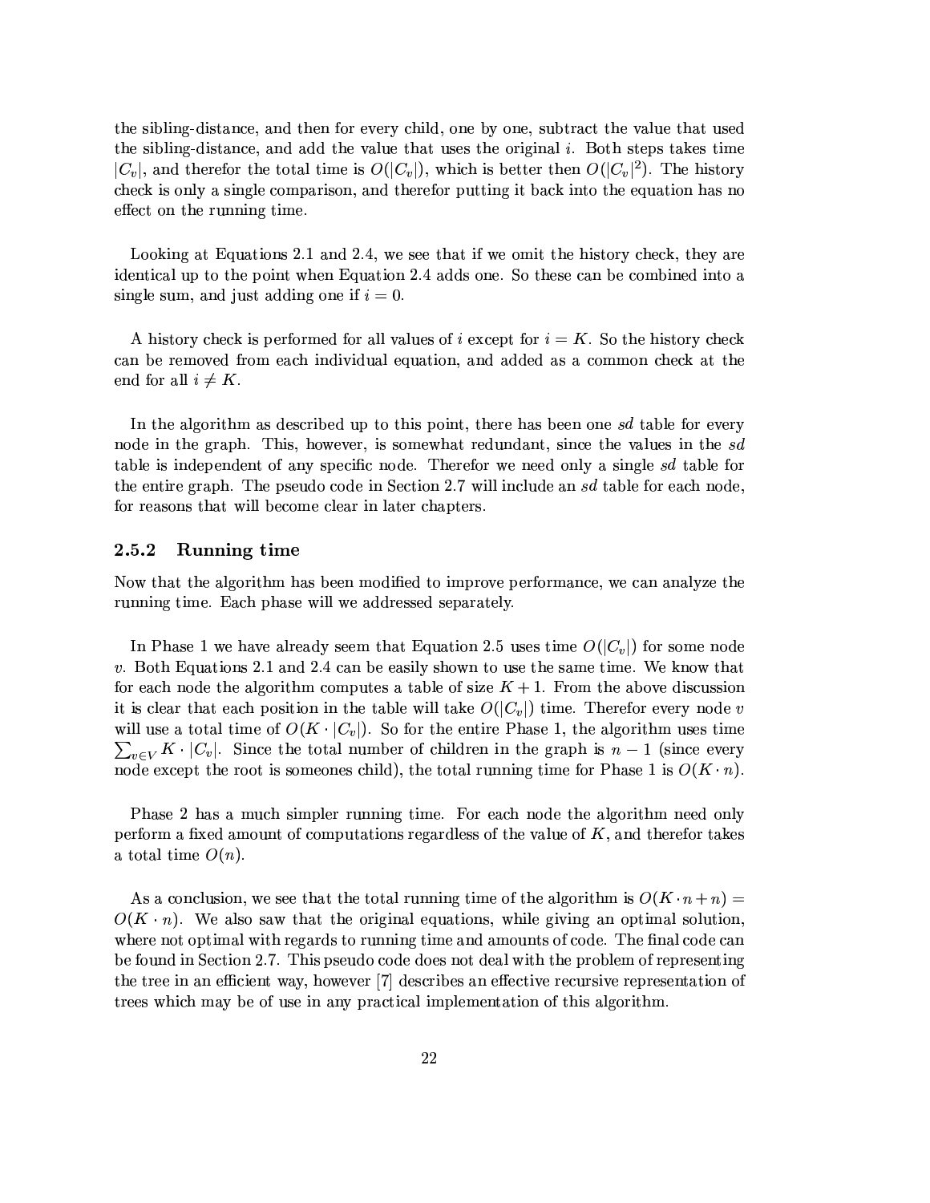the sibling-distance, and then for every child, one by one, subtract the value that used the sibling-distance, and add the value that uses the original $i$. Both steps takes time $|C_v|$, and therefor the total time is $O(|C_v|)$, which is better then $O(|C_v|^2)$. The history check is only a single comparison, and therefor putting it back into the equation has no effect on the running time.

Looking at Equations 2.1 and 2.4, we see that if we omit the history check, they are identical up to the point when Equation 2.4 adds one. So these can be combined into a single sum, and just adding one if $i = 0$.

A history check is performed for all values of $i$ except for $i = K$. So the history check can be removed from each individual equation, and added as a common check at the end for all $i \neq K$.

In the algorithm as described up to this point, there has been one *sd* table for every node in the graph. This, however, is somewhat redundant, since the values in the *sd* table is independent of any specific node. Therefor we need only a single *sd* table for the entire graph. The pseudo code in Section 2.7 will include an *sd* table for each node, for reasons that will become clear in later chapters.

### 2.5.2 Running time

Now that the algorithm has been modified to improve performance, we can analyze the running time. Each phase will we addressed separately.

In Phase 1 we have already seem that Equation 2.5 uses time $O(|C_v|)$ for some node $v$. Both Equations 2.1 and 2.4 can be easily shown to use the same time. We know that for each node the algorithm computes a table of size $K + 1$. From the above discussion it is clear that each position in the table will take $O(|C_v|)$ time. Therefor every node $v$ will use a total time of $O(K \cdot |C_v|)$. So for the entire Phase 1, the algorithm uses time $\sum_{v \in V} K \cdot |C_v|$. Since the total number of children in the graph is $n - 1$ (since every node except the root is someones child), the total running time for Phase 1 is $O(K \cdot n)$.

Phase 2 has a much simpler running time. For each node the algorithm need only perform a fixed amount of computations regardless of the value of $K$, and therefor takes a total time $O(n)$.

As a conclusion, we see that the total running time of the algorithm is $O(K \cdot n + n) = O(K \cdot n)$. We also saw that the original equations, while giving an optimal solution, where not optimal with regards to running time and amounts of code. The final code can be found in Section 2.7. This pseudo code does not deal with the problem of representing the tree in an efficient way, however [7] describes an effective recursive representation of trees which may be of use in any practical implementation of this algorithm.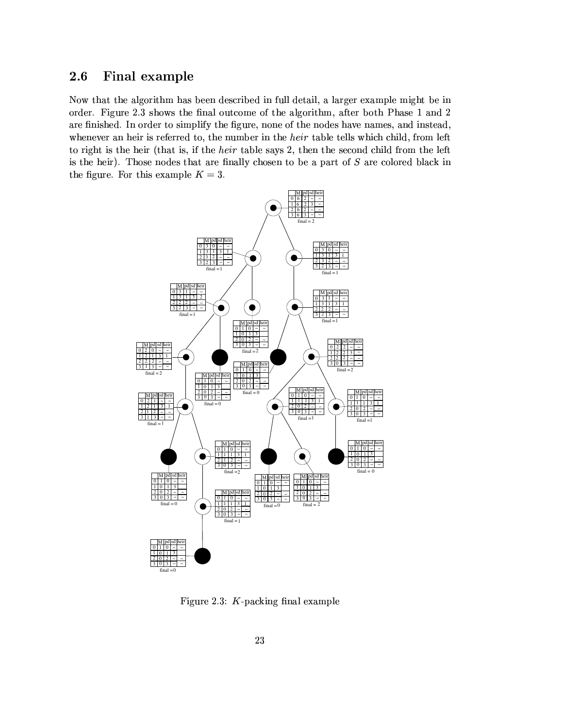## 2.6 Final example

Now that the algorithm has been described in full detail, a larger example might be in order. Figure 2.3 shows the final outcome of the algorithm, after both Phase 1 and 2 are finished. In order to simplify the figure, none of the nodes have names, and instead, whenever an heir is referred to, the number in the *heir* table tells which child, from left to right is the heir (that is, if the *heir* table says 2, then the second child from the left is the heir). Those nodes that are finally chosen to be a part of $S$ are colored black in the figure. For this example $K = 3$.

Figure 2.3: $K$-packing final example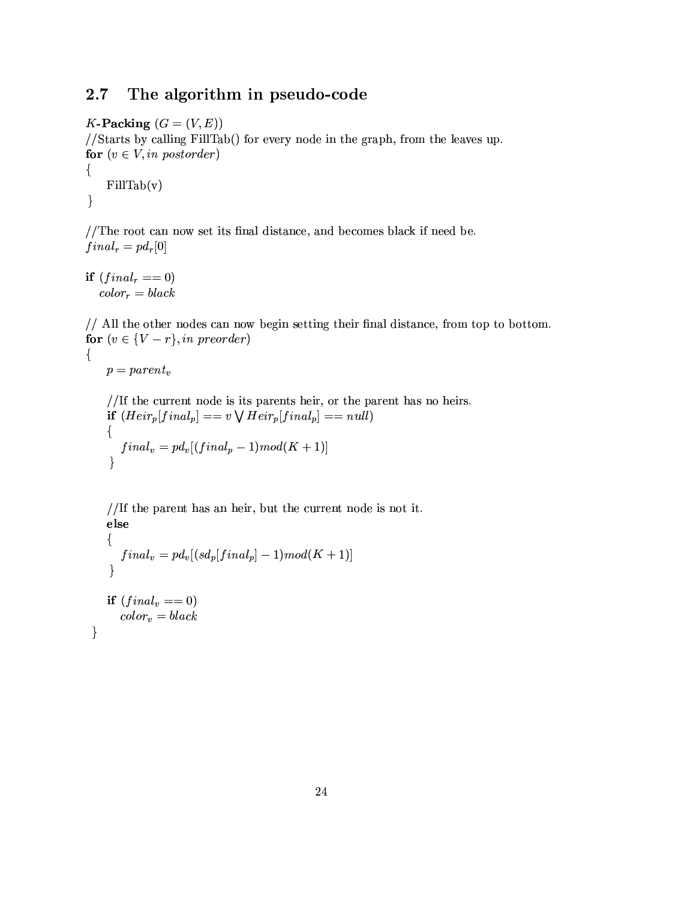## 2.7 The algorithm in pseudo-code

*K*-**Packing** $(G = (V, E))$
//Starts by calling FillTab() for every node in the graph, from the leaves up.
**for** $(v \in V, in\ postorder)$
{
    FillTab(v)
}

//The root can now set its final distance, and becomes black if need be.
$final_r = pd_r[0]$

**if** $(final_r == 0)$
    $color_r = black$

// All the other nodes can now begin setting their final distance, from top to bottom.
**for** $(v \in \{V - r\}, in\ preorder)$
{
    $p = parent_v$

    //If the current node is its parents heir, or the parent has no heirs.
    **if** $(Heir_p[final_p] == v \bigvee Heir_p[final_p] == null)$
    {
        $final_v = pd_v[(final_p - 1) mod (K + 1)]$
    }

    //If the parent has an heir, but the current node is not it.
    **else**
    {
        $final_v = pd_v[(sd_p[final_p] - 1) mod (K + 1)]$
    }

    **if** $(final_v == 0)$
        $color_v = black$
}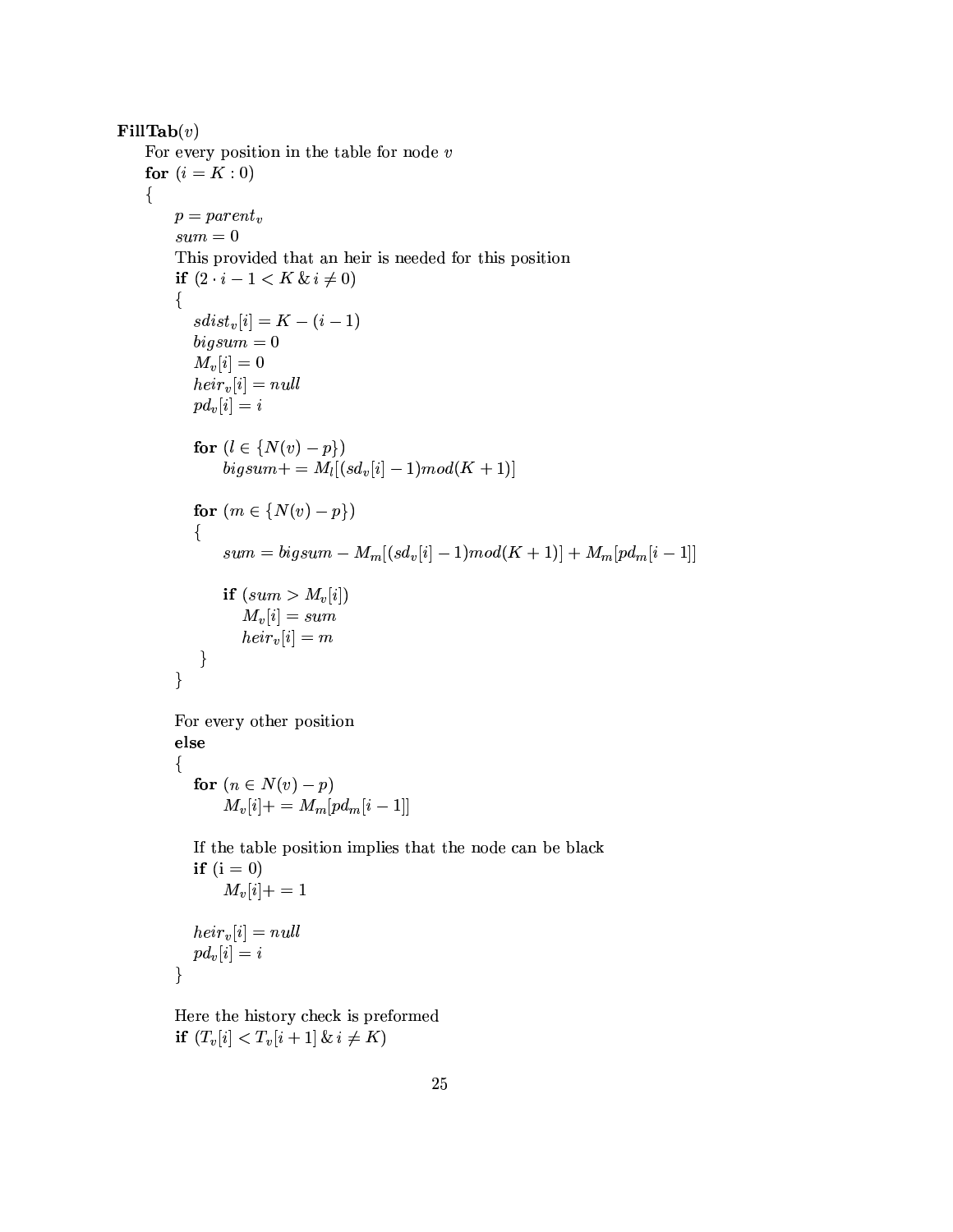**FillTab**($v$)

For every position in the table for node $v$

```
for (i = K : 0)
{
    p = parent_v
    sum = 0
    This provided that an heir is needed for this position
    if (2 · i − 1 < K & i ≠ 0)
    {
        sdist_v[i] = K − (i − 1)
        bigsum = 0
        M_v[i] = 0
        heir_v[i] = null
        pd_v[i] = i

        for (l ∈ {N(v) − p})
            bigsum += M_l[(sd_v[i] − 1) mod (K + 1)]

        for (m ∈ {N(v) − p})
        {
            sum = bigsum − M_m[(sd_v[i] − 1) mod (K + 1)] + M_m[pd_m[i − 1]]

            if (sum > M_v[i])
                M_v[i] = sum
                heir_v[i] = m
        }
    }

    For every other position
    else
    {
        for (n ∈ N(v) − p)
            M_v[i] += M_m[pd_m[i − 1]]

        If the table position implies that the node can be black
        if (i = 0)
            M_v[i] += 1

        heir_v[i] = null
        pd_v[i] = i
    }

    Here the history check is preformed
    if (T_v[i] < T_v[i + 1] & i ≠ K)
```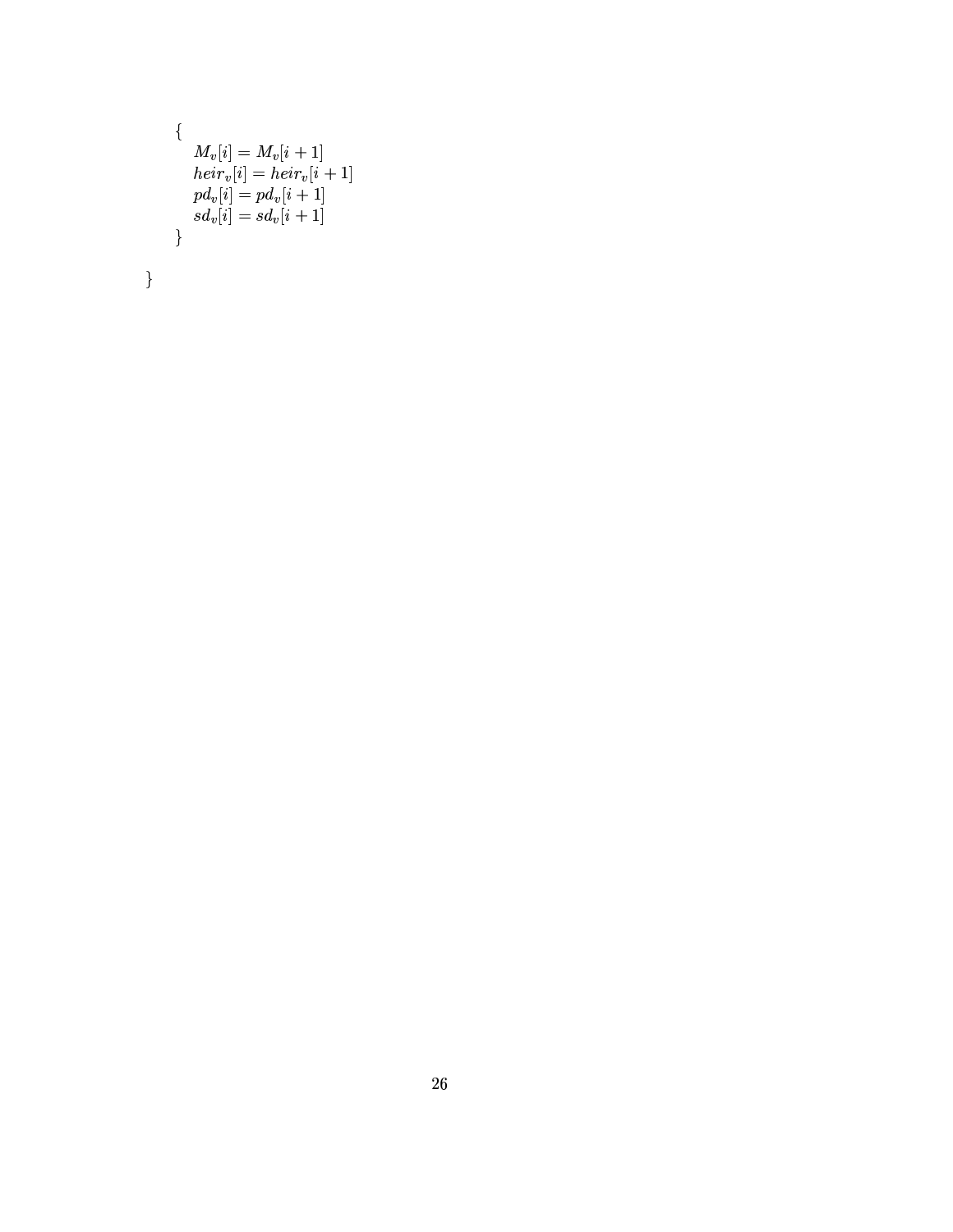```
    {
        M_v[i] = M_v[i + 1]
        heir_v[i] = heir_v[i + 1]
        pd_v[i] = pd_v[i + 1]
        sd_v[i] = sd_v[i + 1]
    }

}
```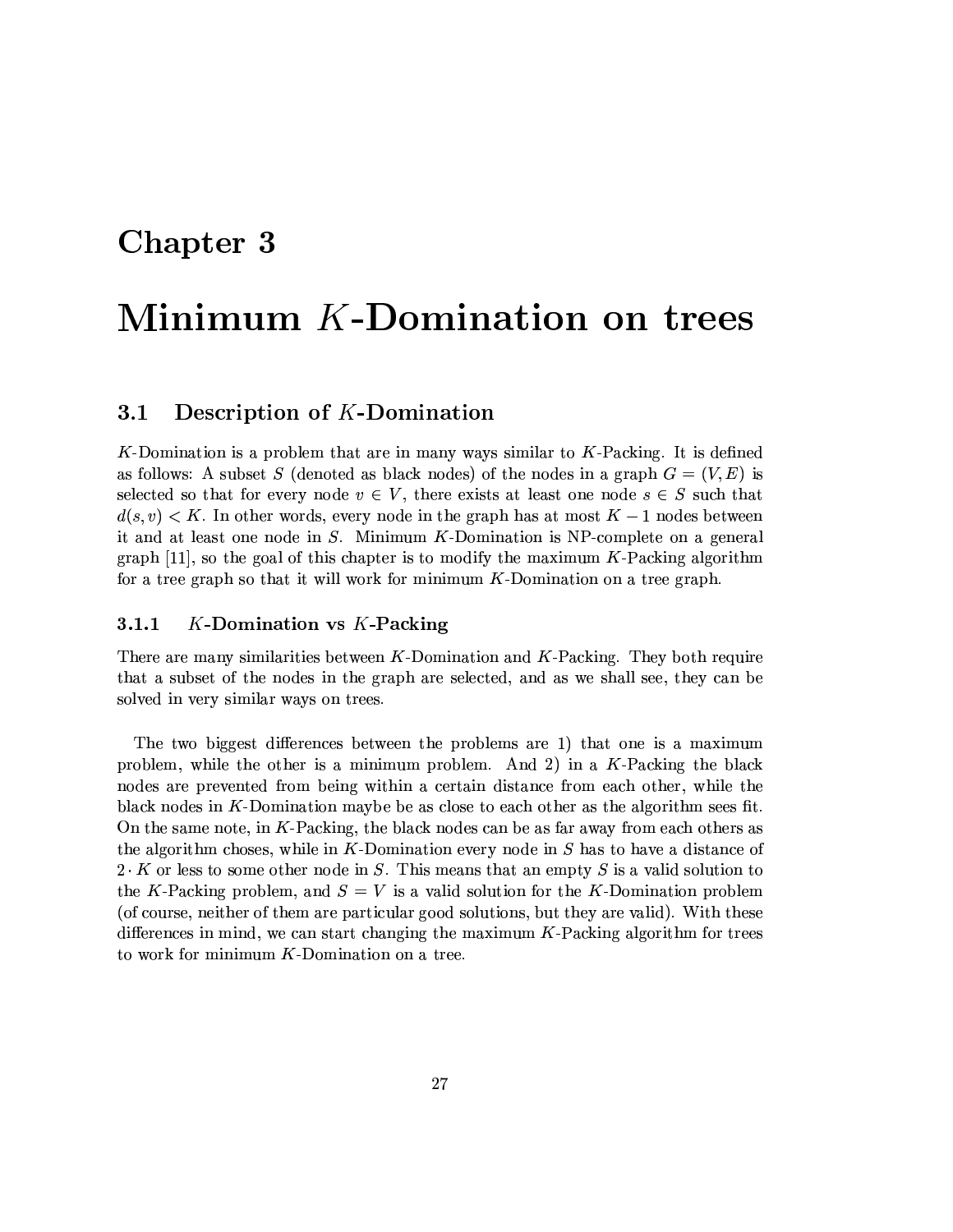# Chapter 3

# Minimum $K$-Domination on trees

## 3.1 Description of $K$-Domination

$K$-Domination is a problem that are in many ways similar to $K$-Packing. It is defined as follows: A subset $S$ (denoted as black nodes) of the nodes in a graph $G = (V, E)$ is selected so that for every node $v \in V$, there exists at least one node $s \in S$ such that $d(s, v) < K$. In other words, every node in the graph has at most $K - 1$ nodes between it and at least one node in $S$. Minimum $K$-Domination is NP-complete on a general graph [11], so the goal of this chapter is to modify the maximum $K$-Packing algorithm for a tree graph so that it will work for minimum $K$-Domination on a tree graph.

### 3.1.1 $K$-Domination vs $K$-Packing

There are many similarities between $K$-Domination and $K$-Packing. They both require that a subset of the nodes in the graph are selected, and as we shall see, they can be solved in very similar ways on trees.

The two biggest differences between the problems are 1) that one is a maximum problem, while the other is a minimum problem. And 2) in a $K$-Packing the black nodes are prevented from being within a certain distance from each other, while the black nodes in $K$-Domination maybe be as close to each other as the algorithm sees fit. On the same note, in $K$-Packing, the black nodes can be as far away from each others as the algorithm choses, while in $K$-Domination every node in $S$ has to have a distance of $2 \cdot K$ or less to some other node in $S$. This means that an empty $S$ is a valid solution to the $K$-Packing problem, and $S = V$ is a valid solution for the $K$-Domination problem (of course, neither of them are particular good solutions, but they are valid). With these differences in mind, we can start changing the maximum $K$-Packing algorithm for trees to work for minimum $K$-Domination on a tree.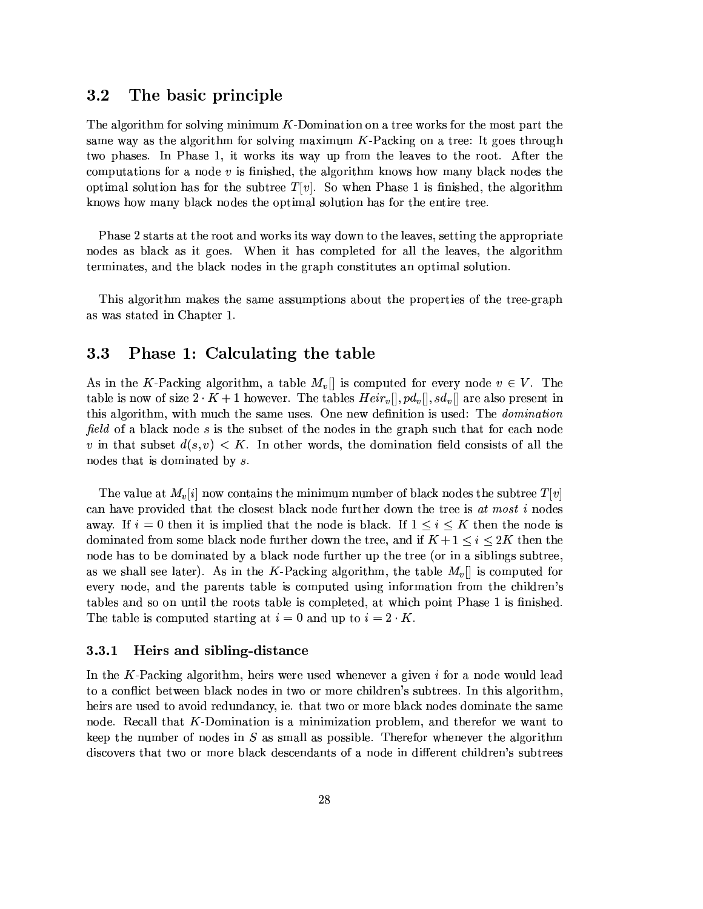## 3.2 The basic principle

The algorithm for solving minimum $K$-Domination on a tree works for the most part the same way as the algorithm for solving maximum $K$-Packing on a tree: It goes through two phases. In Phase 1, it works its way up from the leaves to the root. After the computations for a node $v$ is finished, the algorithm knows how many black nodes the optimal solution has for the subtree $T[v]$. So when Phase 1 is finished, the algorithm knows how many black nodes the optimal solution has for the entire tree.

Phase 2 starts at the root and works its way down to the leaves, setting the appropriate nodes as black as it goes. When it has completed for all the leaves, the algorithm terminates, and the black nodes in the graph constitutes an optimal solution.

This algorithm makes the same assumptions about the properties of the tree-graph as was stated in Chapter 1.

## 3.3 Phase 1: Calculating the table

As in the $K$-Packing algorithm, a table $M_v[]$ is computed for every node $v \in V$. The table is now of size $2 \cdot K + 1$ however. The tables $Heir_v[], pd_v[], sd_v[]$ are also present in this algorithm, with much the same uses. One new definition is used: The *domination field* of a black node $s$ is the subset of the nodes in the graph such that for each node $v$ in that subset $d(s, v) < K$. In other words, the domination field consists of all the nodes that is dominated by $s$.

The value at $M_v[i]$ now contains the minimum number of black nodes the subtree $T[v]$ can have provided that the closest black node further down the tree is *at most* $i$ nodes away. If $i = 0$ then it is implied that the node is black. If $1 \leq i \leq K$ then the node is dominated from some black node further down the tree, and if $K + 1 \leq i \leq 2K$ then the node has to be dominated by a black node further up the tree (or in a siblings subtree, as we shall see later). As in the $K$-Packing algorithm, the table $M_v[]$ is computed for every node, and the parents table is computed using information from the children's tables and so on until the roots table is completed, at which point Phase 1 is finished. The table is computed starting at $i = 0$ and up to $i = 2 \cdot K$.

### 3.3.1 Heirs and sibling-distance

In the $K$-Packing algorithm, heirs were used whenever a given $i$ for a node would lead to a conflict between black nodes in two or more children's subtrees. In this algorithm, heirs are used to avoid redundancy, ie. that two or more black nodes dominate the same node. Recall that $K$-Domination is a minimization problem, and therefor we want to keep the number of nodes in $S$ as small as possible. Therefor whenever the algorithm discovers that two or more black descendants of a node in different children's subtrees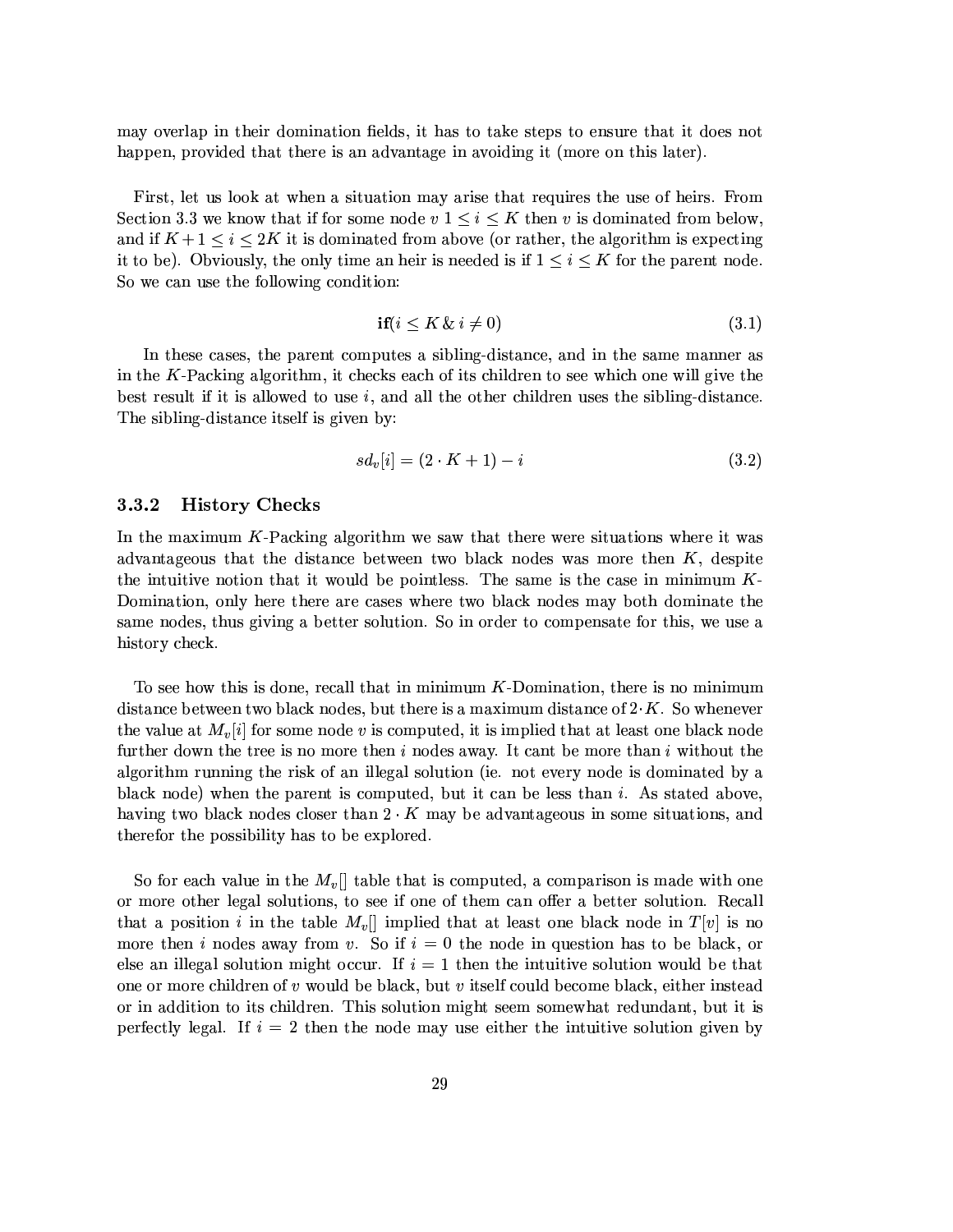may overlap in their domination fields, it has to take steps to ensure that it does not happen, provided that there is an advantage in avoiding it (more on this later).

First, let us look at when a situation may arise that requires the use of heirs. From Section 3.3 we know that if for some node $v$ $1 \leq i \leq K$ then $v$ is dominated from below, and if $K+1 \leq i \leq 2K$ it is dominated from above (or rather, the algorithm is expecting it to be). Obviously, the only time an heir is needed is if $1 \leq i \leq K$ for the parent node. So we can use the following condition:

$$\textbf{if}(i \leq K \,\&\, i \neq 0) \tag{3.1}$$

In these cases, the parent computes a sibling-distance, and in the same manner as in the $K$-Packing algorithm, it checks each of its children to see which one will give the best result if it is allowed to use $i$, and all the other children uses the sibling-distance. The sibling-distance itself is given by:

$$sd_v[i] = (2 \cdot K + 1) - i \tag{3.2}$$

### 3.3.2 History Checks

In the maximum $K$-Packing algorithm we saw that there were situations where it was advantageous that the distance between two black nodes was more then $K$, despite the intuitive notion that it would be pointless. The same is the case in minimum $K$-Domination, only here there are cases where two black nodes may both dominate the same nodes, thus giving a better solution. So in order to compensate for this, we use a history check.

To see how this is done, recall that in minimum $K$-Domination, there is no minimum distance between two black nodes, but there is a maximum distance of $2 \cdot K$. So whenever the value at $M_v[i]$ for some node $v$ is computed, it is implied that at least one black node further down the tree is no more then $i$ nodes away. It cant be more than $i$ without the algorithm running the risk of an illegal solution (ie. not every node is dominated by a black node) when the parent is computed, but it can be less than $i$. As stated above, having two black nodes closer than $2 \cdot K$ may be advantageous in some situations, and therefor the possibility has to be explored.

So for each value in the $M_v[]$ table that is computed, a comparison is made with one or more other legal solutions, to see if one of them can offer a better solution. Recall that a position $i$ in the table $M_v[]$ implied that at least one black node in $T[v]$ is no more then $i$ nodes away from $v$. So if $i = 0$ the node in question has to be black, or else an illegal solution might occur. If $i = 1$ then the intuitive solution would be that one or more children of $v$ would be black, but $v$ itself could become black, either instead or in addition to its children. This solution might seem somewhat redundant, but it is perfectly legal. If $i = 2$ then the node may use either the intuitive solution given by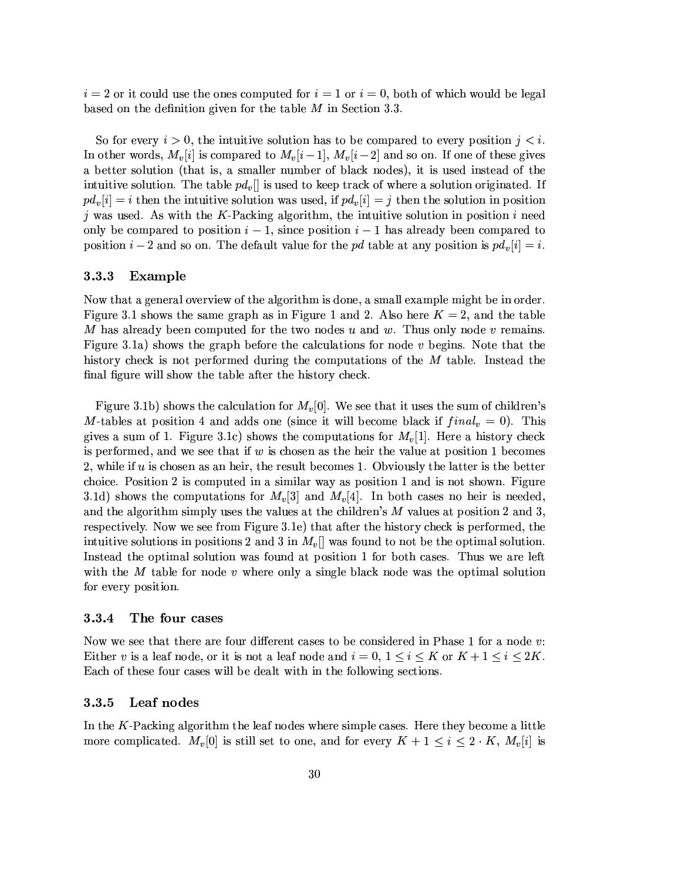$i = 2$ or it could use the ones computed for $i = 1$ or $i = 0$, both of which would be legal based on the definition given for the table $M$ in Section 3.3.

So for every $i > 0$, the intuitive solution has to be compared to every position $j < i$. In other words, $M_v[i]$ is compared to $M_v[i-1]$, $M_v[i-2]$ and so on. If one of these gives a better solution (that is, a smaller number of black nodes), it is used instead of the intuitive solution. The table $pd_v[]$ is used to keep track of where a solution originated. If $pd_v[i] = i$ then the intuitive solution was used, if $pd_v[i] = j$ then the solution in position $j$ was used. As with the $K$-Packing algorithm, the intuitive solution in position $i$ need only be compared to position $i - 1$, since position $i - 1$ has already been compared to position $i - 2$ and so on. The default value for the $pd$ table at any position is $pd_v[i] = i$.

### 3.3.3 Example

Now that a general overview of the algorithm is done, a small example might be in order. Figure 3.1 shows the same graph as in Figure 1 and 2. Also here $K = 2$, and the table $M$ has already been computed for the two nodes $u$ and $w$. Thus only node $v$ remains. Figure 3.1a) shows the graph before the calculations for node $v$ begins. Note that the history check is not performed during the computations of the $M$ table. Instead the final figure will show the table after the history check.

Figure 3.1b) shows the calculation for $M_v[0]$. We see that it uses the sum of children's $M$-tables at position 4 and adds one (since it will become black if $final_v = 0$). This gives a sum of 1. Figure 3.1c) shows the computations for $M_v[1]$. Here a history check is performed, and we see that if $w$ is chosen as the heir the value at position 1 becomes 2, while if $u$ is chosen as an heir, the result becomes 1. Obviously the latter is the better choice. Position 2 is computed in a similar way as position 1 and is not shown. Figure 3.1d) shows the computations for $M_v[3]$ and $M_v[4]$. In both cases no heir is needed, and the algorithm simply uses the values at the children's $M$ values at position 2 and 3, respectively. Now we see from Figure 3.1e) that after the history check is performed, the intuitive solutions in positions 2 and 3 in $M_v[]$ was found to not be the optimal solution. Instead the optimal solution was found at position 1 for both cases. Thus we are left with the $M$ table for node $v$ where only a single black node was the optimal solution for every position.

### 3.3.4 The four cases

Now we see that there are four different cases to be considered in Phase 1 for a node $v$: Either $v$ is a leaf node, or it is not a leaf node and $i = 0$, $1 \leq i \leq K$ or $K + 1 \leq i \leq 2K$. Each of these four cases will be dealt with in the following sections.

### 3.3.5 Leaf nodes

In the $K$-Packing algorithm the leaf nodes where simple cases. Here they become a little more complicated. $M_v[0]$ is still set to one, and for every $K + 1 \leq i \leq 2 \cdot K$, $M_v[i]$ is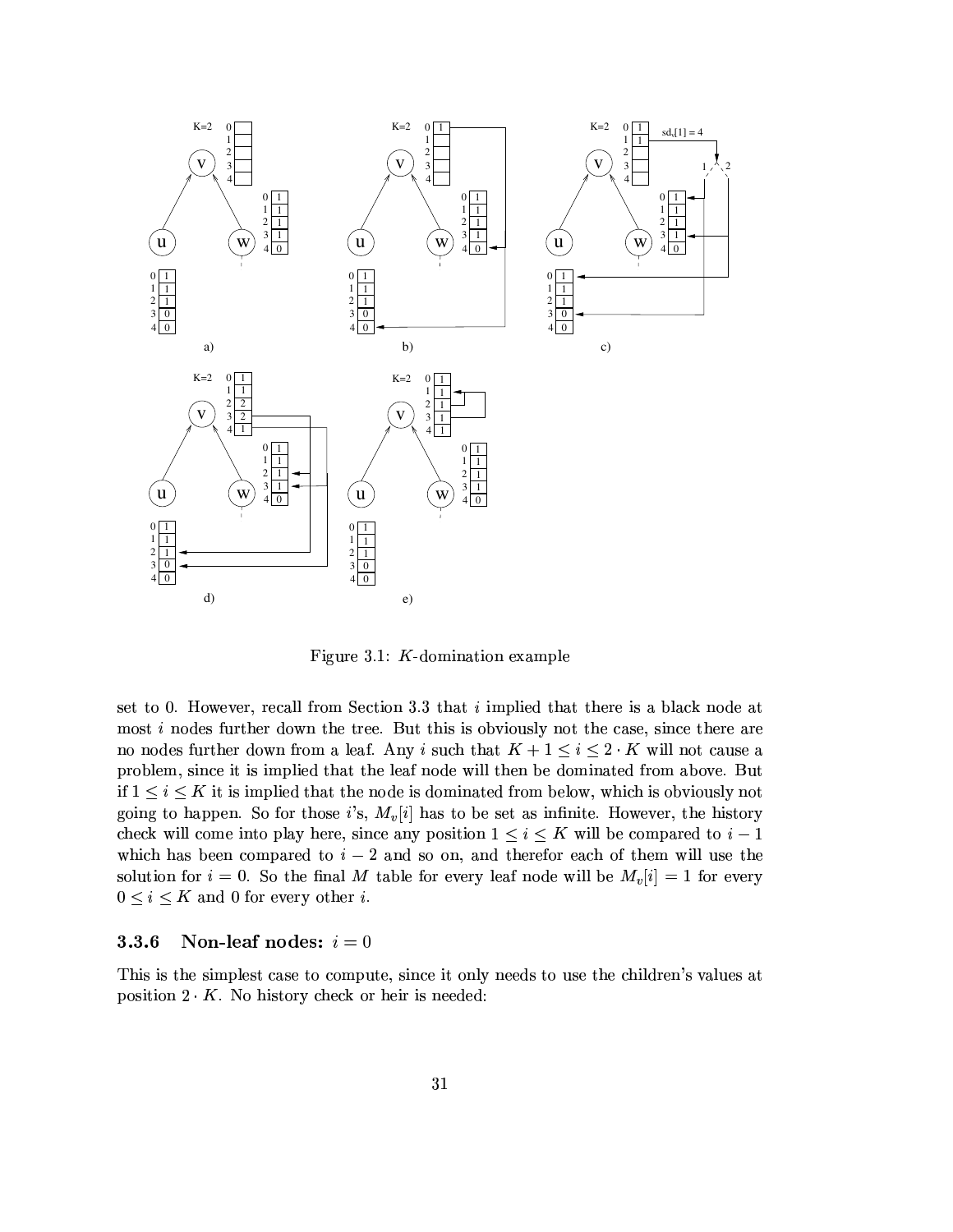Figure 3.1: $K$-domination example

set to 0. However, recall from Section 3.3 that $i$ implied that there is a black node at most $i$ nodes further down the tree. But this is obviously not the case, since there are no nodes further down from a leaf. Any $i$ such that $K+1 \leq i \leq 2 \cdot K$ will not cause a problem, since it is implied that the leaf node will then be dominated from above. But if $1 \leq i \leq K$ it is implied that the node is dominated from below, which is obviously not going to happen. So for those $i$'s, $M_v[i]$ has to be set as infinite. However, the history check will come into play here, since any position $1 \leq i \leq K$ will be compared to $i-1$ which has been compared to $i-2$ and so on, and therefor each of them will use the solution for $i = 0$. So the final $M$ table for every leaf node will be $M_v[i] = 1$ for every $0 \leq i \leq K$ and 0 for every other $i$.

### 3.3.6 Non-leaf nodes: $i = 0$

This is the simplest case to compute, since it only needs to use the children's values at position $2 \cdot K$. No history check or heir is needed: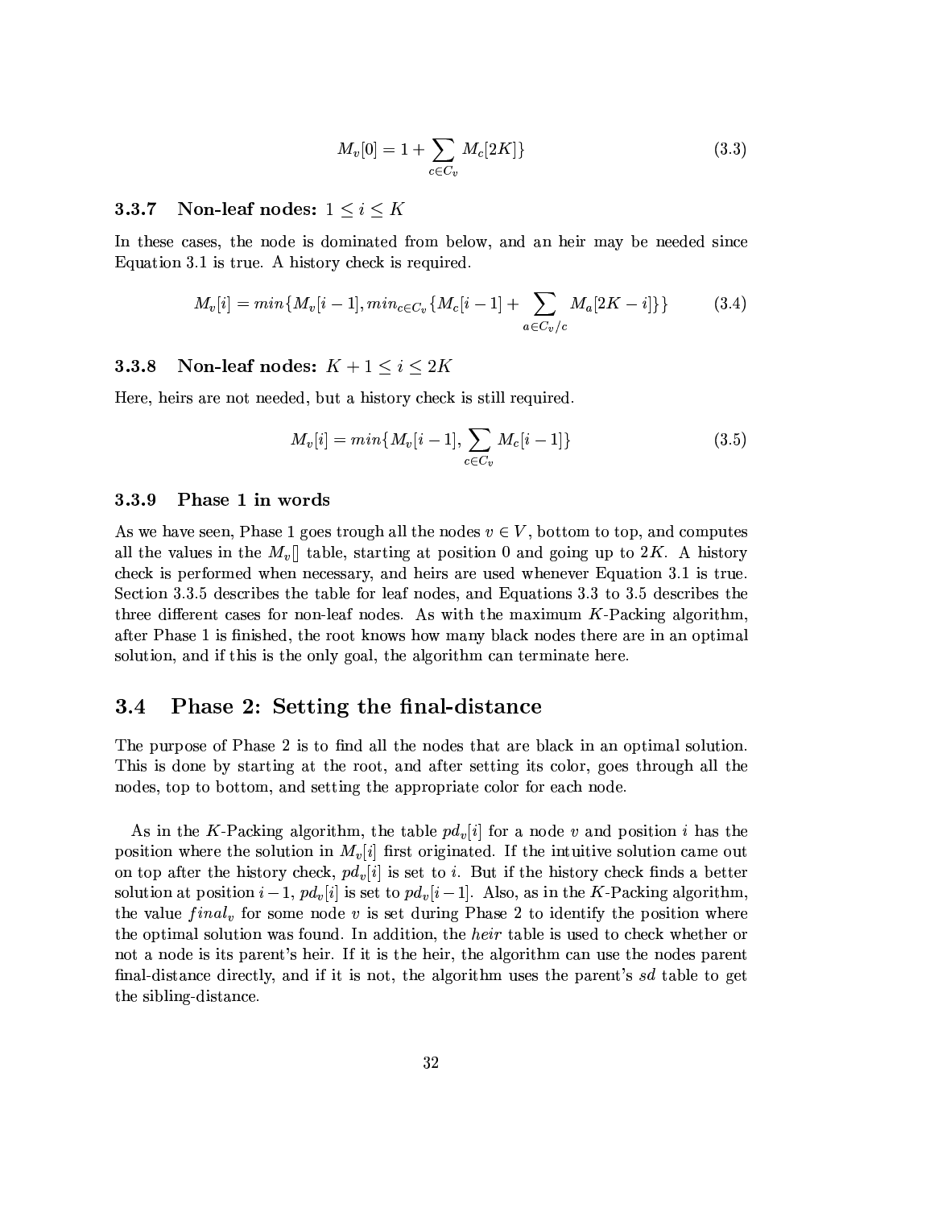$$M_v[0] = 1 + \sum_{c \in C_v} M_c[2K]\} \tag{3.3}$$

### 3.3.7 Non-leaf nodes: $1 \leq i \leq K$

In these cases, the node is dominated from below, and an heir may be needed since Equation 3.1 is true. A history check is required.

$$M_v[i] = min\{M_v[i-1], min_{c \in C_v}\{M_c[i-1] + \sum_{a \in C_v/c} M_a[2K-i]\}\} \tag{3.4}$$

### 3.3.8 Non-leaf nodes: $K+1 \leq i \leq 2K$

Here, heirs are not needed, but a history check is still required.

$$M_v[i] = min\{M_v[i-1], \sum_{c \in C_v} M_c[i-1]\} \tag{3.5}$$

### 3.3.9 Phase 1 in words

As we have seen, Phase 1 goes trough all the nodes $v \in V$, bottom to top, and computes all the values in the $M_v[]$ table, starting at position 0 and going up to $2K$. A history check is performed when necessary, and heirs are used whenever Equation 3.1 is true. Section 3.3.5 describes the table for leaf nodes, and Equations 3.3 to 3.5 describes the three different cases for non-leaf nodes. As with the maximum $K$-Packing algorithm, after Phase 1 is finished, the root knows how many black nodes there are in an optimal solution, and if this is the only goal, the algorithm can terminate here.

## 3.4 Phase 2: Setting the final-distance

The purpose of Phase 2 is to find all the nodes that are black in an optimal solution. This is done by starting at the root, and after setting its color, goes through all the nodes, top to bottom, and setting the appropriate color for each node.

As in the $K$-Packing algorithm, the table $pd_v[i]$ for a node $v$ and position $i$ has the position where the solution in $M_v[i]$ first originated. If the intuitive solution came out on top after the history check, $pd_v[i]$ is set to $i$. But if the history check finds a better solution at position $i-1$, $pd_v[i]$ is set to $pd_v[i-1]$. Also, as in the $K$-Packing algorithm, the value $final_v$ for some node $v$ is set during Phase 2 to identify the position where the optimal solution was found. In addition, the *heir* table is used to check whether or not a node is its parent's heir. If it is the heir, the algorithm can use the nodes parent final-distance directly, and if it is not, the algorithm uses the parent's $sd$ table to get the sibling-distance.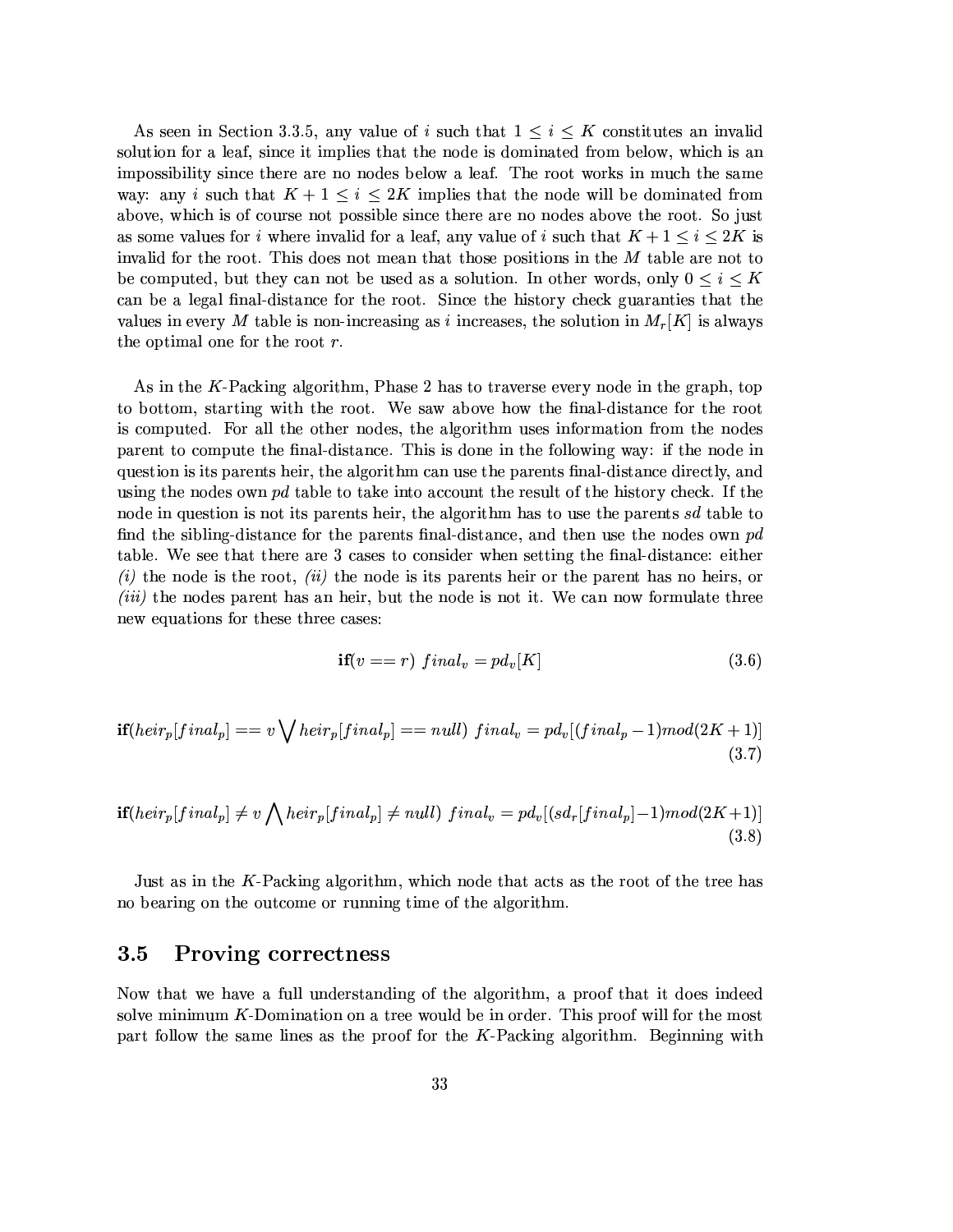As seen in Section 3.3.5, any value of $i$ such that $1 \leq i \leq K$ constitutes an invalid solution for a leaf, since it implies that the node is dominated from below, which is an impossibility since there are no nodes below a leaf. The root works in much the same way: any $i$ such that $K+1 \leq i \leq 2K$ implies that the node will be dominated from above, which is of course not possible since there are no nodes above the root. So just as some values for $i$ where invalid for a leaf, any value of $i$ such that $K+1 \leq i \leq 2K$ is invalid for the root. This does not mean that those positions in the $M$ table are not to be computed, but they can not be used as a solution. In other words, only $0 \leq i \leq K$ can be a legal final-distance for the root. Since the history check guaranties that the values in every $M$ table is non-increasing as $i$ increases, the solution in $M_r[K]$ is always the optimal one for the root $r$.

As in the $K$-Packing algorithm, Phase 2 has to traverse every node in the graph, top to bottom, starting with the root. We saw above how the final-distance for the root is computed. For all the other nodes, the algorithm uses information from the nodes parent to compute the final-distance. This is done in the following way: if the node in question is its parents heir, the algorithm can use the parents final-distance directly, and using the nodes own $pd$ table to take into account the result of the history check. If the node in question is not its parents heir, the algorithm has to use the parents $sd$ table to find the sibling-distance for the parents final-distance, and then use the nodes own $pd$ table. We see that there are 3 cases to consider when setting the final-distance: either *(i)* the node is the root, *(ii)* the node is its parents heir or the parent has no heirs, or *(iii)* the nodes parent has an heir, but the node is not it. We can now formulate three new equations for these three cases:

$$\textbf{if}(v == r) \ final_v = pd_v[K] \tag{3.6}$$

$$\textbf{if}(heir_p[final_p] == v \bigvee heir_p[final_p] == null) \ final_v = pd_v[(final_p - 1) mod (2K+1)] \tag{3.7}$$

$$\textbf{if}(heir_p[final_p] \neq v \bigwedge heir_p[final_p] \neq null) \ final_v = pd_v[(sd_r[final_p] - 1) mod (2K+1)] \tag{3.8}$$

Just as in the $K$-Packing algorithm, which node that acts as the root of the tree has no bearing on the outcome or running time of the algorithm.

## 3.5 Proving correctness

Now that we have a full understanding of the algorithm, a proof that it does indeed solve minimum $K$-Domination on a tree would be in order. This proof will for the most part follow the same lines as the proof for the $K$-Packing algorithm. Beginning with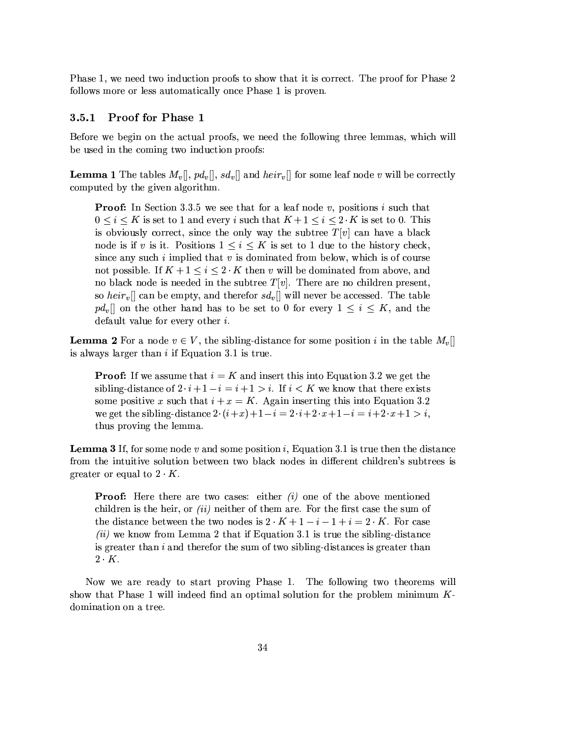Phase 1, we need two induction proofs to show that it is correct. The proof for Phase 2 follows more or less automatically once Phase 1 is proven.

### 3.5.1 Proof for Phase 1

Before we begin on the actual proofs, we need the following three lemmas, which will be used in the coming two induction proofs:

**Lemma 1** The tables $M_v[]$, $pd_v[]$, $sd_v[]$ and $heir_v[]$ for some leaf node $v$ will be correctly computed by the given algorithm.

> **Proof:** In Section 3.3.5 we see that for a leaf node $v$, positions $i$ such that $0 \leq i \leq K$ is set to 1 and every $i$ such that $K+1 \leq i \leq 2 \cdot K$ is set to 0. This is obviously correct, since the only way the subtree $T[v]$ can have a black node is if $v$ is it. Positions $1 \leq i \leq K$ is set to 1 due to the history check, since any such $i$ implied that $v$ is dominated from below, which is of course not possible. If $K+1 \leq i \leq 2 \cdot K$ then $v$ will be dominated from above, and no black node is needed in the subtree $T[v]$. There are no children present, so $heir_v[]$ can be empty, and therefor $sd_v[]$ will never be accessed. The table $pd_v[]$ on the other hand has to be set to 0 for every $1 \leq i \leq K$, and the default value for every other $i$.

**Lemma 2** For a node $v \in V$, the sibling-distance for some position $i$ in the table $M_v[]$ is always larger than $i$ if Equation 3.1 is true.

> **Proof:** If we assume that $i = K$ and insert this into Equation 3.2 we get the sibling-distance of $2 \cdot i + 1 - i = i + 1 > i$. If $i < K$ we know that there exists some positive $x$ such that $i + x = K$. Again inserting this into Equation 3.2 we get the sibling-distance $2 \cdot (i+x) + 1 - i = 2 \cdot i + 2 \cdot x + 1 - i = i + 2 \cdot x + 1 > i$, thus proving the lemma.

**Lemma 3** If, for some node $v$ and some position $i$, Equation 3.1 is true then the distance from the intuitive solution between two black nodes in different children's subtrees is greater or equal to $2 \cdot K$.

> **Proof:** Here there are two cases: either *(i)* one of the above mentioned children is the heir, or *(ii)* neither of them are. For the first case the sum of the distance between the two nodes is $2 \cdot K + 1 - i - 1 + i = 2 \cdot K$. For case *(ii)* we know from Lemma 2 that if Equation 3.1 is true the sibling-distance is greater than $i$ and therefor the sum of two sibling-distances is greater than $2 \cdot K$.

Now we are ready to start proving Phase 1. The following two theorems will show that Phase 1 will indeed find an optimal solution for the problem minimum $K$-domination on a tree.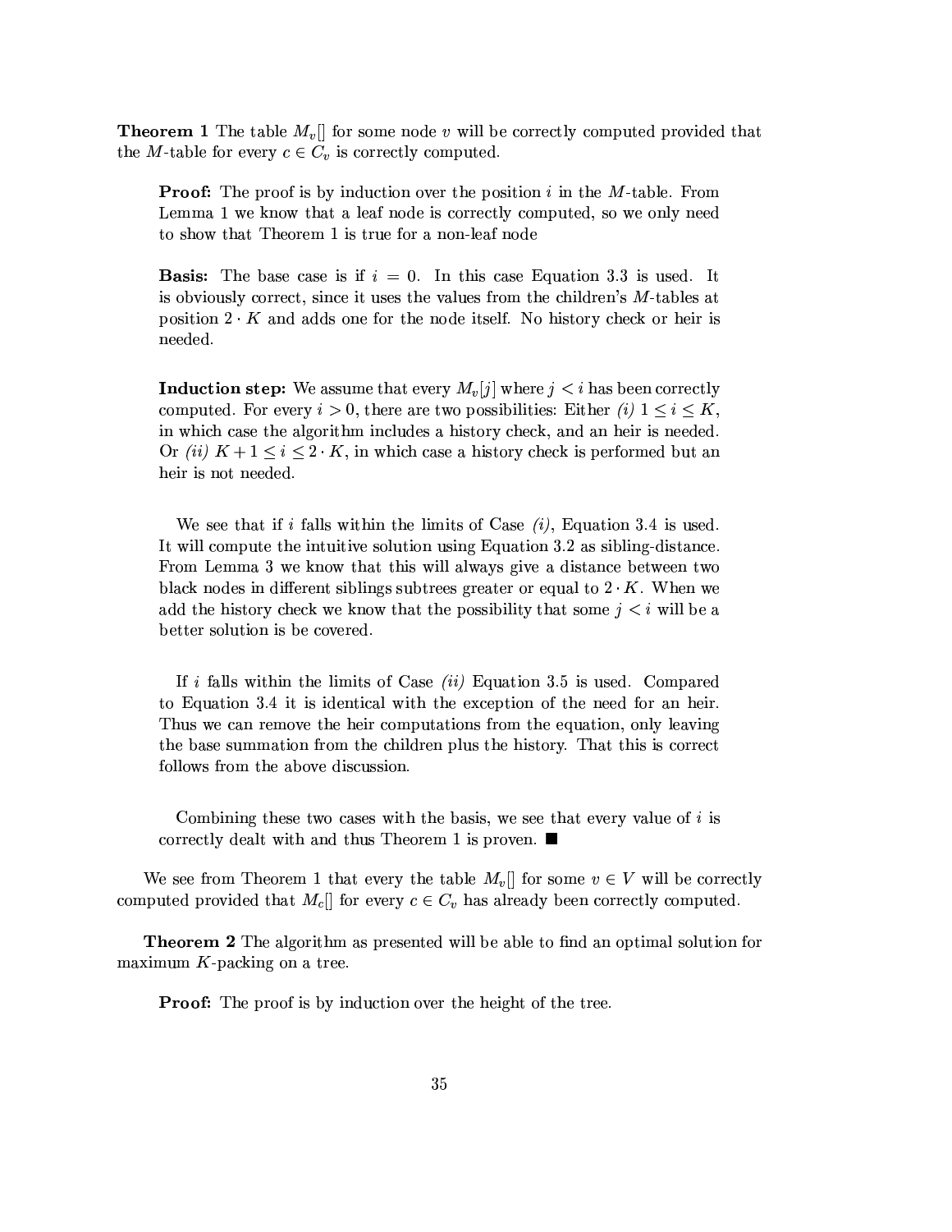**Theorem 1** The table $M_v[]$ for some node $v$ will be correctly computed provided that the $M$-table for every $c \in C_v$ is correctly computed.

> **Proof:** The proof is by induction over the position $i$ in the $M$-table. From Lemma 1 we know that a leaf node is correctly computed, so we only need to show that Theorem 1 is true for a non-leaf node
>
> **Basis:** The base case is if $i = 0$. In this case Equation 3.3 is used. It is obviously correct, since it uses the values from the children's $M$-tables at position $2 \cdot K$ and adds one for the node itself. No history check or heir is needed.
>
> **Induction step:** We assume that every $M_v[j]$ where $j < i$ has been correctly computed. For every $i > 0$, there are two possibilities: Either *(i)* $1 \leq i \leq K$, in which case the algorithm includes a history check, and an heir is needed. Or *(ii)* $K + 1 \leq i \leq 2 \cdot K$, in which case a history check is performed but an heir is not needed.
>
> We see that if $i$ falls within the limits of Case *(i)*, Equation 3.4 is used. It will compute the intuitive solution using Equation 3.2 as sibling-distance. From Lemma 3 we know that this will always give a distance between two black nodes in different siblings subtrees greater or equal to $2 \cdot K$. When we add the history check we know that the possibility that some $j < i$ will be a better solution is be covered.
>
> If $i$ falls within the limits of Case *(ii)* Equation 3.5 is used. Compared to Equation 3.4 it is identical with the exception of the need for an heir. Thus we can remove the heir computations from the equation, only leaving the base summation from the children plus the history. That this is correct follows from the above discussion.
>
> Combining these two cases with the basis, we see that every value of $i$ is correctly dealt with and thus Theorem 1 is proven. ■

We see from Theorem 1 that every the table $M_v[]$ for some $v \in V$ will be correctly computed provided that $M_c[]$ for every $c \in C_v$ has already been correctly computed.

**Theorem 2** The algorithm as presented will be able to find an optimal solution for maximum $K$-packing on a tree.

> **Proof:** The proof is by induction over the height of the tree.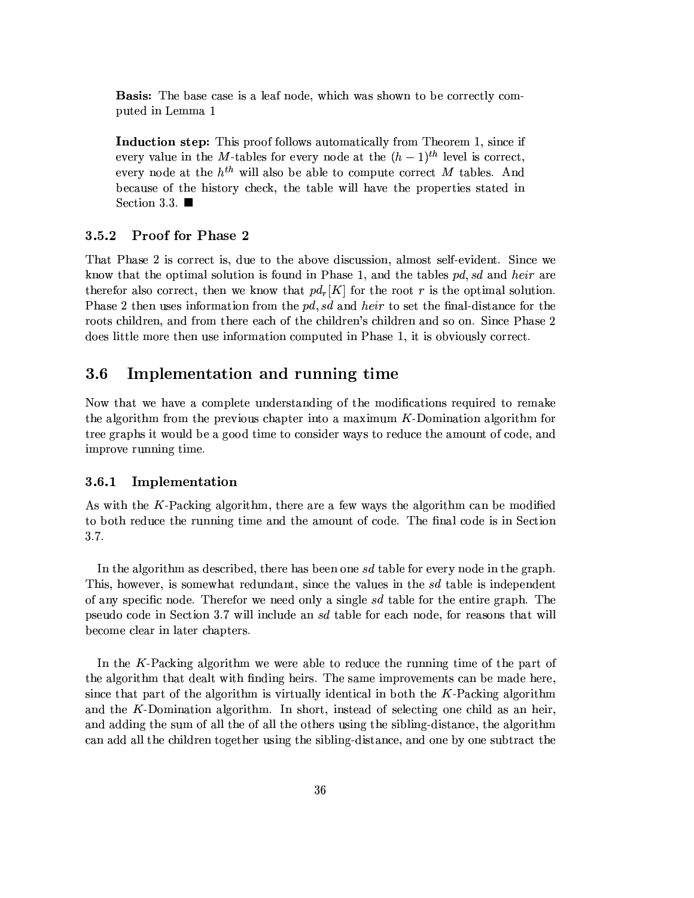**Basis:** The base case is a leaf node, which was shown to be correctly computed in Lemma 1

**Induction step:** This proof follows automatically from Theorem 1, since if every value in the $M$-tables for every node at the $(h-1)^{th}$ level is correct, every node at the $h^{th}$ will also be able to compute correct $M$ tables. And because of the history check, the table will have the properties stated in Section 3.3. ■

### 3.5.2 Proof for Phase 2

That Phase 2 is correct is, due to the above discussion, almost self-evident. Since we know that the optimal solution is found in Phase 1, and the tables $pd, sd$ and $heir$ are therefor also correct, then we know that $pd_r[K]$ for the root $r$ is the optimal solution. Phase 2 then uses information from the $pd, sd$ and $heir$ to set the final-distance for the roots children, and from there each of the children's children and so on. Since Phase 2 does little more then use information computed in Phase 1, it is obviously correct.

## 3.6 Implementation and running time

Now that we have a complete understanding of the modifications required to remake the algorithm from the previous chapter into a maximum $K$-Domination algorithm for tree graphs it would be a good time to consider ways to reduce the amount of code, and improve running time.

### 3.6.1 Implementation

As with the $K$-Packing algorithm, there are a few ways the algorithm can be modified to both reduce the running time and the amount of code. The final code is in Section 3.7.

In the algorithm as described, there has been one $sd$ table for every node in the graph. This, however, is somewhat redundant, since the values in the $sd$ table is independent of any specific node. Therefor we need only a single $sd$ table for the entire graph. The pseudo code in Section 3.7 will include an $sd$ table for each node, for reasons that will become clear in later chapters.

In the $K$-Packing algorithm we were able to reduce the running time of the part of the algorithm that dealt with finding heirs. The same improvements can be made here, since that part of the algorithm is virtually identical in both the $K$-Packing algorithm and the $K$-Domination algorithm. In short, instead of selecting one child as an heir, and adding the sum of all the of all the others using the sibling-distance, the algorithm can add all the children together using the sibling-distance, and one by one subtract the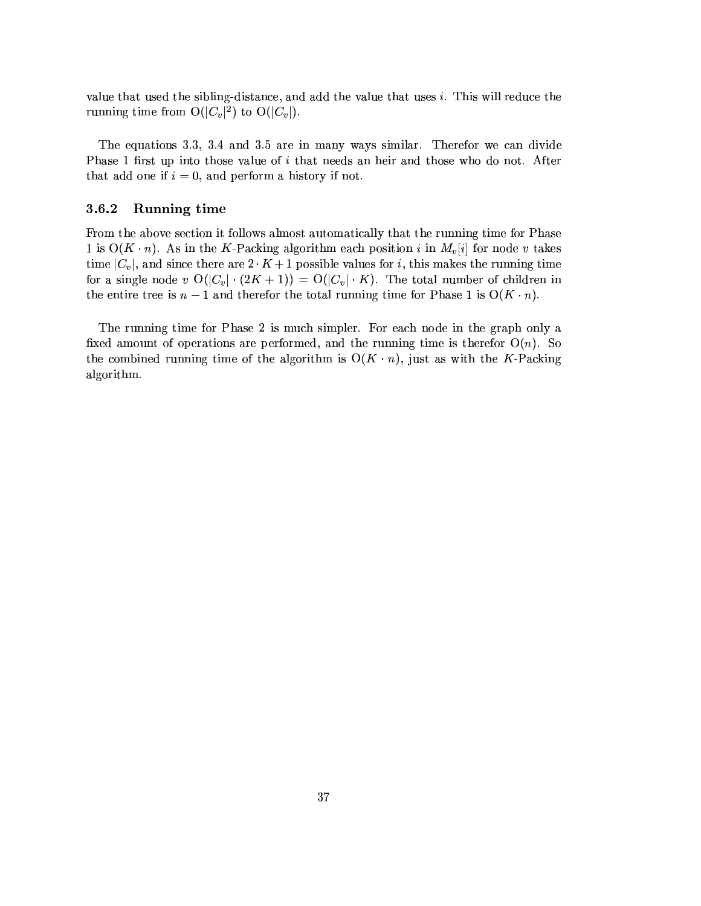value that used the sibling-distance, and add the value that uses $i$. This will reduce the running time from $O(|C_v|^2)$ to $O(|C_v|)$.

The equations 3.3, 3.4 and 3.5 are in many ways similar. Therefor we can divide Phase 1 first up into those value of $i$ that needs an heir and those who do not. After that add one if $i = 0$, and perform a history if not.

### 3.6.2 Running time

From the above section it follows almost automatically that the running time for Phase 1 is $O(K \cdot n)$. As in the $K$-Packing algorithm each position $i$ in $M_v[i]$ for node $v$ takes time $|C_v|$, and since there are $2 \cdot K + 1$ possible values for $i$, this makes the running time for a single node $v$ $O(|C_v| \cdot (2K + 1)) = O(|C_v| \cdot K)$. The total number of children in the entire tree is $n - 1$ and therefor the total running time for Phase 1 is $O(K \cdot n)$.

The running time for Phase 2 is much simpler. For each node in the graph only a fixed amount of operations are performed, and the running time is therefor $O(n)$. So the combined running time of the algorithm is $O(K \cdot n)$, just as with the $K$-Packing algorithm.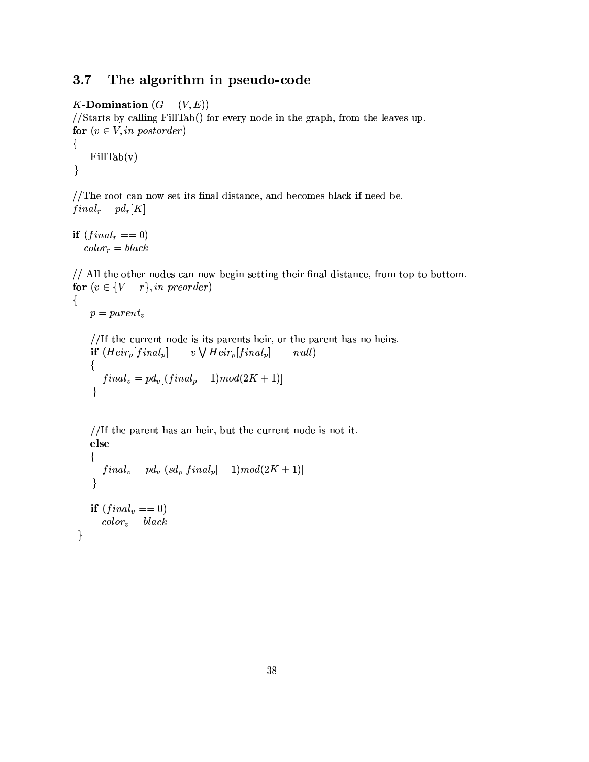## 3.7 The algorithm in pseudo-code

```
K-Domination (G = (V, E))
//Starts by calling FillTab() for every node in the graph, from the leaves up.
for (v ∈ V, in postorder)
{
    FillTab(v)
}

//The root can now set its final distance, and becomes black if need be.
final_r = pd_r[K]

if (final_r == 0)
   color_r = black

// All the other nodes can now begin setting their final distance, from top to bottom.
for (v ∈ {V − r}, in preorder)
{
    p = parent_v

    //If the current node is its parents heir, or the parent has no heirs.
    if (Heir_p[final_p] == v ⋁ Heir_p[final_p] == null)
    {
       final_v = pd_v[(final_p − 1)mod(2K + 1)]
    }


    //If the parent has an heir, but the current node is not it.
    else
    {
       final_v = pd_v[(sd_p[final_p] − 1)mod(2K + 1)]
    }

    if (final_v == 0)
       color_v = black
}
```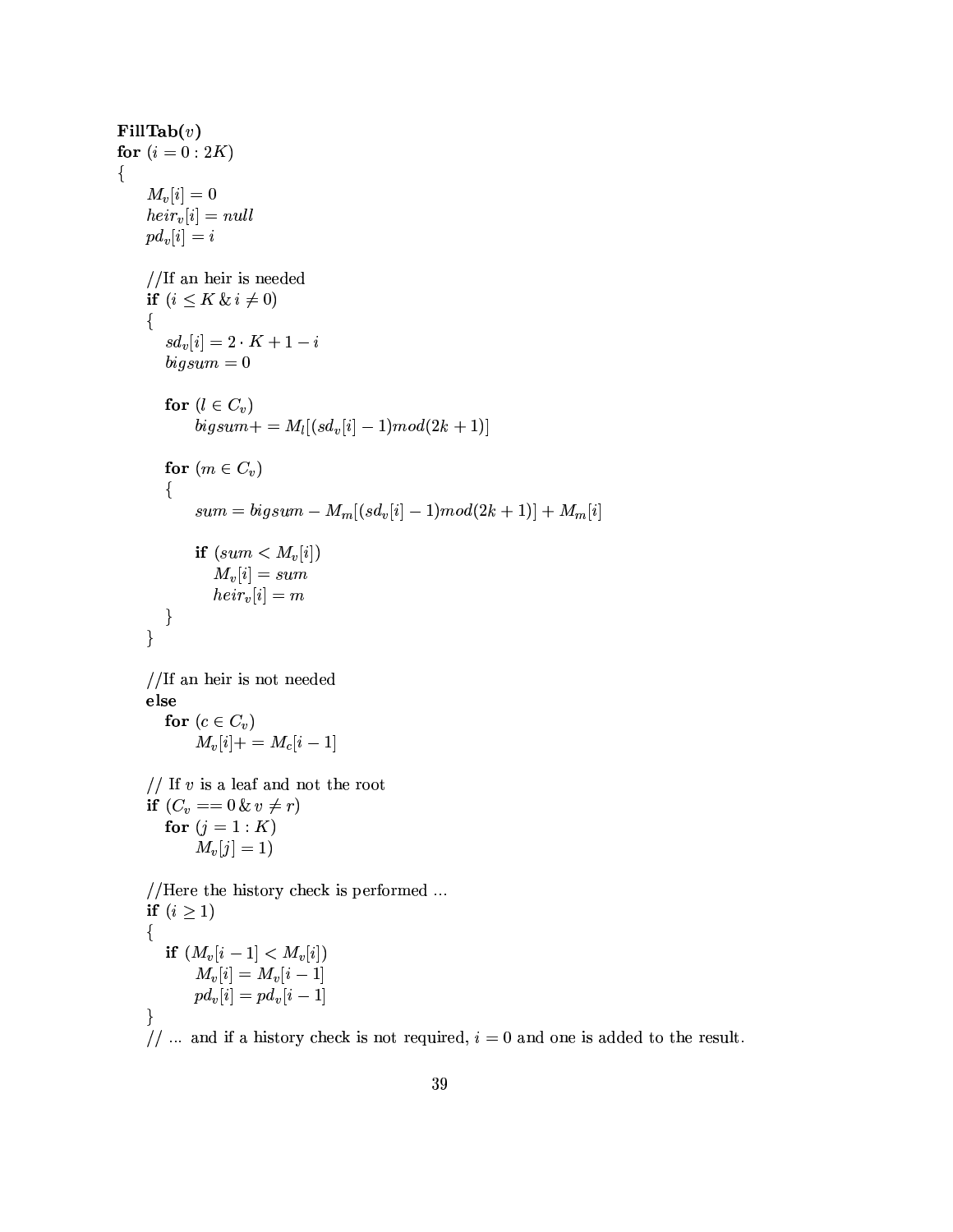**FillTab($v$)**
**for** ($i = 0 : 2K$)
{
$\quad M_v[i] = 0$
$\quad heir_v[i] = null$
$\quad pd_v[i] = i$

$\quad$//If an heir is needed
$\quad$**if** ($i \leq K \,\&\, i \neq 0$)
$\quad${
$\quad\quad sd_v[i] = 2 \cdot K + 1 - i$
$\quad\quad bigsum = 0$

$\quad\quad$**for** ($l \in C_v$)
$\quad\quad\quad bigsum += M_l[(sd_v[i] - 1) mod (2k + 1)]$

$\quad\quad$**for** ($m \in C_v$)
$\quad\quad${
$\quad\quad\quad sum = bigsum - M_m[(sd_v[i] - 1) mod (2k + 1)] + M_m[i]$

$\quad\quad\quad$**if** ($sum < M_v[i]$)
$\quad\quad\quad\quad M_v[i] = sum$
$\quad\quad\quad\quad heir_v[i] = m$
$\quad\quad$}
$\quad$}

$\quad$//If an heir is not needed
$\quad$**else**
$\quad\quad$**for** ($c \in C_v$)
$\quad\quad\quad M_v[i] += M_c[i - 1]$

$\quad$// If $v$ is a leaf and not the root
$\quad$**if** ($C_v == 0 \,\&\, v \neq r$)
$\quad\quad$**for** ($j = 1 : K$)
$\quad\quad\quad M_v[j] = 1)$

$\quad$//Here the history check is performed ...
$\quad$**if** ($i \geq 1$)
$\quad${
$\quad\quad$**if** ($M_v[i - 1] < M_v[i]$)
$\quad\quad\quad M_v[i] = M_v[i - 1]$
$\quad\quad\quad pd_v[i] = pd_v[i - 1]$
$\quad$}
$\quad$// ... and if a history check is not required, $i = 0$ and one is added to the result.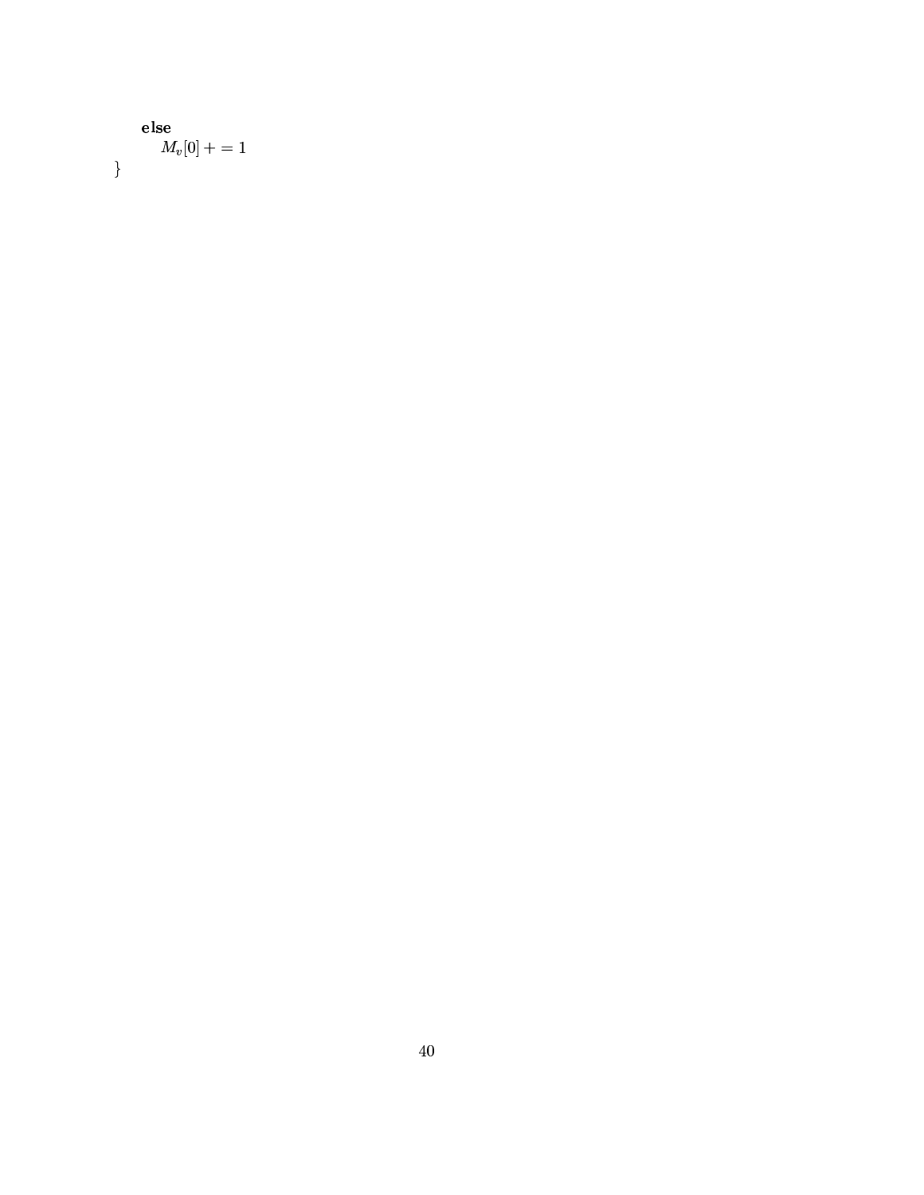**else**

$M_v[0] += 1$

}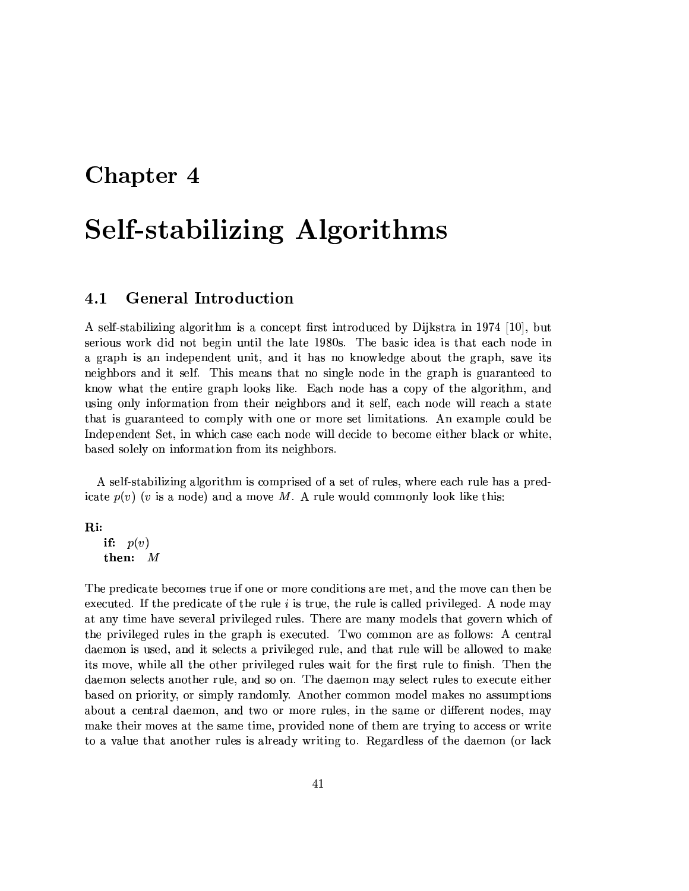# Chapter 4

# Self-stabilizing Algorithms

## 4.1 General Introduction

A self-stabilizing algorithm is a concept first introduced by Dijkstra in 1974 [10], but serious work did not begin until the late 1980s. The basic idea is that each node in a graph is an independent unit, and it has no knowledge about the graph, save its neighbors and it self. This means that no single node in the graph is guaranteed to know what the entire graph looks like. Each node has a copy of the algorithm, and using only information from their neighbors and it self, each node will reach a state that is guaranteed to comply with one or more set limitations. An example could be Independent Set, in which case each node will decide to become either black or white, based solely on information from its neighbors.

A self-stabilizing algorithm is comprised of a set of rules, where each rule has a predicate $p(v)$ ($v$ is a node) and a move $M$. A rule would commonly look like this:

**Ri:**
 **if:** $p(v)$
 **then:** $M$

The predicate becomes true if one or more conditions are met, and the move can then be executed. If the predicate of the rule $i$ is true, the rule is called privileged. A node may at any time have several privileged rules. There are many models that govern which of the privileged rules in the graph is executed. Two common are as follows: A central daemon is used, and it selects a privileged rule, and that rule will be allowed to make its move, while all the other privileged rules wait for the first rule to finish. Then the daemon selects another rule, and so on. The daemon may select rules to execute either based on priority, or simply randomly. Another common model makes no assumptions about a central daemon, and two or more rules, in the same or different nodes, may make their moves at the same time, provided none of them are trying to access or write to a value that another rules is already writing to. Regardless of the daemon (or lack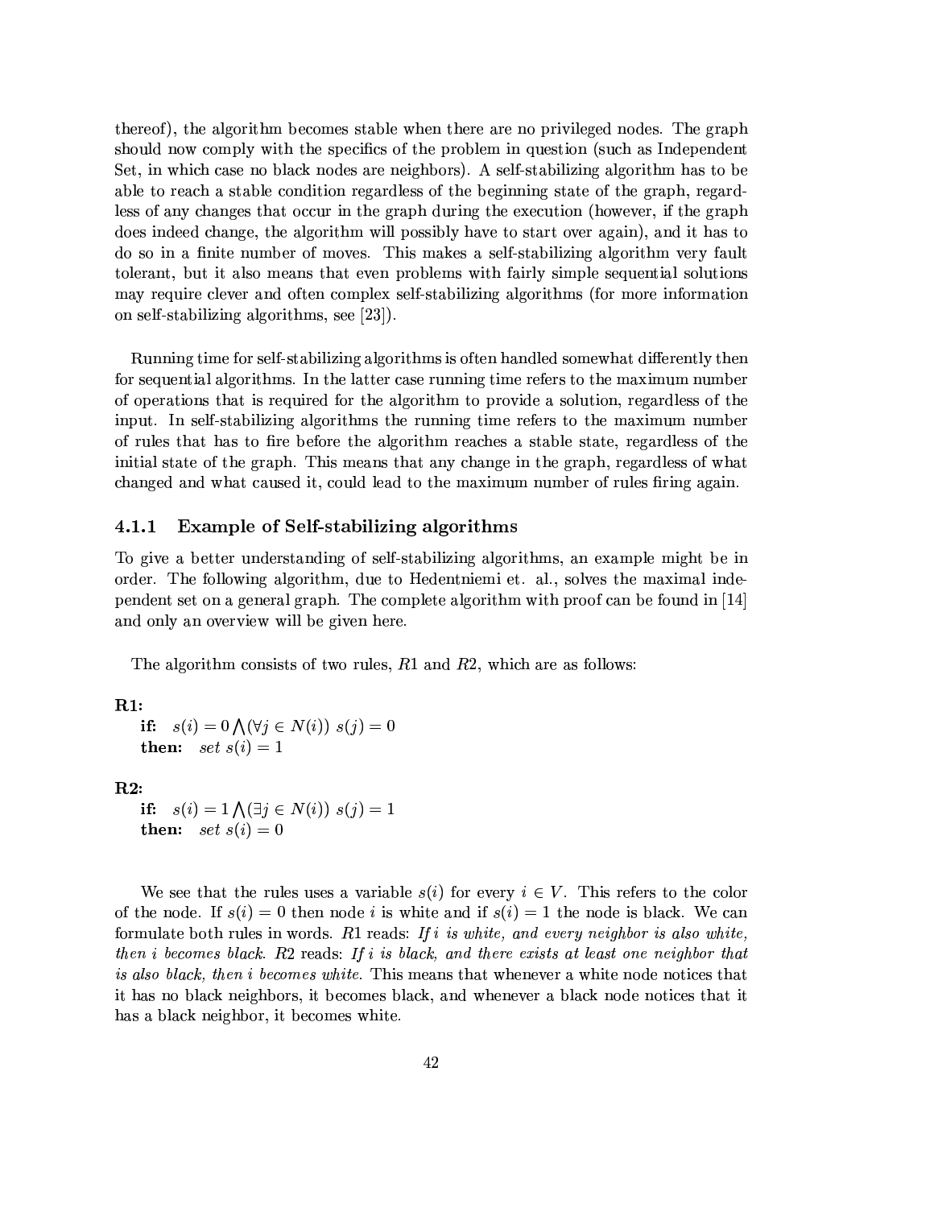thereof), the algorithm becomes stable when there are no privileged nodes. The graph should now comply with the specifics of the problem in question (such as Independent Set, in which case no black nodes are neighbors). A self-stabilizing algorithm has to be able to reach a stable condition regardless of the beginning state of the graph, regardless of any changes that occur in the graph during the execution (however, if the graph does indeed change, the algorithm will possibly have to start over again), and it has to do so in a finite number of moves. This makes a self-stabilizing algorithm very fault tolerant, but it also means that even problems with fairly simple sequential solutions may require clever and often complex self-stabilizing algorithms (for more information on self-stabilizing algorithms, see [23]).

Running time for self-stabilizing algorithms is often handled somewhat differently then for sequential algorithms. In the latter case running time refers to the maximum number of operations that is required for the algorithm to provide a solution, regardless of the input. In self-stabilizing algorithms the running time refers to the maximum number of rules that has to fire before the algorithm reaches a stable state, regardless of the initial state of the graph. This means that any change in the graph, regardless of what changed and what caused it, could lead to the maximum number of rules firing again.

### 4.1.1 Example of Self-stabilizing algorithms

To give a better understanding of self-stabilizing algorithms, an example might be in order. The following algorithm, due to Hedentniemi et. al., solves the maximal independent set on a general graph. The complete algorithm with proof can be found in [14] and only an overview will be given here.

The algorithm consists of two rules, $R1$ and $R2$, which are as follows:

**R1:**
**if:** $s(i) = 0 \bigwedge (\forall j \in N(i))\ s(j) = 0$
**then:** *set* $s(i) = 1$

**R2:**
**if:** $s(i) = 1 \bigwedge (\exists j \in N(i))\ s(j) = 1$
**then:** *set* $s(i) = 0$

We see that the rules uses a variable $s(i)$ for every $i \in V$. This refers to the color of the node. If $s(i) = 0$ then node $i$ is white and if $s(i) = 1$ the node is black. We can formulate both rules in words. $R1$ reads: *If $i$ is white, and every neighbor is also white, then $i$ becomes black.* $R2$ reads: *If $i$ is black, and there exists at least one neighbor that is also black, then $i$ becomes white.* This means that whenever a white node notices that it has no black neighbors, it becomes black, and whenever a black node notices that it has a black neighbor, it becomes white.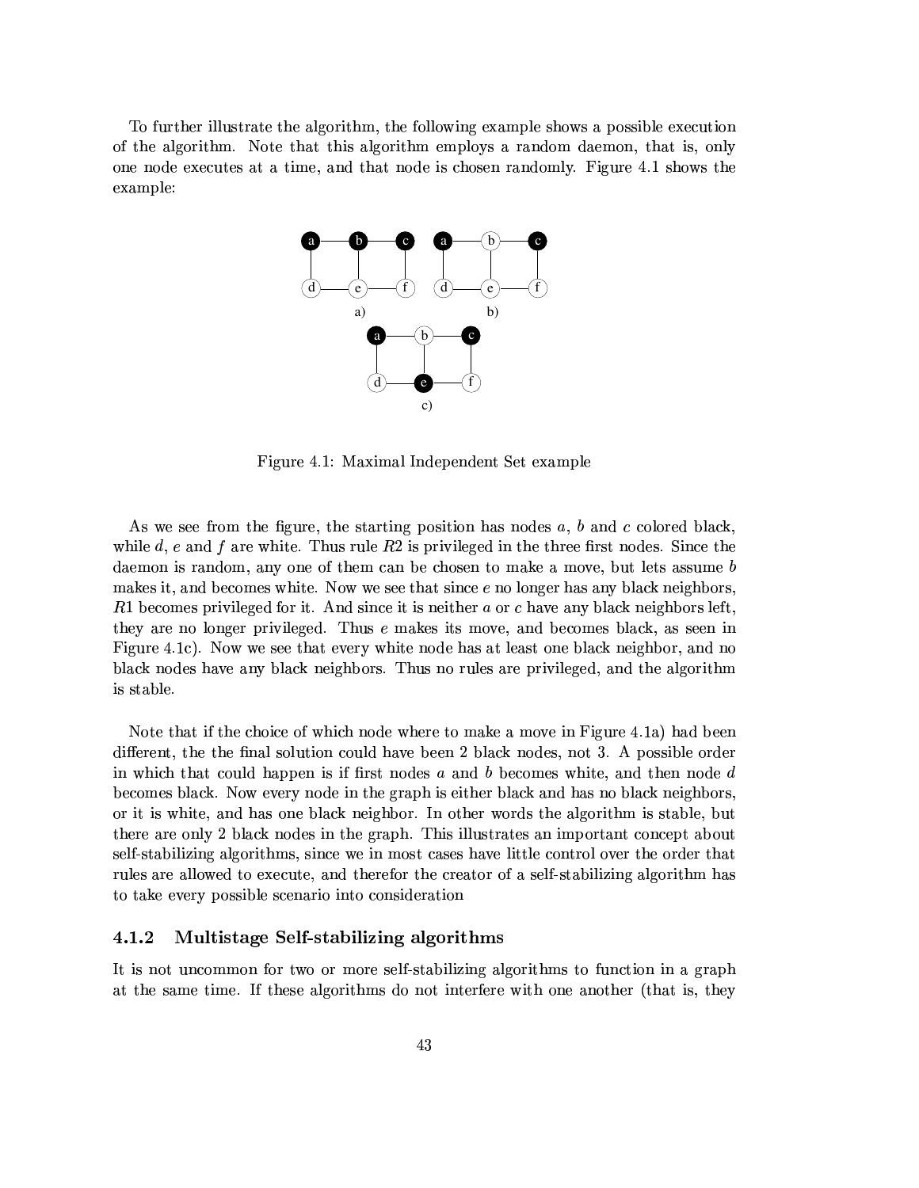To further illustrate the algorithm, the following example shows a possible execution of the algorithm. Note that this algorithm employs a random daemon, that is, only one node executes at a time, and that node is chosen randomly. Figure 4.1 shows the example:

Figure 4.1: Maximal Independent Set example

As we see from the figure, the starting position has nodes $a$, $b$ and $c$ colored black, while $d$, $e$ and $f$ are white. Thus rule $R2$ is privileged in the three first nodes. Since the daemon is random, any one of them can be chosen to make a move, but lets assume $b$ makes it, and becomes white. Now we see that since $e$ no longer has any black neighbors, $R1$ becomes privileged for it. And since it is neither $a$ or $c$ have any black neighbors left, they are no longer privileged. Thus $e$ makes its move, and becomes black, as seen in Figure 4.1c). Now we see that every white node has at least one black neighbor, and no black nodes have any black neighbors. Thus no rules are privileged, and the algorithm is stable.

Note that if the choice of which node where to make a move in Figure 4.1a) had been different, the the final solution could have been 2 black nodes, not 3. A possible order in which that could happen is if first nodes $a$ and $b$ becomes white, and then node $d$ becomes black. Now every node in the graph is either black and has no black neighbors, or it is white, and has one black neighbor. In other words the algorithm is stable, but there are only 2 black nodes in the graph. This illustrates an important concept about self-stabilizing algorithms, since we in most cases have little control over the order that rules are allowed to execute, and therefor the creator of a self-stabilizing algorithm has to take every possible scenario into consideration

### 4.1.2 Multistage Self-stabilizing algorithms

It is not uncommon for two or more self-stabilizing algorithms to function in a graph at the same time. If these algorithms do not interfere with one another (that is, they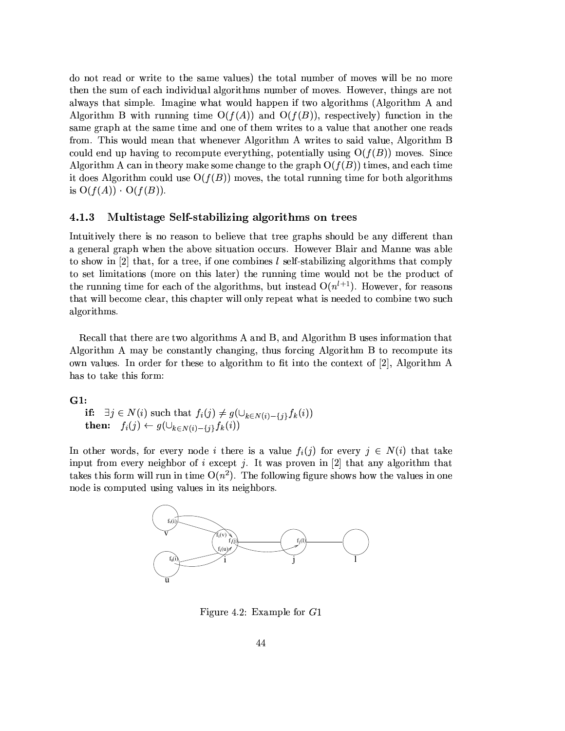do not read or write to the same values) the total number of moves will be no more then the sum of each individual algorithms number of moves. However, things are not always that simple. Imagine what would happen if two algorithms (Algorithm A and Algorithm B with running time $O(f(A))$ and $O(f(B))$, respectively) function in the same graph at the same time and one of them writes to a value that another one reads from. This would mean that whenever Algorithm A writes to said value, Algorithm B could end up having to recompute everything, potentially using $O(f(B))$ moves. Since Algorithm A can in theory make some change to the graph $O(f(B))$ times, and each time it does Algorithm could use $O(f(B))$ moves, the total running time for both algorithms is $O(f(A)) \cdot O(f(B))$.

### 4.1.3 Multistage Self-stabilizing algorithms on trees

Intuitively there is no reason to believe that tree graphs should be any different than a general graph when the above situation occurs. However Blair and Manne was able to show in [2] that, for a tree, if one combines $l$ self-stabilizing algorithms that comply to set limitations (more on this later) the running time would not be the product of the running time for each of the algorithms, but instead $O(n^{l+1})$. However, for reasons that will become clear, this chapter will only repeat what is needed to combine two such algorithms.

Recall that there are two algorithms A and B, and Algorithm B uses information that Algorithm A may be constantly changing, thus forcing Algorithm B to recompute its own values. In order for these to algorithm to fit into the context of [2], Algorithm A has to take this form:

**G1:**
 **if:** $\exists j \in N(i)$ such that $f_i(j) \neq g(\cup_{k \in N(i)-\{j\}} f_k(i))$
 **then:** $f_i(j) \leftarrow g(\cup_{k \in N(i)-\{j\}} f_k(i))$

In other words, for every node $i$ there is a value $f_i(j)$ for every $j \in N(i)$ that take input from every neighbor of $i$ except $j$. It was proven in [2] that any algorithm that takes this form will run in time $O(n^2)$. The following figure shows how the values in one node is computed using values in its neighbors.

Figure 4.2: Example for $G1$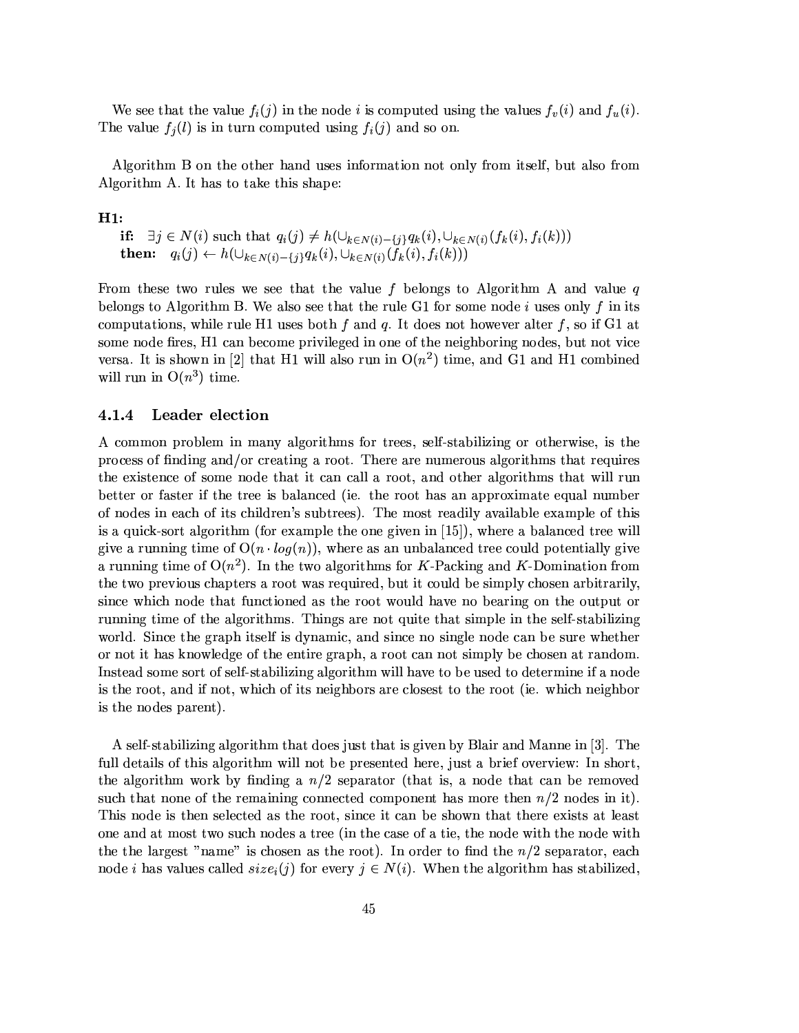We see that the value $f_i(j)$ in the node $i$ is computed using the values $f_v(i)$ and $f_u(i)$. The value $f_j(l)$ is in turn computed using $f_i(j)$ and so on.

Algorithm B on the other hand uses information not only from itself, but also from Algorithm A. It has to take this shape:

**H1:**

**if:** $\exists j \in N(i)$ such that $q_i(j) \neq h(\cup_{k \in N(i)-\{j\}} q_k(i), \cup_{k \in N(i)}(f_k(i), f_i(k)))$
**then:** $q_i(j) \leftarrow h(\cup_{k \in N(i)-\{j\}} q_k(i), \cup_{k \in N(i)}(f_k(i), f_i(k)))$

From these two rules we see that the value $f$ belongs to Algorithm A and value $q$ belongs to Algorithm B. We also see that the rule G1 for some node $i$ uses only $f$ in its computations, while rule H1 uses both $f$ and $q$. It does not however alter $f$, so if G1 at some node fires, H1 can become privileged in one of the neighboring nodes, but not vice versa. It is shown in [2] that H1 will also run in $O(n^2)$ time, and G1 and H1 combined will run in $O(n^3)$ time.

#### 4.1.4 Leader election

A common problem in many algorithms for trees, self-stabilizing or otherwise, is the process of finding and/or creating a root. There are numerous algorithms that requires the existence of some node that it can call a root, and other algorithms that will run better or faster if the tree is balanced (ie. the root has an approximate equal number of nodes in each of its children's subtrees). The most readily available example of this is a quick-sort algorithm (for example the one given in [15]), where a balanced tree will give a running time of $O(n \cdot log(n))$, where as an unbalanced tree could potentially give a running time of $O(n^2)$. In the two algorithms for $K$-Packing and $K$-Domination from the two previous chapters a root was required, but it could be simply chosen arbitrarily, since which node that functioned as the root would have no bearing on the output or running time of the algorithms. Things are not quite that simple in the self-stabilizing world. Since the graph itself is dynamic, and since no single node can be sure whether or not it has knowledge of the entire graph, a root can not simply be chosen at random. Instead some sort of self-stabilizing algorithm will have to be used to determine if a node is the root, and if not, which of its neighbors are closest to the root (ie. which neighbor is the nodes parent).

A self-stabilizing algorithm that does just that is given by Blair and Manne in [3]. The full details of this algorithm will not be presented here, just a brief overview: In short, the algorithm work by finding a $n/2$ separator (that is, a node that can be removed such that none of the remaining connected component has more then $n/2$ nodes in it). This node is then selected as the root, since it can be shown that there exists at least one and at most two such nodes a tree (in the case of a tie, the node with the node with the the largest "name" is chosen as the root). In order to find the $n/2$ separator, each node $i$ has values called $size_i(j)$ for every $j \in N(i)$. When the algorithm has stabilized,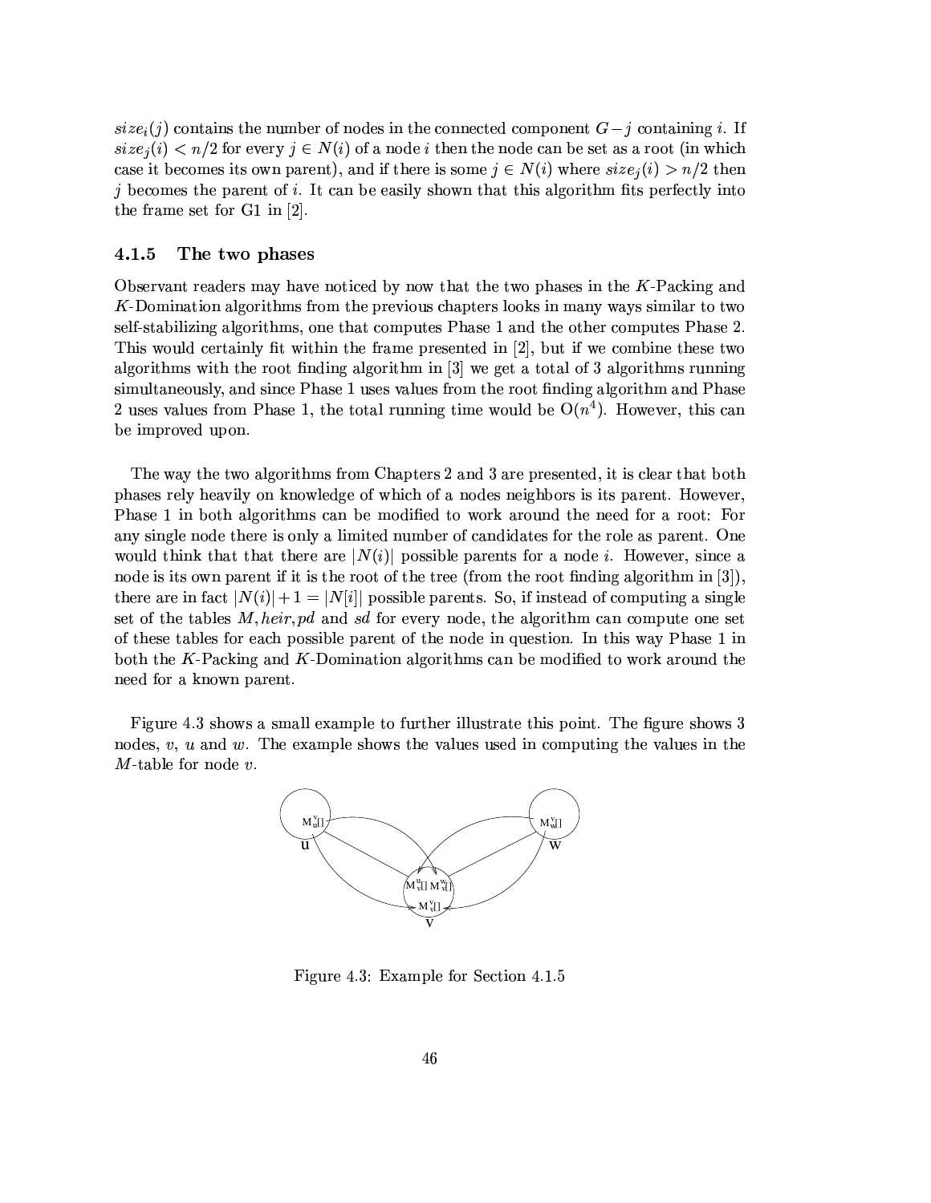$size_i(j)$ contains the number of nodes in the connected component $G-j$ containing $i$. If $size_j(i) < n/2$ for every $j \in N(i)$ of a node $i$ then the node can be set as a root (in which case it becomes its own parent), and if there is some $j \in N(i)$ where $size_j(i) > n/2$ then $j$ becomes the parent of $i$. It can be easily shown that this algorithm fits perfectly into the frame set for G1 in [2].

### 4.1.5 The two phases

Observant readers may have noticed by now that the two phases in the $K$-Packing and $K$-Domination algorithms from the previous chapters looks in many ways similar to two self-stabilizing algorithms, one that computes Phase 1 and the other computes Phase 2. This would certainly fit within the frame presented in [2], but if we combine these two algorithms with the root finding algorithm in [3] we get a total of 3 algorithms running simultaneously, and since Phase 1 uses values from the root finding algorithm and Phase 2 uses values from Phase 1, the total running time would be $O(n^4)$. However, this can be improved upon.

The way the two algorithms from Chapters 2 and 3 are presented, it is clear that both phases rely heavily on knowledge of which of a nodes neighbors is its parent. However, Phase 1 in both algorithms can be modified to work around the need for a root: For any single node there is only a limited number of candidates for the role as parent. One would think that that there are $|N(i)|$ possible parents for a node $i$. However, since a node is its own parent if it is the root of the tree (from the root finding algorithm in [3]), there are in fact $|N(i)| + 1 = |N[i]|$ possible parents. So, if instead of computing a single set of the tables $M, heir, pd$ and $sd$ for every node, the algorithm can compute one set of these tables for each possible parent of the node in question. In this way Phase 1 in both the $K$-Packing and $K$-Domination algorithms can be modified to work around the need for a known parent.

Figure 4.3 shows a small example to further illustrate this point. The figure shows 3 nodes, $v$, $u$ and $w$. The example shows the values used in computing the values in the $M$-table for node $v$.

Figure 4.3: Example for Section 4.1.5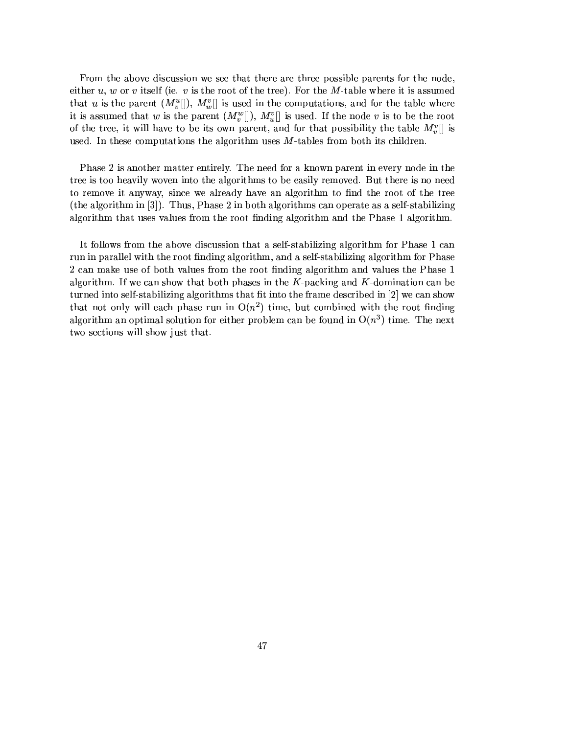From the above discussion we see that there are three possible parents for the node, either $u$, $w$ or $v$ itself (ie. $v$ is the root of the tree). For the $M$-table where it is assumed that $u$ is the parent ($M_v^u[]$), $M_w^v[]$ is used in the computations, and for the table where it is assumed that $w$ is the parent ($M_v^w[]$), $M_u^v[]$ is used. If the node $v$ is to be the root of the tree, it will have to be its own parent, and for that possibility the table $M_v^v[]$ is used. In these computations the algorithm uses $M$-tables from both its children.

Phase 2 is another matter entirely. The need for a known parent in every node in the tree is too heavily woven into the algorithms to be easily removed. But there is no need to remove it anyway, since we already have an algorithm to find the root of the tree (the algorithm in [3]). Thus, Phase 2 in both algorithms can operate as a self-stabilizing algorithm that uses values from the root finding algorithm and the Phase 1 algorithm.

It follows from the above discussion that a self-stabilizing algorithm for Phase 1 can run in parallel with the root finding algorithm, and a self-stabilizing algorithm for Phase 2 can make use of both values from the root finding algorithm and values the Phase 1 algorithm. If we can show that both phases in the $K$-packing and $K$-domination can be turned into self-stabilizing algorithms that fit into the frame described in [2] we can show that not only will each phase run in $O(n^2)$ time, but combined with the root finding algorithm an optimal solution for either problem can be found in $O(n^3)$ time. The next two sections will show just that.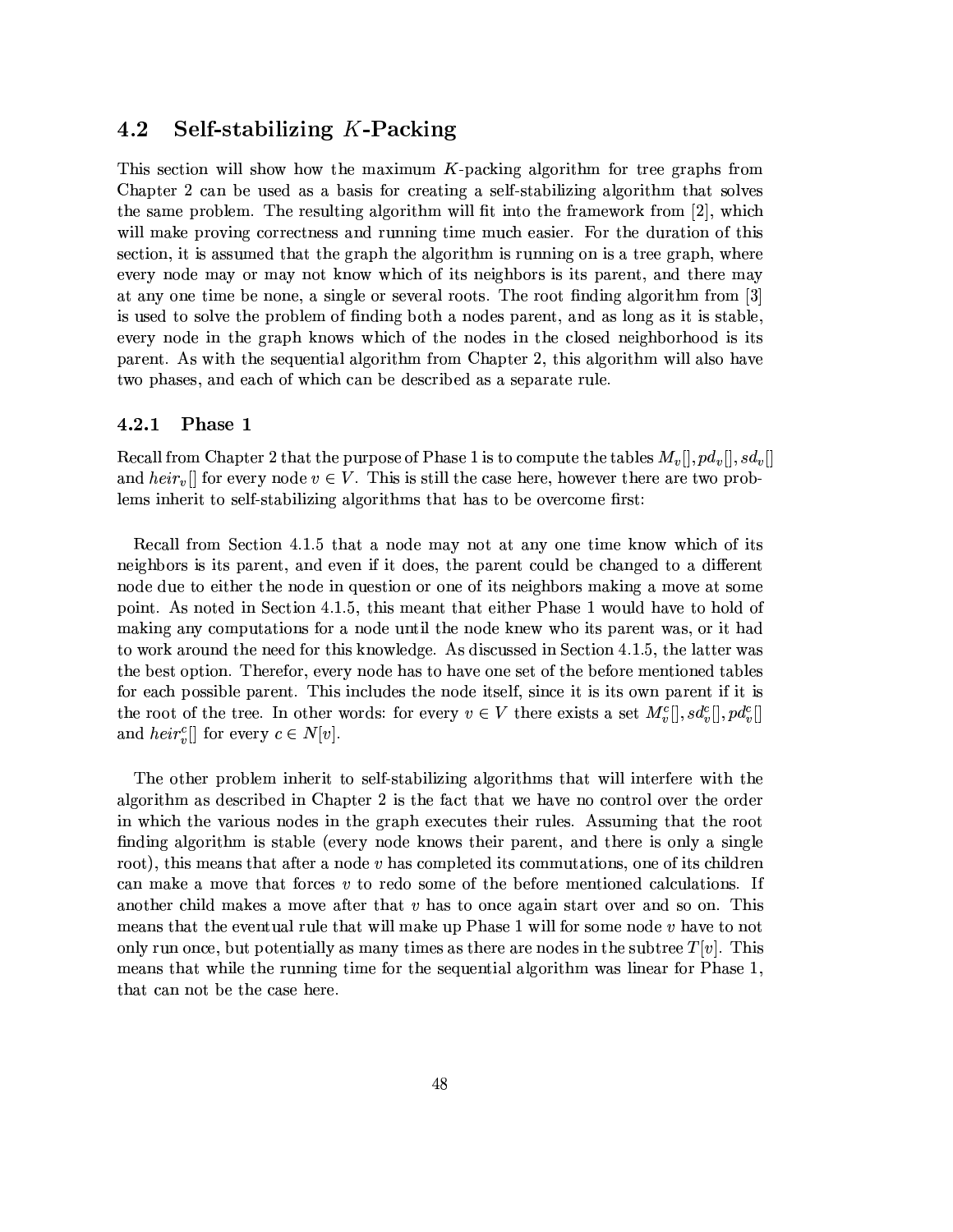## 4.2 Self-stabilizing $K$-Packing

This section will show how the maximum $K$-packing algorithm for tree graphs from Chapter 2 can be used as a basis for creating a self-stabilizing algorithm that solves the same problem. The resulting algorithm will fit into the framework from [2], which will make proving correctness and running time much easier. For the duration of this section, it is assumed that the graph the algorithm is running on is a tree graph, where every node may or may not know which of its neighbors is its parent, and there may at any one time be none, a single or several roots. The root finding algorithm from [3] is used to solve the problem of finding both a nodes parent, and as long as it is stable, every node in the graph knows which of the nodes in the closed neighborhood is its parent. As with the sequential algorithm from Chapter 2, this algorithm will also have two phases, and each of which can be described as a separate rule.

### 4.2.1 Phase 1

Recall from Chapter 2 that the purpose of Phase 1 is to compute the tables $M_v[], pd_v[], sd_v[]$ and $heir_v[]$ for every node $v \in V$. This is still the case here, however there are two problems inherit to self-stabilizing algorithms that has to be overcome first:

Recall from Section 4.1.5 that a node may not at any one time know which of its neighbors is its parent, and even if it does, the parent could be changed to a different node due to either the node in question or one of its neighbors making a move at some point. As noted in Section 4.1.5, this meant that either Phase 1 would have to hold of making any computations for a node until the node knew who its parent was, or it had to work around the need for this knowledge. As discussed in Section 4.1.5, the latter was the best option. Therefor, every node has to have one set of the before mentioned tables for each possible parent. This includes the node itself, since it is its own parent if it is the root of the tree. In other words: for every $v \in V$ there exists a set $M_v^c[], sd_v^c[], pd_v^c[]$ and $heir_v^c[]$ for every $c \in N[v]$.

The other problem inherit to self-stabilizing algorithms that will interfere with the algorithm as described in Chapter 2 is the fact that we have no control over the order in which the various nodes in the graph executes their rules. Assuming that the root finding algorithm is stable (every node knows their parent, and there is only a single root), this means that after a node $v$ has completed its commutations, one of its children can make a move that forces $v$ to redo some of the before mentioned calculations. If another child makes a move after that $v$ has to once again start over and so on. This means that the eventual rule that will make up Phase 1 will for some node $v$ have to not only run once, but potentially as many times as there are nodes in the subtree $T[v]$. This means that while the running time for the sequential algorithm was linear for Phase 1, that can not be the case here.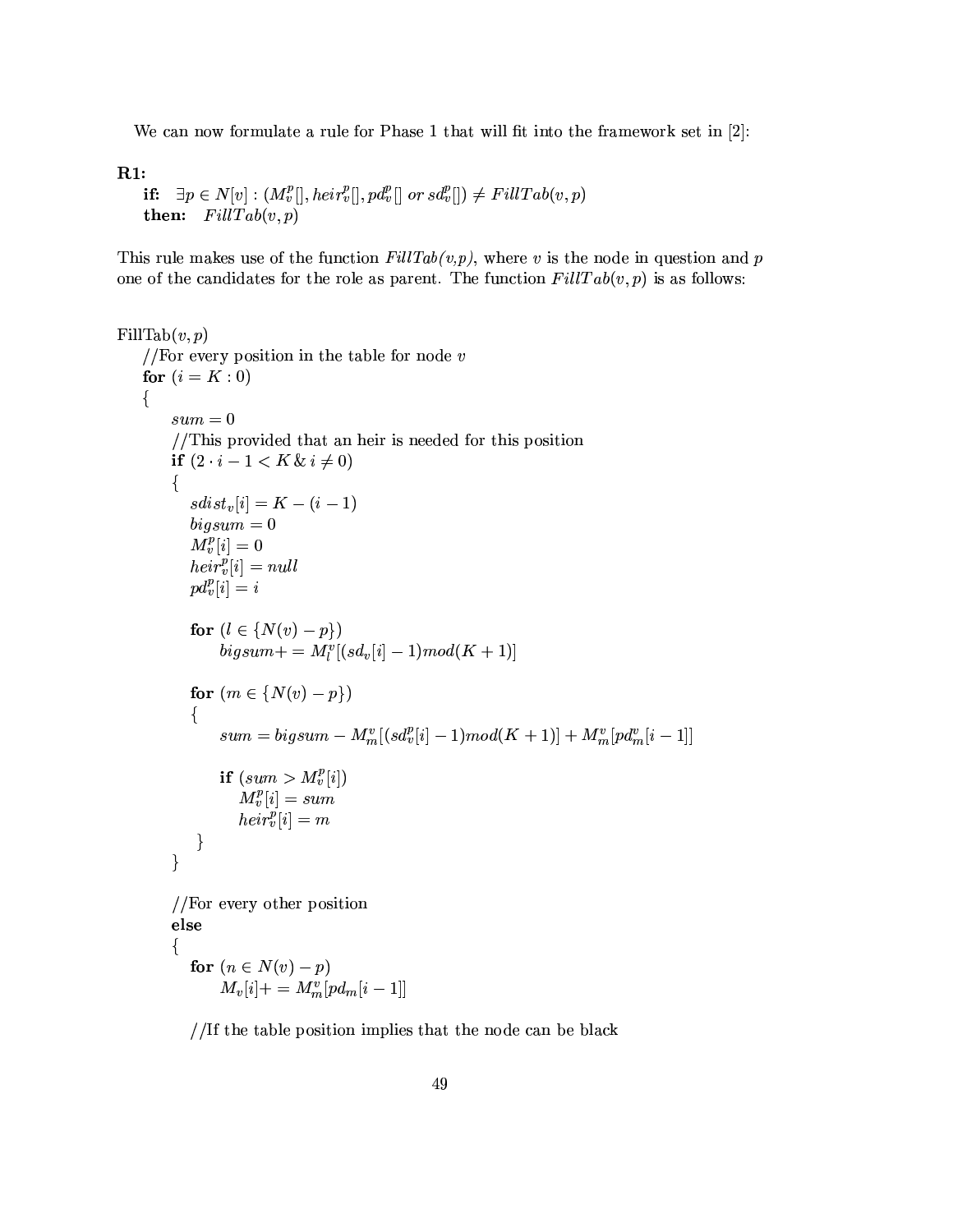We can now formulate a rule for Phase 1 that will fit into the framework set in [2]:

**R1:**

**if:** $\exists p \in N[v] : (M_v^p[], heir_v^p[], pd_v^p[] \; or \; sd_v^p[]) \neq FillTab(v,p)$

**then:** $FillTab(v,p)$

This rule makes use of the function *FillTab(v,p)*, where $v$ is the node in question and $p$ one of the candidates for the role as parent. The function $FillTab(v,p)$ is as follows:

```
FillTab(v, p)
    //For every position in the table for node v
    for (i = K : 0)
    {
        sum = 0
        //This provided that an heir is needed for this position
        if (2·i − 1 < K & i ≠ 0)
        {
            sdist_v[i] = K − (i − 1)
            bigsum = 0
            M_v^p[i] = 0
            heir_v^p[i] = null
            pd_v^p[i] = i

            for (l ∈ {N(v) − p})
                bigsum+ = M_l^v[(sd_v[i] − 1)mod(K + 1)]

            for (m ∈ {N(v) − p})
            {
                sum = bigsum − M_m^v[(sd_v^p[i] − 1)mod(K + 1)] + M_m^v[pd_m^v[i − 1]]

                if (sum > M_v^p[i])
                    M_v^p[i] = sum
                    heir_v^p[i] = m
            }
        }

        //For every other position
        else
        {
            for (n ∈ N(v) − p)
                M_v[i]+ = M_m^v[pd_m[i − 1]]

            //If the table position implies that the node can be black
```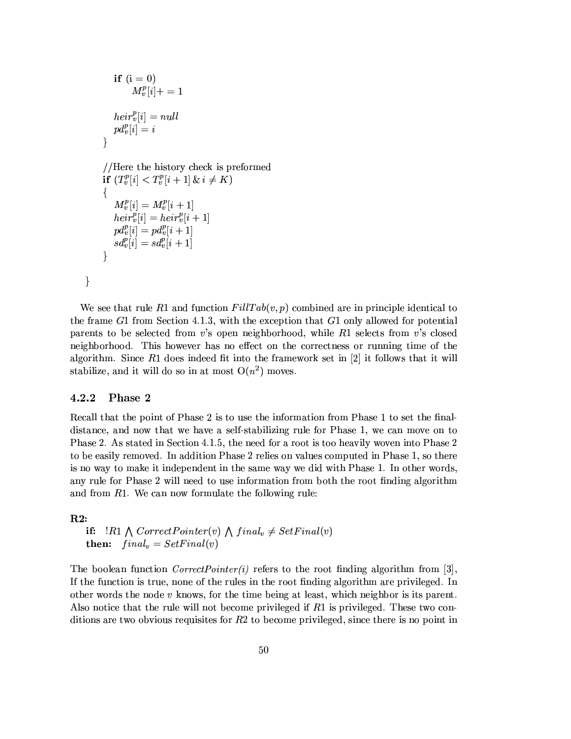```
        if (i = 0)
            M_v^p[i] += 1

        heir_v^p[i] = null
        pd_v^p[i] = i
    }

    //Here the history check is preformed
    if (T_v^p[i] < T_v^p[i + 1] & i ≠ K)
    {
        M_v^p[i] = M_v^p[i + 1]
        heir_v^p[i] = heir_v^p[i + 1]
        pd_v^p[i] = pd_v^p[i + 1]
        sd_v^p[i] = sd_v^p[i + 1]
    }

}
```

We see that rule $R1$ and function $FillTab(v, p)$ combined are in principle identical to the frame $G1$ from Section 4.1.3, with the exception that $G1$ only allowed for potential parents to be selected from $v$'s open neighborhood, while $R1$ selects from $v$'s closed neighborhood. This however has no effect on the correctness or running time of the algorithm. Since $R1$ does indeed fit into the framework set in [2] it follows that it will stabilize, and it will do so in at most $O(n^2)$ moves.

### 4.2.2 Phase 2

Recall that the point of Phase 2 is to use the information from Phase 1 to set the final-distance, and now that we have a self-stabilizing rule for Phase 1, we can move on to Phase 2. As stated in Section 4.1.5, the need for a root is too heavily woven into Phase 2 to be easily removed. In addition Phase 2 relies on values computed in Phase 1, so there is no way to make it independent in the same way we did with Phase 1. In other words, any rule for Phase 2 will need to use information from both the root finding algorithm and from $R1$. We can now formulate the following rule:

**R2:**
**if:** $!R1 \bigwedge CorrectPointer(v) \bigwedge final_v \neq SetFinal(v)$
**then:** $final_v = SetFinal(v)$

The boolean function *CorrectPointer(i)* refers to the root finding algorithm from [3], If the function is true, none of the rules in the root finding algorithm are privileged. In other words the node $v$ knows, for the time being at least, which neighbor is its parent. Also notice that the rule will not become privileged if $R1$ is privileged. These two conditions are two obvious requisites for $R2$ to become privileged, since there is no point in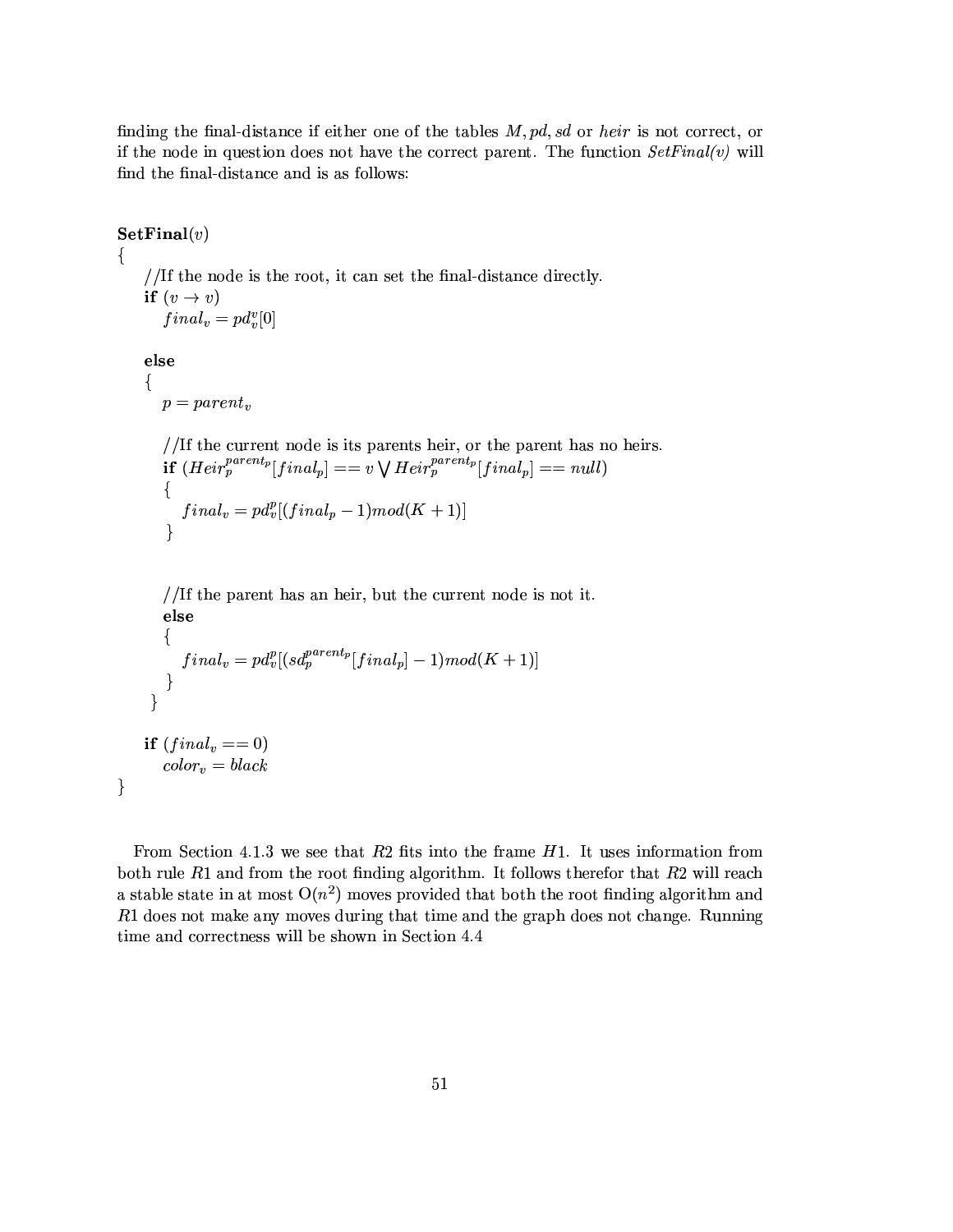finding the final-distance if either one of the tables $M, pd, sd$ or $heir$ is not correct, or if the node in question does not have the correct parent. The function *SetFinal(v)* will find the final-distance and is as follows:

**SetFinal**($v$)
{
    //If the node is the root, it can set the final-distance directly.
    **if** ($v \rightarrow v$)
        $final_v = pd_v^v[0]$

    **else**
    {
        $p = parent_v$

        //If the current node is its parents heir, or the parent has no heirs.
        **if** ($Heir_p^{parent_p}[final_p] == v \bigvee Heir_p^{parent_p}[final_p] == null$)
        {
            $final_v = pd_v^p[(final_p - 1) mod (K+1)]$
        }

        //If the parent has an heir, but the current node is not it.
        **else**
        {
            $final_v = pd_v^p[(sd_p^{parent_p}[final_p] - 1) mod (K+1)]$
        }
    }

    **if** ($final_v == 0$)
        $color_v = black$
}

From Section 4.1.3 we see that $R2$ fits into the frame $H1$. It uses information from both rule $R1$ and from the root finding algorithm. It follows therefor that $R2$ will reach a stable state in at most $O(n^2)$ moves provided that both the root finding algorithm and $R1$ does not make any moves during that time and the graph does not change. Running time and correctness will be shown in Section 4.4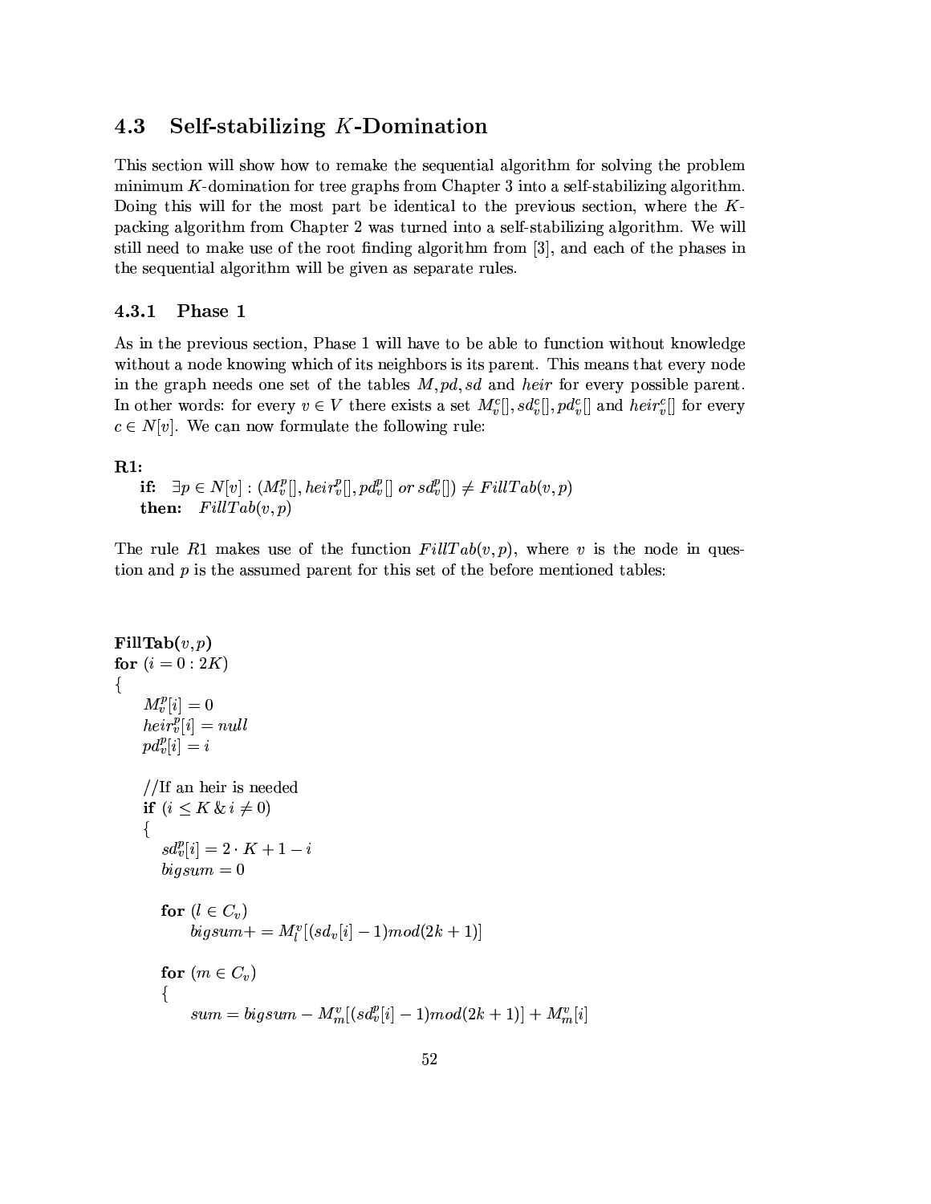## 4.3 Self-stabilizing $K$-Domination

This section will show how to remake the sequential algorithm for solving the problem minimum $K$-domination for tree graphs from Chapter 3 into a self-stabilizing algorithm. Doing this will for the most part be identical to the previous section, where the $K$-packing algorithm from Chapter 2 was turned into a self-stabilizing algorithm. We will still need to make use of the root finding algorithm from [3], and each of the phases in the sequential algorithm will be given as separate rules.

### 4.3.1 Phase 1

As in the previous section, Phase 1 will have to be able to function without knowledge without a node knowing which of its neighbors is its parent. This means that every node in the graph needs one set of the tables $M, pd, sd$ and $heir$ for every possible parent. In other words: for every $v \in V$ there exists a set $M_v^c[], sd_v^c[], pd_v^c[]$ and $heir_v^c[]$ for every $c \in N[v]$. We can now formulate the following rule:

**R1:**
**if:** $\exists p \in N[v] : (M_v^p[], heir_v^p[], pd_v^p[] \text{ } or \text{ } sd_v^p[]) \neq FillTab(v,p)$
**then:** $FillTab(v,p)$

The rule $R1$ makes use of the function $FillTab(v,p)$, where $v$ is the node in question and $p$ is the assumed parent for this set of the before mentioned tables:

```
FillTab(v,p)
for (i = 0 : 2K)
{
    M_v^p[i] = 0
    heir_v^p[i] = null
    pd_v^p[i] = i

    //If an heir is needed
    if (i ≤ K & i ≠ 0)
    {
        sd_v^p[i] = 2·K + 1 − i
        bigsum = 0

        for (l ∈ C_v)
            bigsum+ = M_l^v[(sd_v[i] − 1)mod(2k + 1)]

        for (m ∈ C_v)
        {
            sum = bigsum − M_m^v[(sd_v^p[i] − 1)mod(2k + 1)] + M_m^v[i]
```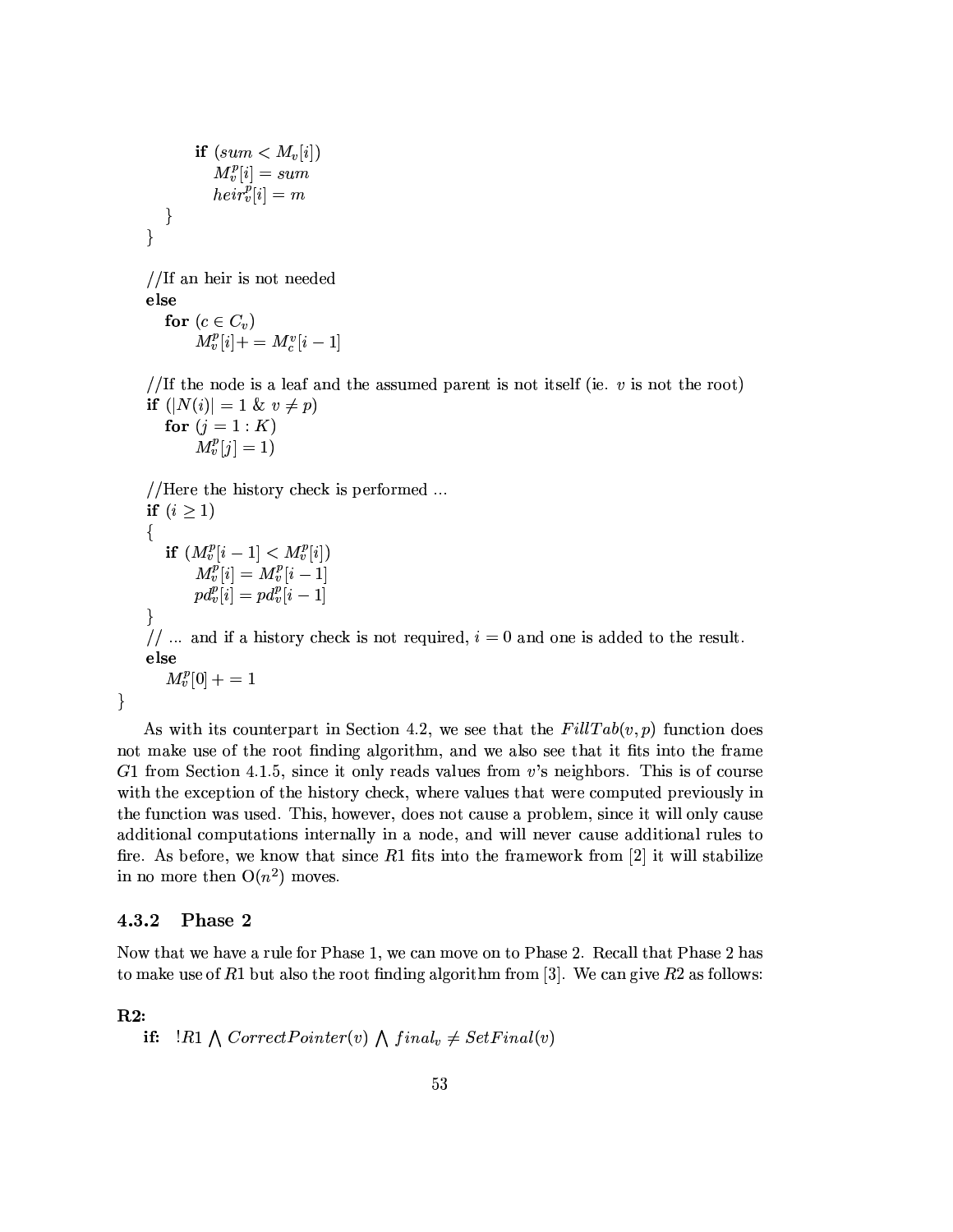```
            if (sum < M_v[i])
                M_v^p[i] = sum
                heir_v^p[i] = m
        }
    }

    //If an heir is not needed
    else
        for (c ∈ C_v)
            M_v^p[i]+ = M_c^v[i − 1]

    //If the node is a leaf and the assumed parent is not itself (ie. v is not the root)
    if (|N(i)| = 1 & v ≠ p)
        for (j = 1 : K)
            M_v^p[j] = 1)

    //Here the history check is performed ...
    if (i ≥ 1)
    {
        if (M_v^p[i − 1] < M_v^p[i])
            M_v^p[i] = M_v^p[i − 1]
            pd_v^p[i] = pd_v^p[i − 1]
    }
    // ... and if a history check is not required, i = 0 and one is added to the result.
    else
        M_v^p[0] + = 1
}
```

As with its counterpart in Section 4.2, we see that the $FillTab(v,p)$ function does not make use of the root finding algorithm, and we also see that it fits into the frame $G1$ from Section 4.1.5, since it only reads values from $v$'s neighbors. This is of course with the exception of the history check, where values that were computed previously in the function was used. This, however, does not cause a problem, since it will only cause additional computations internally in a node, and will never cause additional rules to fire. As before, we know that since $R1$ fits into the framework from [2] it will stabilize in no more then $O(n^2)$ moves.

### 4.3.2 Phase 2

Now that we have a rule for Phase 1, we can move on to Phase 2. Recall that Phase 2 has to make use of $R1$ but also the root finding algorithm from [3]. We can give $R2$ as follows:

**R2:**

**if:** $!R1 \bigwedge CorrectPointer(v) \bigwedge final_v \neq SetFinal(v)$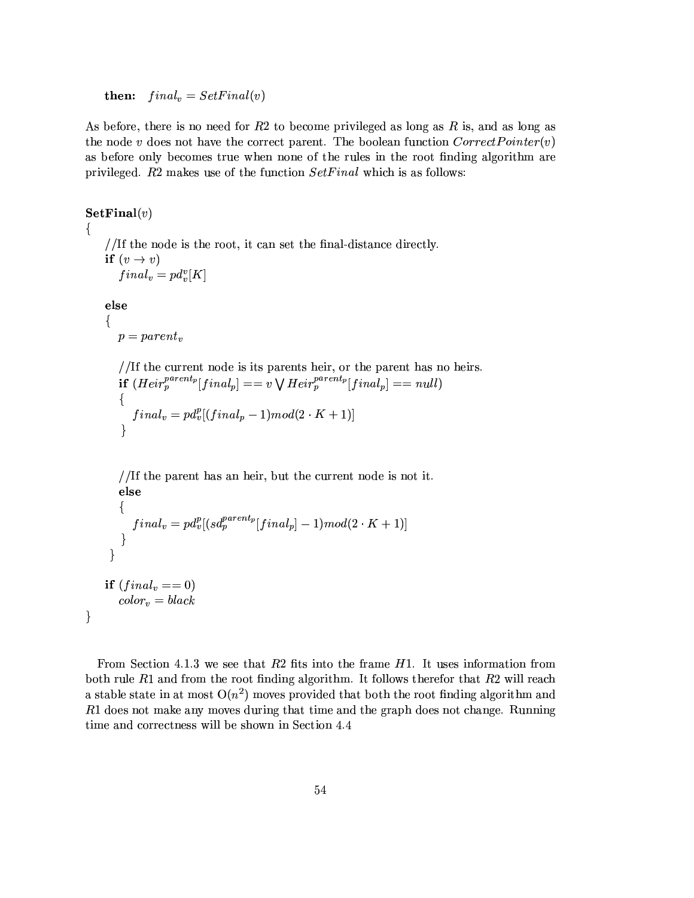**then:** $final_v = SetFinal(v)$

As before, there is no need for $R2$ to become privileged as long as $R$ is, and as long as the node $v$ does not have the correct parent. The boolean function $CorrectPointer(v)$ as before only becomes true when none of the rules in the root finding algorithm are privileged. $R2$ makes use of the function $SetFinal$ which is as follows:

**SetFinal**$(v)$
{
//If the node is the root, it can set the final-distance directly.
**if** $(v \rightarrow v)$
$final_v = pd_v^v[K]$

**else**
{
$p = parent_v$

//If the current node is its parents heir, or the parent has no heirs.
**if** $(Heir_p^{parent_p}[final_p] == v \bigvee Heir_p^{parent_p}[final_p] == null)$
{
$final_v = pd_v^p[(final_p - 1) mod (2 \cdot K + 1)]$
}

//If the parent has an heir, but the current node is not it.
**else**
{
$final_v = pd_v^p[(sd_p^{parent_p}[final_p] - 1) mod (2 \cdot K + 1)]$
}
}

**if** $(final_v == 0)$
$color_v = black$
}

From Section 4.1.3 we see that $R2$ fits into the frame $H1$. It uses information from both rule $R1$ and from the root finding algorithm. It follows therefor that $R2$ will reach a stable state in at most $O(n^2)$ moves provided that both the root finding algorithm and $R1$ does not make any moves during that time and the graph does not change. Running time and correctness will be shown in Section 4.4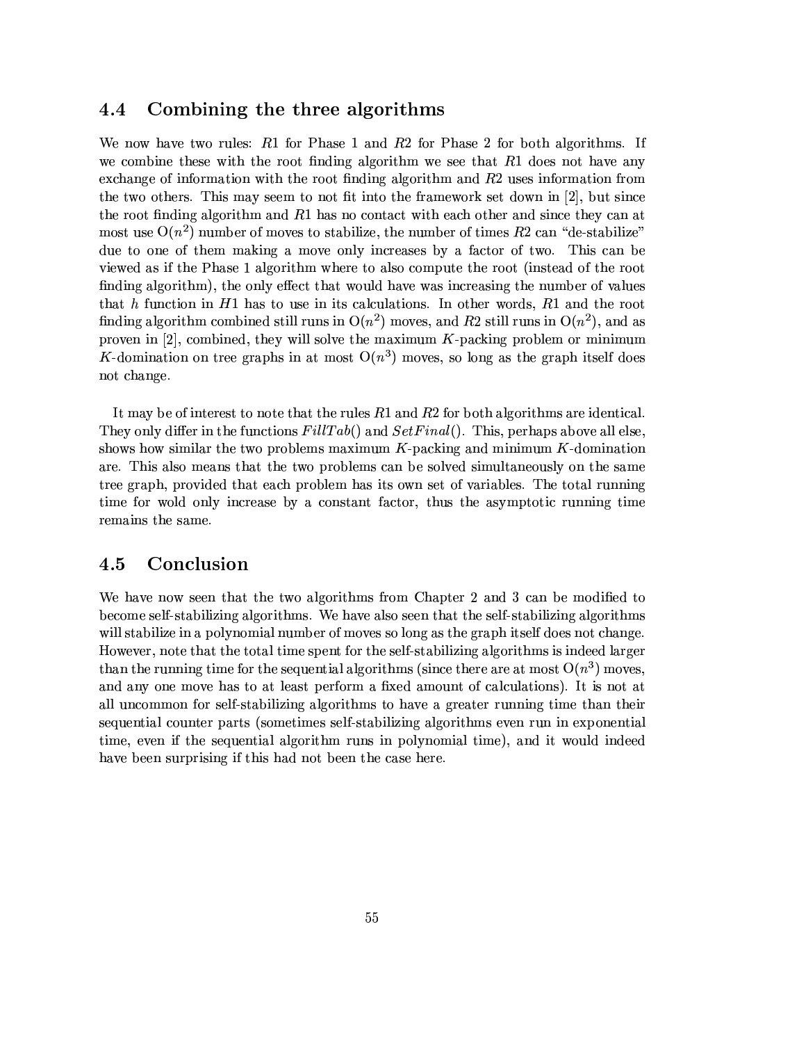## 4.4 Combining the three algorithms

We now have two rules: $R1$ for Phase 1 and $R2$ for Phase 2 for both algorithms. If we combine these with the root finding algorithm we see that $R1$ does not have any exchange of information with the root finding algorithm and $R2$ uses information from the two others. This may seem to not fit into the framework set down in [2], but since the root finding algorithm and $R1$ has no contact with each other and since they can at most use $O(n^2)$ number of moves to stabilize, the number of times $R2$ can "de-stabilize" due to one of them making a move only increases by a factor of two. This can be viewed as if the Phase 1 algorithm where to also compute the root (instead of the root finding algorithm), the only effect that would have was increasing the number of values that $h$ function in $H1$ has to use in its calculations. In other words, $R1$ and the root finding algorithm combined still runs in $O(n^2)$ moves, and $R2$ still runs in $O(n^2)$, and as proven in [2], combined, they will solve the maximum $K$-packing problem or minimum $K$-domination on tree graphs in at most $O(n^3)$ moves, so long as the graph itself does not change.

It may be of interest to note that the rules $R1$ and $R2$ for both algorithms are identical. They only differ in the functions $FillTab()$ and $SetFinal()$. This, perhaps above all else, shows how similar the two problems maximum $K$-packing and minimum $K$-domination are. This also means that the two problems can be solved simultaneously on the same tree graph, provided that each problem has its own set of variables. The total running time for wold only increase by a constant factor, thus the asymptotic running time remains the same.

## 4.5 Conclusion

We have now seen that the two algorithms from Chapter 2 and 3 can be modified to become self-stabilizing algorithms. We have also seen that the self-stabilizing algorithms will stabilize in a polynomial number of moves so long as the graph itself does not change. However, note that the total time spent for the self-stabilizing algorithms is indeed larger than the running time for the sequential algorithms (since there are at most $O(n^3)$ moves, and any one move has to at least perform a fixed amount of calculations). It is not at all uncommon for self-stabilizing algorithms to have a greater running time than their sequential counter parts (sometimes self-stabilizing algorithms even run in exponential time, even if the sequential algorithm runs in polynomial time), and it would indeed have been surprising if this had not been the case here.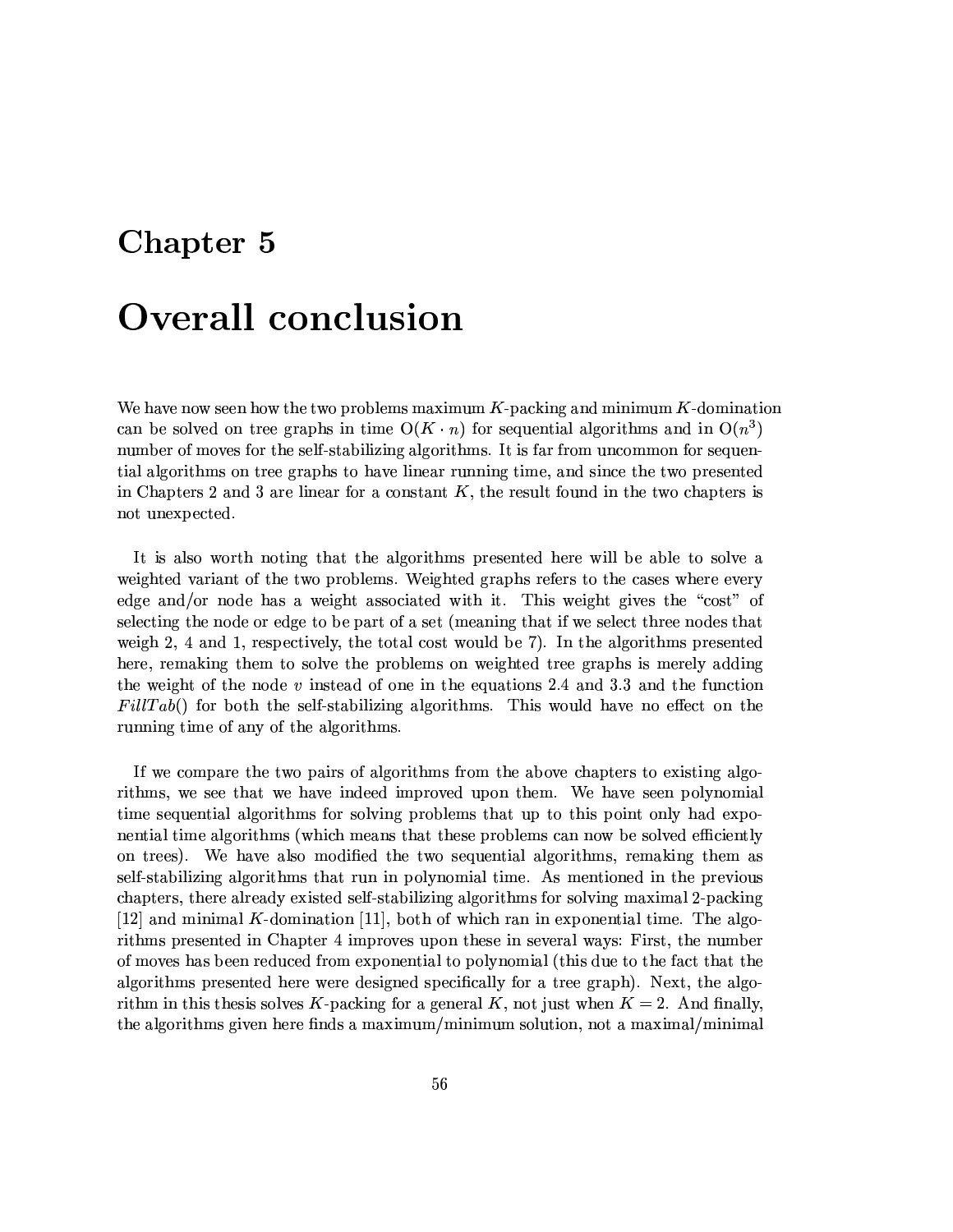# Chapter 5

# Overall conclusion

We have now seen how the two problems maximum $K$-packing and minimum $K$-domination can be solved on tree graphs in time $O(K \cdot n)$ for sequential algorithms and in $O(n^3)$ number of moves for the self-stabilizing algorithms. It is far from uncommon for sequential algorithms on tree graphs to have linear running time, and since the two presented in Chapters 2 and 3 are linear for a constant $K$, the result found in the two chapters is not unexpected.

It is also worth noting that the algorithms presented here will be able to solve a weighted variant of the two problems. Weighted graphs refers to the cases where every edge and/or node has a weight associated with it. This weight gives the "cost" of selecting the node or edge to be part of a set (meaning that if we select three nodes that weigh 2, 4 and 1, respectively, the total cost would be 7). In the algorithms presented here, remaking them to solve the problems on weighted tree graphs is merely adding the weight of the node $v$ instead of one in the equations 2.4 and 3.3 and the function *FillTab*() for both the self-stabilizing algorithms. This would have no effect on the running time of any of the algorithms.

If we compare the two pairs of algorithms from the above chapters to existing algorithms, we see that we have indeed improved upon them. We have seen polynomial time sequential algorithms for solving problems that up to this point only had exponential time algorithms (which means that these problems can now be solved efficiently on trees). We have also modified the two sequential algorithms, remaking them as self-stabilizing algorithms that run in polynomial time. As mentioned in the previous chapters, there already existed self-stabilizing algorithms for solving maximal 2-packing [12] and minimal $K$-domination [11], both of which ran in exponential time. The algorithms presented in Chapter 4 improves upon these in several ways: First, the number of moves has been reduced from exponential to polynomial (this due to the fact that the algorithms presented here were designed specifically for a tree graph). Next, the algorithm in this thesis solves $K$-packing for a general $K$, not just when $K = 2$. And finally, the algorithms given here finds a maximum/minimum solution, not a maximal/minimal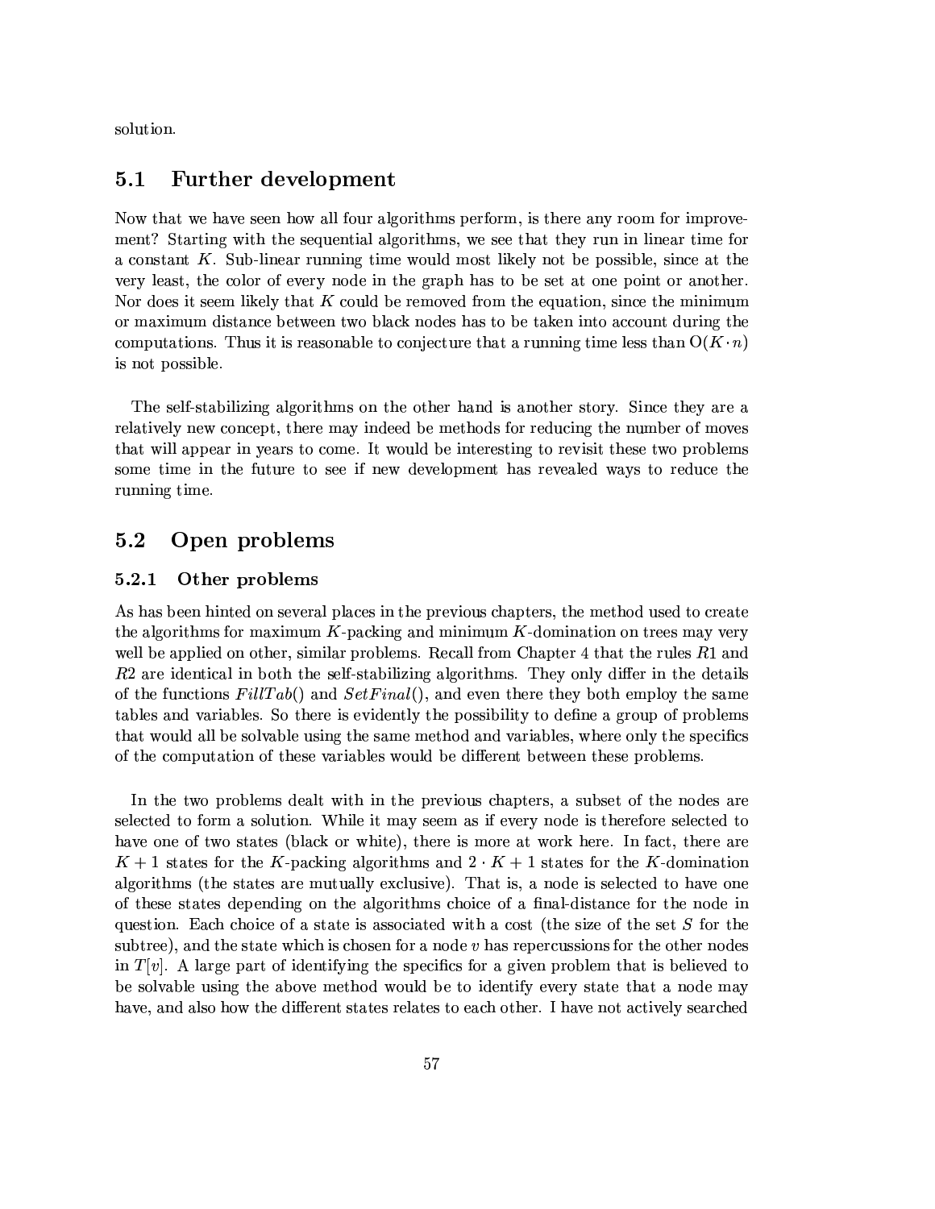solution.

## 5.1 Further development

Now that we have seen how all four algorithms perform, is there any room for improvement? Starting with the sequential algorithms, we see that they run in linear time for a constant $K$. Sub-linear running time would most likely not be possible, since at the very least, the color of every node in the graph has to be set at one point or another. Nor does it seem likely that $K$ could be removed from the equation, since the minimum or maximum distance between two black nodes has to be taken into account during the computations. Thus it is reasonable to conjecture that a running time less than $O(K \cdot n)$ is not possible.

The self-stabilizing algorithms on the other hand is another story. Since they are a relatively new concept, there may indeed be methods for reducing the number of moves that will appear in years to come. It would be interesting to revisit these two problems some time in the future to see if new development has revealed ways to reduce the running time.

## 5.2 Open problems

### 5.2.1 Other problems

As has been hinted on several places in the previous chapters, the method used to create the algorithms for maximum $K$-packing and minimum $K$-domination on trees may very well be applied on other, similar problems. Recall from Chapter 4 that the rules $R1$ and $R2$ are identical in both the self-stabilizing algorithms. They only differ in the details of the functions $FillTab()$ and $SetFinal()$, and even there they both employ the same tables and variables. So there is evidently the possibility to define a group of problems that would all be solvable using the same method and variables, where only the specifics of the computation of these variables would be different between these problems.

In the two problems dealt with in the previous chapters, a subset of the nodes are selected to form a solution. While it may seem as if every node is therefore selected to have one of two states (black or white), there is more at work here. In fact, there are $K+1$ states for the $K$-packing algorithms and $2 \cdot K + 1$ states for the $K$-domination algorithms (the states are mutually exclusive). That is, a node is selected to have one of these states depending on the algorithms choice of a final-distance for the node in question. Each choice of a state is associated with a cost (the size of the set $S$ for the subtree), and the state which is chosen for a node $v$ has repercussions for the other nodes in $T[v]$. A large part of identifying the specifics for a given problem that is believed to be solvable using the above method would be to identify every state that a node may have, and also how the different states relates to each other. I have not actively searched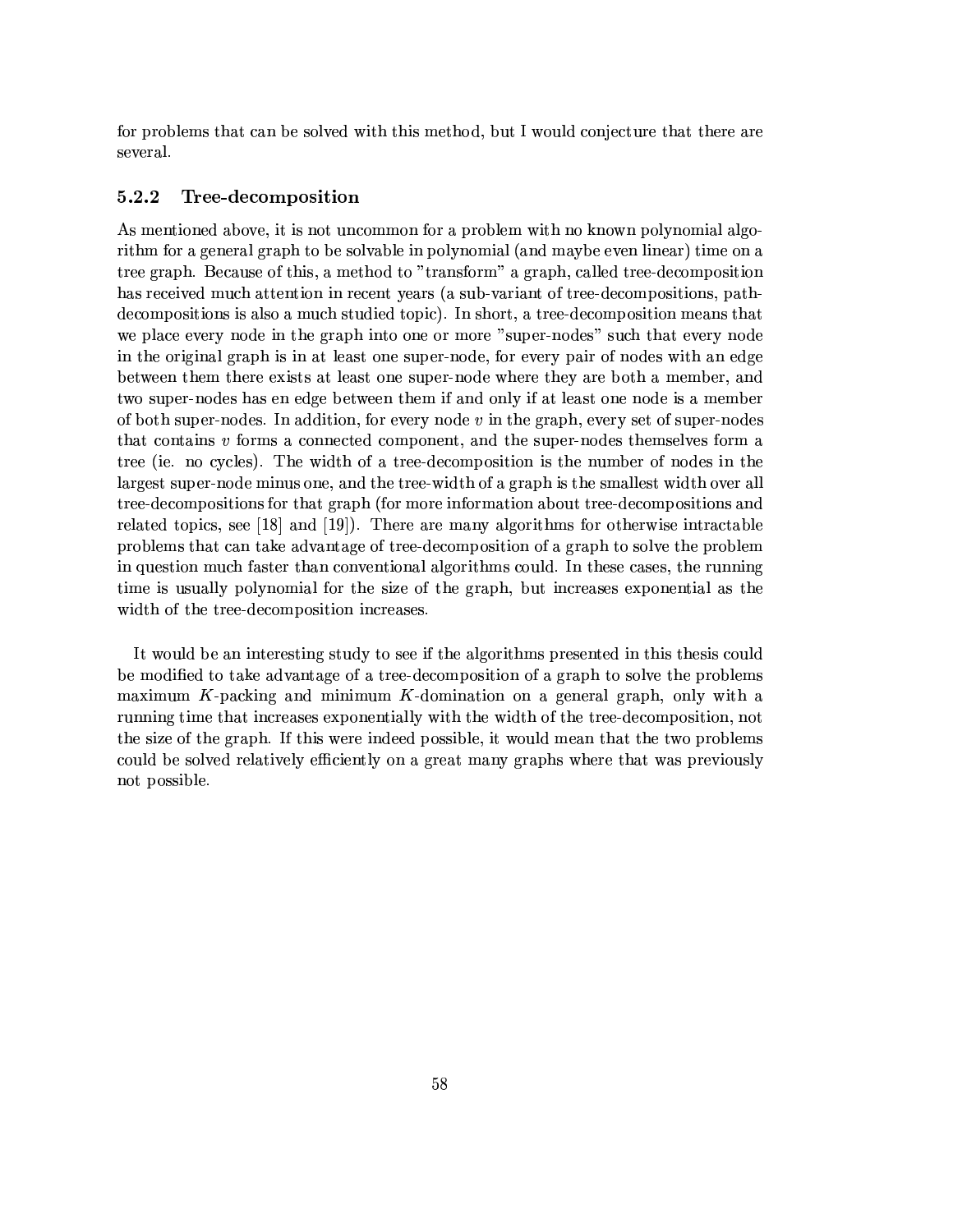for problems that can be solved with this method, but I would conjecture that there are several.

### 5.2.2 Tree-decomposition

As mentioned above, it is not uncommon for a problem with no known polynomial algorithm for a general graph to be solvable in polynomial (and maybe even linear) time on a tree graph. Because of this, a method to "transform" a graph, called tree-decomposition has received much attention in recent years (a sub-variant of tree-decompositions, path-decompositions is also a much studied topic). In short, a tree-decomposition means that we place every node in the graph into one or more "super-nodes" such that every node in the original graph is in at least one super-node, for every pair of nodes with an edge between them there exists at least one super-node where they are both a member, and two super-nodes has en edge between them if and only if at least one node is a member of both super-nodes. In addition, for every node $v$ in the graph, every set of super-nodes that contains $v$ forms a connected component, and the super-nodes themselves form a tree (ie. no cycles). The width of a tree-decomposition is the number of nodes in the largest super-node minus one, and the tree-width of a graph is the smallest width over all tree-decompositions for that graph (for more information about tree-decompositions and related topics, see [18] and [19]). There are many algorithms for otherwise intractable problems that can take advantage of tree-decomposition of a graph to solve the problem in question much faster than conventional algorithms could. In these cases, the running time is usually polynomial for the size of the graph, but increases exponential as the width of the tree-decomposition increases.

It would be an interesting study to see if the algorithms presented in this thesis could be modified to take advantage of a tree-decomposition of a graph to solve the problems maximum $K$-packing and minimum $K$-domination on a general graph, only with a running time that increases exponentially with the width of the tree-decomposition, not the size of the graph. If this were indeed possible, it would mean that the two problems could be solved relatively efficiently on a great many graphs where that was previously not possible.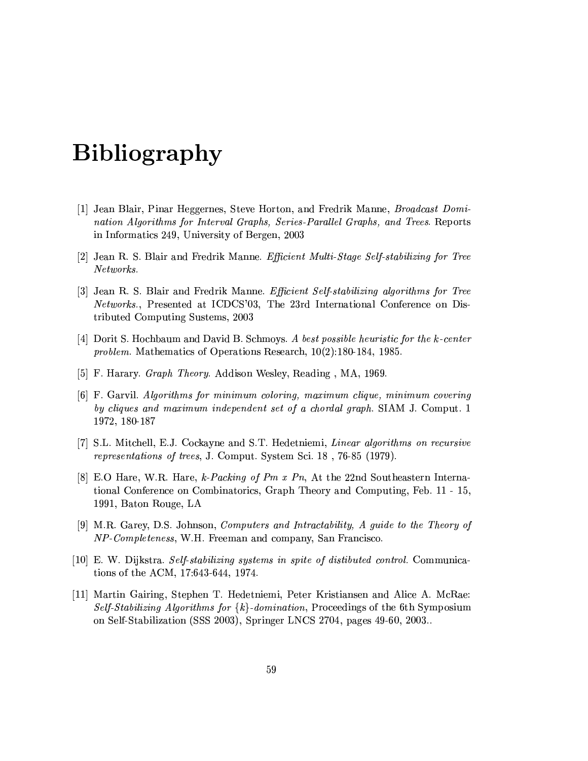# Bibliography

[1] Jean Blair, Pinar Heggernes, Steve Horton, and Fredrik Manne, *Broadcast Domination Algorithms for Interval Graphs, Series-Parallel Graphs, and Trees*. Reports in Informatics 249, University of Bergen, 2003

[2] Jean R. S. Blair and Fredrik Manne. *Efficient Multi-Stage Self-stabilizing for Tree Networks.*

[3] Jean R. S. Blair and Fredrik Manne. *Efficient Self-stabilizing algorithms for Tree Networks.*, Presented at ICDCS'03, The 23rd International Conference on Distributed Computing Sustems, 2003

[4] Dorit S. Hochbaum and David B. Schmoys. *A best possible heuristic for the $k$-center problem.* Mathematics of Operations Research, 10(2):180-184, 1985.

[5] F. Harary. *Graph Theory.* Addison Wesley, Reading , MA, 1969.

[6] F. Garvil. *Algorithms for minimum coloring, maximum clique, minimum covering by cliques and maximum independent set of a chordal graph.* SIAM J. Comput. 1 1972, 180-187

[7] S.L. Mitchell, E.J. Cockayne and S.T. Hedetniemi, *Linear algorithms on recursive representations of trees*, J. Comput. System Sci. 18 , 76-85 (1979).

[8] E.O Hare, W.R. Hare, *k-Packing of Pm x Pn*, At the 22nd Southeastern International Conference on Combinatorics, Graph Theory and Computing, Feb. 11 - 15, 1991, Baton Rouge, LA

[9] M.R. Garey, D.S. Johnson, *Computers and Intractability, A guide to the Theory of NP-Completeness*, W.H. Freeman and company, San Francisco.

[10] E. W. Dijkstra. *Self-stabilizing systems in spite of distibuted control.* Communications of the ACM, 17:643-644, 1974.

[11] Martin Gairing, Stephen T. Hedetniemi, Peter Kristiansen and Alice A. McRae: *Self-Stabilizing Algorithms for $\{k\}$-domination*, Proceedings of the 6th Symposium on Self-Stabilization (SSS 2003), Springer LNCS 2704, pages 49-60, 2003..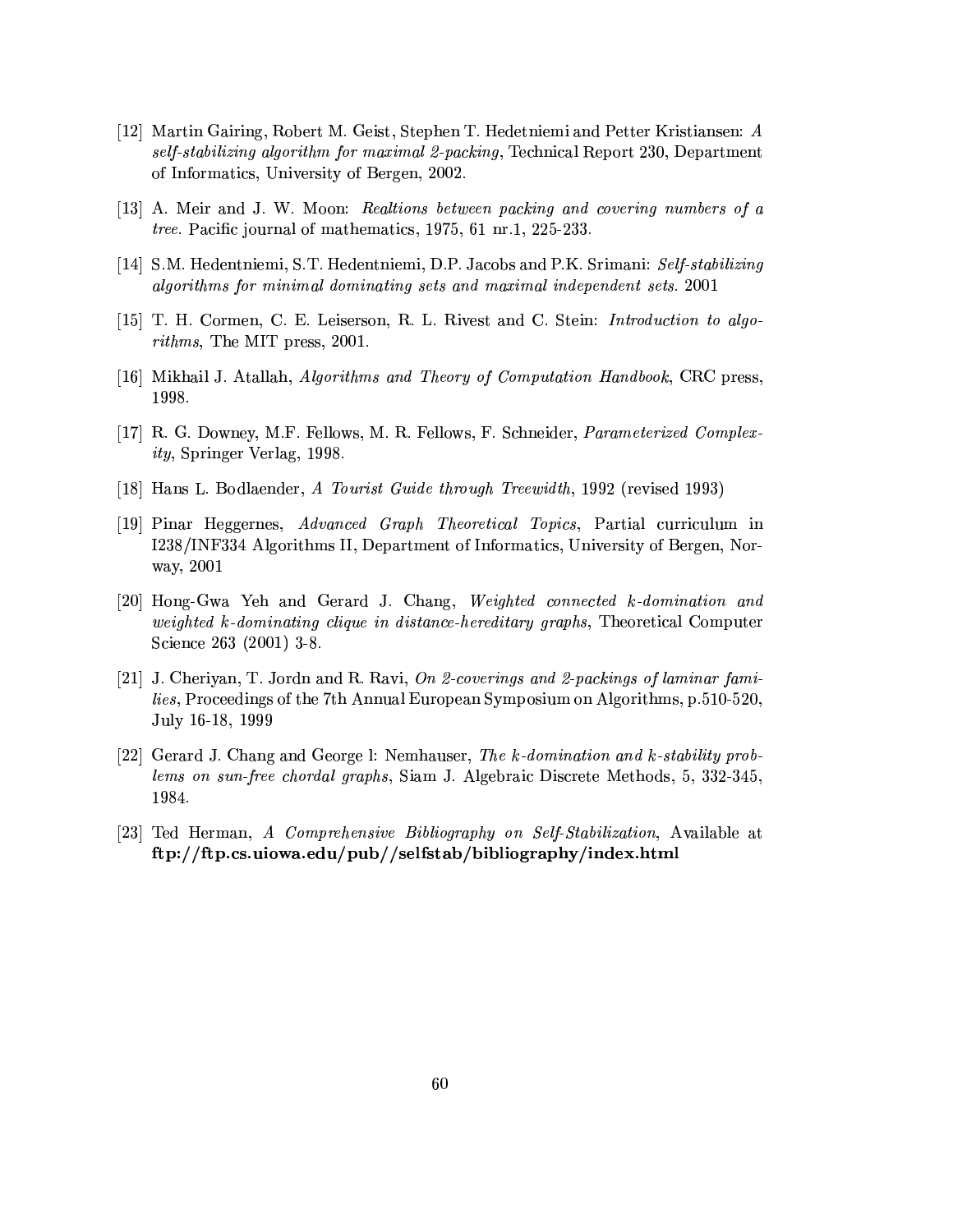[12] Martin Gairing, Robert M. Geist, Stephen T. Hedetniemi and Petter Kristiansen: *A self-stabilizing algorithm for maximal 2-packing*, Technical Report 230, Department of Informatics, University of Bergen, 2002.

[13] A. Meir and J. W. Moon: *Realtions between packing and covering numbers of a tree.* Pacific journal of mathematics, 1975, 61 nr.1, 225-233.

[14] S.M. Hedentniemi, S.T. Hedentniemi, D.P. Jacobs and P.K. Srimani: *Self-stabilizing algorithms for minimal dominating sets and maximal independent sets.* 2001

[15] T. H. Cormen, C. E. Leiserson, R. L. Rivest and C. Stein: *Introduction to algorithms*, The MIT press, 2001.

[16] Mikhail J. Atallah, *Algorithms and Theory of Computation Handbook*, CRC press, 1998.

[17] R. G. Downey, M.F. Fellows, M. R. Fellows, F. Schneider, *Parameterized Complexity*, Springer Verlag, 1998.

[18] Hans L. Bodlaender, *A Tourist Guide through Treewidth*, 1992 (revised 1993)

[19] Pinar Heggernes, *Advanced Graph Theoretical Topics*, Partial curriculum in I238/INF334 Algorithms II, Department of Informatics, University of Bergen, Norway, 2001

[20] Hong-Gwa Yeh and Gerard J. Chang, *Weighted connected $k$-domination and weighted $k$-dominating clique in distance-hereditary graphs*, Theoretical Computer Science 263 (2001) 3-8.

[21] J. Cheriyan, T. Jordn and R. Ravi, *On 2-coverings and 2-packings of laminar families*, Proceedings of the 7th Annual European Symposium on Algorithms, p.510-520, July 16-18, 1999

[22] Gerard J. Chang and George l: Nemhauser, *The $k$-domination and $k$-stability problems on sun-free chordal graphs*, Siam J. Algebraic Discrete Methods, 5, 332-345, 1984.

[23] Ted Herman, *A Comprehensive Bibliography on Self-Stabilization*, Available at **ftp://ftp.cs.uiowa.edu/pub//selfstab/bibliography/index.html**